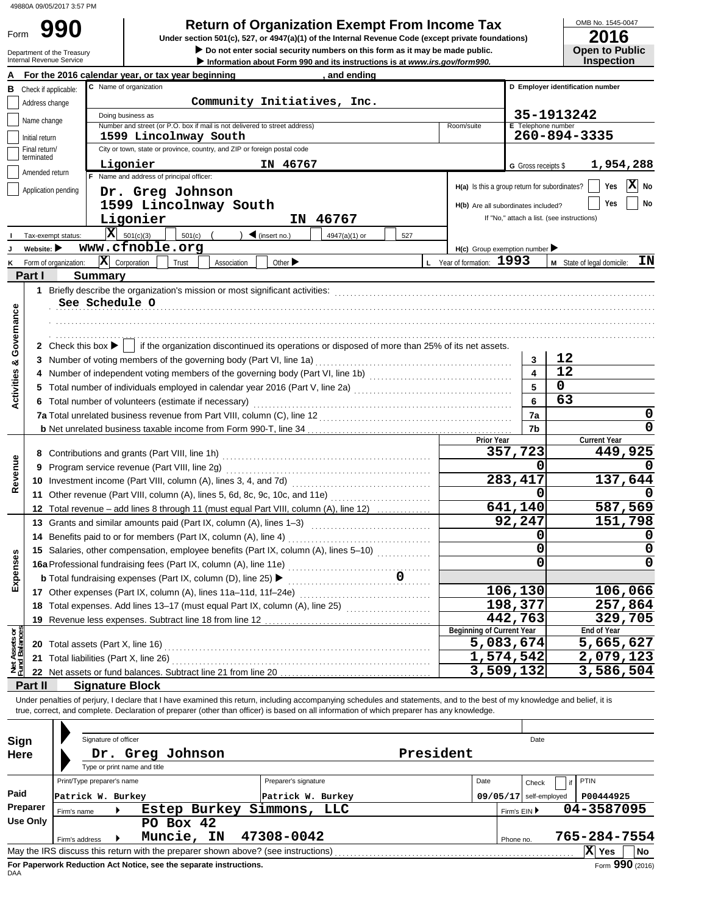49880A 09/05/2017 3:57 PM

Form **990**

Department of the Treasury
Internal Revenue Service

# Return of Organization Exempt From Income Tax

**Under section 501(c), 527, or 4947(a)(1) of the Internal Revenue Code (except private foundations)**

▶ Do not enter social security numbers on this form as it may be made public.

▶ Information about Form 990 and its instructions is at www.irs.gov/form990.

OMB No. 1545-0047

**2016**

**Open to Public Inspection**

**A** For the 2016 calendar year, or tax year beginning , and ending

**B** Check if applicable:
- Address change
- Name change
- Initial return
- Final return/terminated
- Amended return
- Application pending

**C** Name of organization: Community Initiatives, Inc.

Doing business as

Number and street (or P.O. box if mail is not delivered to street address): 1599 Lincolnway South

Room/suite

City or town, state or province, country, and ZIP or foreign postal code: Ligonier IN 46767

**D** Employer identification number: 35-1913242

**E** Telephone number: 260-894-3335

**G** Gross receipts $ 1,954,288

**F** Name and address of principal officer:
Dr. Greg Johnson
1599 Lincolnway South
Ligonier IN 46767

H(a) Is this a group return for subordinates? Yes [ ] No [X]

H(b) Are all subordinates included? Yes [ ] No [ ]
If "No," attach a list. (see instructions)

**I** Tax-exempt status: [X] 501(c)(3) [ ] 501(c) ( ) ◀ (insert no.) [ ] 4947(a)(1) or [ ] 527

**J** Website: ▶ www.cfnoble.org

H(c) Group exemption number ▶

**K** Form of organization: [X] Corporation [ ] Trust [ ] Association [ ] Other ▶

**L** Year of formation: 1993

**M** State of legal domicile: IN

## Part I Summary

**Activities & Governance**

1 Briefly describe the organization's mission or most significant activities:
See Schedule O

2 Check this box ▶ [ ] if the organization discontinued its operations or disposed of more than 25% of its net assets.

| | | |
|---|---|---|
| 3 Number of voting members of the governing body (Part VI, line 1a) | 3 | 12 |
| 4 Number of independent voting members of the governing body (Part VI, line 1b) | 4 | 12 |
| 5 Total number of individuals employed in calendar year 2016 (Part V, line 2a) | 5 | 0 |
| 6 Total number of volunteers (estimate if necessary) | 6 | 63 |
| 7a Total unrelated business revenue from Part VIII, column (C), line 12 | 7a | 0 |
| b Net unrelated business taxable income from Form 990-T, line 34 | 7b | 0 |

| | Prior Year | Current Year |
|---|---|---|
| **Revenue** | | |
| 8 Contributions and grants (Part VIII, line 1h) | 357,723 | 449,925 |
| 9 Program service revenue (Part VIII, line 2g) | 0 | 0 |
| 10 Investment income (Part VIII, column (A), lines 3, 4, and 7d) | 283,417 | 137,644 |
| 11 Other revenue (Part VIII, column (A), lines 5, 6d, 8c, 9c, 10c, and 11e) | 0 | 0 |
| 12 Total revenue – add lines 8 through 11 (must equal Part VIII, column (A), line 12) | 641,140 | 587,569 |
| **Expenses** | | |
| 13 Grants and similar amounts paid (Part IX, column (A), lines 1–3) | 92,247 | 151,798 |
| 14 Benefits paid to or for members (Part IX, column (A), line 4) | 0 | 0 |
| 15 Salaries, other compensation, employee benefits (Part IX, column (A), lines 5–10) | 0 | 0 |
| 16a Professional fundraising fees (Part IX, column (A), line 11e) | 0 | 0 |
| b Total fundraising expenses (Part IX, column (D), line 25) ▶ 0 | | |
| 17 Other expenses (Part IX, column (A), lines 11a–11d, 11f–24e) | 106,130 | 106,066 |
| 18 Total expenses. Add lines 13–17 (must equal Part IX, column (A), line 25) | 198,377 | 257,864 |
| 19 Revenue less expenses. Subtract line 18 from line 12 | 442,763 | 329,705 |

| **Net Assets or Fund Balances** | Beginning of Current Year | End of Year |
|---|---|---|
| 20 Total assets (Part X, line 16) | 5,083,674 | 5,665,627 |
| 21 Total liabilities (Part X, line 26) | 1,574,542 | 2,079,123 |
| 22 Net assets or fund balances. Subtract line 21 from line 20 | 3,509,132 | 3,586,504 |

## Part II Signature Block

Under penalties of perjury, I declare that I have examined this return, including accompanying schedules and statements, and to the best of my knowledge and belief, it is true, correct, and complete. Declaration of preparer (other than officer) is based on all information of which preparer has any knowledge.

**Sign Here**

Signature of officer    Date

Dr. Greg Johnson    President

Type or print name and title

| **Paid Preparer Use Only** | | | | |
|---|---|---|---|---|
| Print/Type preparer's name | Preparer's signature | Date | Check [ ] if self-employed | PTIN |
| Patrick W. Burkey | Patrick W. Burkey | 09/05/17 | | P00444925 |
| Firm's name ▶ Estep Burkey Simmons, LLC | | | Firm's EIN ▶ | 04-3587095 |
| Firm's address ▶ PO Box 42, Muncie, IN 47308-0042 | | | Phone no. | 765-284-7554 |

May the IRS discuss this return with the preparer shown above? (see instructions) [X] Yes [ ] No

**For Paperwork Reduction Act Notice, see the separate instructions.**

DAA

Form **990** (2016)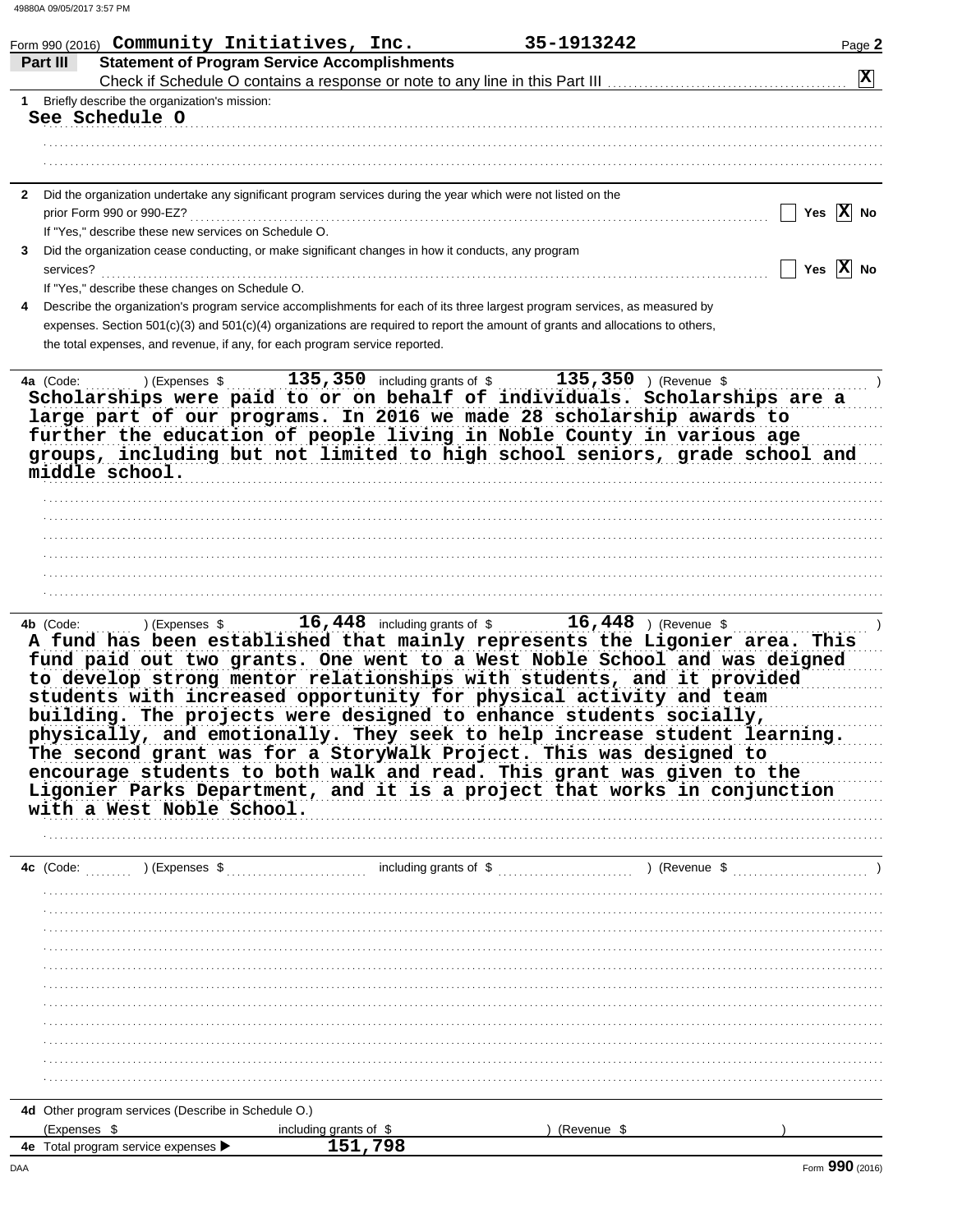Form 990 (2016) **Community Initiatives, Inc.** **35-1913242** Page **2**

## Part III Statement of Program Service Accomplishments

Check if Schedule O contains a response or note to any line in this Part III .......... **X**

**1** Briefly describe the organization's mission:

**See Schedule O**

**2** Did the organization undertake any significant program services during the year which were not listed on the prior Form 990 or 990-EZ? .......... Yes [ ] No [X]

If "Yes," describe these new services on Schedule O.

**3** Did the organization cease conducting, or make significant changes in how it conducts, any program services? .......... Yes [ ] No [X]

If "Yes," describe these changes on Schedule O.

**4** Describe the organization's program service accomplishments for each of its three largest program services, as measured by expenses. Section 501(c)(3) and 501(c)(4) organizations are required to report the amount of grants and allocations to others, the total expenses, and revenue, if any, for each program service reported.

**4a** (Code: ) (Expenses $ **135,350** including grants of $ **135,350** ) (Revenue $ )

**Scholarships were paid to or on behalf of individuals. Scholarships are a large part of our programs. In 2016 we made 28 scholarship awards to further the education of people living in Noble County in various age groups, including but not limited to high school seniors, grade school and middle school.**

**4b** (Code: ) (Expenses $ **16,448** including grants of $ **16,448** ) (Revenue $ )

**A fund has been established that mainly represents the Ligonier area. This fund paid out two grants. One went to a West Noble School and was deigned to develop strong mentor relationships with students, and it provided students with increased opportunity for physical activity and team building. The projects were designed to enhance students socially, physically, and emotionally. They seek to help increase student learning. The second grant was for a StoryWalk Project. This was designed to encourage students to both walk and read. This grant was given to the Ligonier Parks Department, and it is a project that works in conjunction with a West Noble School.**

**4c** (Code: ) (Expenses $ including grants of $ ) (Revenue $ )

**4d** Other program services (Describe in Schedule O.)

(Expenses $ including grants of $ ) (Revenue $ )

**4e** Total program service expenses ▶ **151,798**

Form **990** (2016)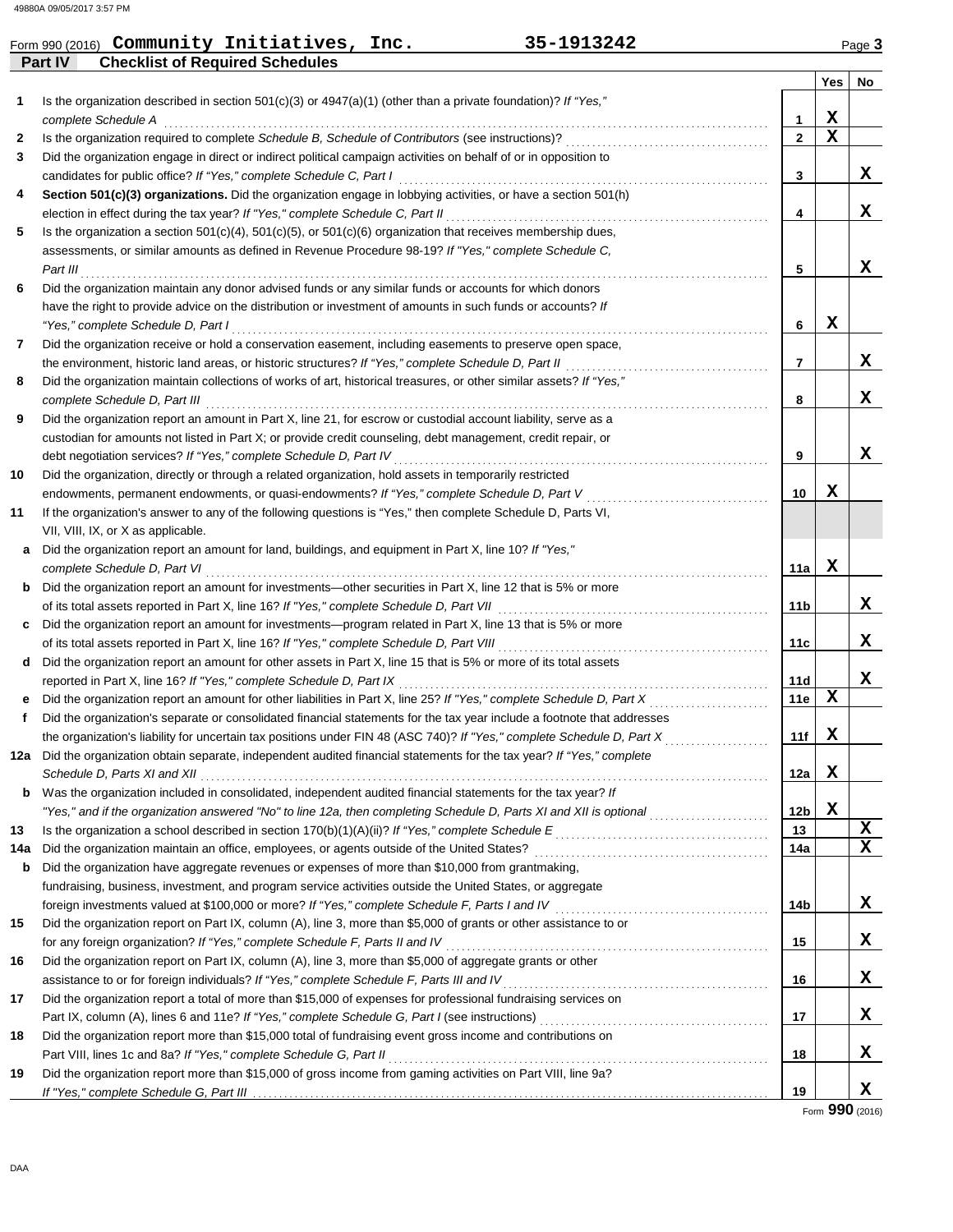Form 990 (2016) **Community Initiatives, Inc.** 35-1913242 Page **3**

**Part IV Checklist of Required Schedules**

| | | | Yes | No |
|---|---|---|---|---|
| **1** | Is the organization described in section 501(c)(3) or 4947(a)(1) (other than a private foundation)? *If "Yes," complete Schedule A* | 1 | X | |
| **2** | Is the organization required to complete *Schedule B, Schedule of Contributors* (see instructions)? | 2 | X | |
| **3** | Did the organization engage in direct or indirect political campaign activities on behalf of or in opposition to candidates for public office? *If "Yes," complete Schedule C, Part I* | 3 | | X |
| **4** | **Section 501(c)(3) organizations.** Did the organization engage in lobbying activities, or have a section 501(h) election in effect during the tax year? *If "Yes," complete Schedule C, Part II* | 4 | | X |
| **5** | Is the organization a section 501(c)(4), 501(c)(5), or 501(c)(6) organization that receives membership dues, assessments, or similar amounts as defined in Revenue Procedure 98-19? *If "Yes," complete Schedule C, Part III* | 5 | | X |
| **6** | Did the organization maintain any donor advised funds or any similar funds or accounts for which donors have the right to provide advice on the distribution or investment of amounts in such funds or accounts? *If "Yes," complete Schedule D, Part I* | 6 | X | |
| **7** | Did the organization receive or hold a conservation easement, including easements to preserve open space, the environment, historic land areas, or historic structures? *If "Yes," complete Schedule D, Part II* | 7 | | X |
| **8** | Did the organization maintain collections of works of art, historical treasures, or other similar assets? *If "Yes," complete Schedule D, Part III* | 8 | | X |
| **9** | Did the organization report an amount in Part X, line 21, for escrow or custodial account liability, serve as a custodian for amounts not listed in Part X; or provide credit counseling, debt management, credit repair, or debt negotiation services? *If "Yes," complete Schedule D, Part IV* | 9 | | X |
| **10** | Did the organization, directly or through a related organization, hold assets in temporarily restricted endowments, permanent endowments, or quasi-endowments? *If "Yes," complete Schedule D, Part V* | 10 | X | |
| **11** | If the organization's answer to any of the following questions is "Yes," then complete Schedule D, Parts VI, VII, VIII, IX, or X as applicable. | | | |
| **a** | Did the organization report an amount for land, buildings, and equipment in Part X, line 10? *If "Yes," complete Schedule D, Part VI* | 11a | X | |
| **b** | Did the organization report an amount for investments—other securities in Part X, line 12 that is 5% or more of its total assets reported in Part X, line 16? *If "Yes," complete Schedule D, Part VII* | 11b | | X |
| **c** | Did the organization report an amount for investments—program related in Part X, line 13 that is 5% or more of its total assets reported in Part X, line 16? *If "Yes," complete Schedule D, Part VIII* | 11c | | X |
| **d** | Did the organization report an amount for other assets in Part X, line 15 that is 5% or more of its total assets reported in Part X, line 16? *If "Yes," complete Schedule D, Part IX* | 11d | | X |
| **e** | Did the organization report an amount for other liabilities in Part X, line 25? *If "Yes," complete Schedule D, Part X* | 11e | X | |
| **f** | Did the organization's separate or consolidated financial statements for the tax year include a footnote that addresses the organization's liability for uncertain tax positions under FIN 48 (ASC 740)? *If "Yes," complete Schedule D, Part X* | 11f | X | |
| **12a** | Did the organization obtain separate, independent audited financial statements for the tax year? *If "Yes," complete Schedule D, Parts XI and XII* | 12a | X | |
| **b** | Was the organization included in consolidated, independent audited financial statements for the tax year? *If "Yes," and if the organization answered "No" to line 12a, then completing Schedule D, Parts XI and XII is optional* | 12b | X | |
| **13** | Is the organization a school described in section 170(b)(1)(A)(ii)? *If "Yes," complete Schedule E* | 13 | | X |
| **14a** | Did the organization maintain an office, employees, or agents outside of the United States? | 14a | | X |
| **b** | Did the organization have aggregate revenues or expenses of more than $10,000 from grantmaking, fundraising, business, investment, and program service activities outside the United States, or aggregate foreign investments valued at $100,000 or more? *If "Yes," complete Schedule F, Parts I and IV* | 14b | | X |
| **15** | Did the organization report on Part IX, column (A), line 3, more than $5,000 of grants or other assistance to or for any foreign organization? *If "Yes," complete Schedule F, Parts II and IV* | 15 | | X |
| **16** | Did the organization report on Part IX, column (A), line 3, more than $5,000 of aggregate grants or other assistance to or for foreign individuals? *If "Yes," complete Schedule F, Parts III and IV* | 16 | | X |
| **17** | Did the organization report a total of more than $15,000 of expenses for professional fundraising services on Part IX, column (A), lines 6 and 11e? *If "Yes," complete Schedule G, Part I* (see instructions) | 17 | | X |
| **18** | Did the organization report more than $15,000 total of fundraising event gross income and contributions on Part VIII, lines 1c and 8a? *If "Yes," complete Schedule G, Part II* | 18 | | X |
| **19** | Did the organization report more than $15,000 of gross income from gaming activities on Part VIII, line 9a? *If "Yes," complete Schedule G, Part III* | 19 | | X |

Form **990** (2016)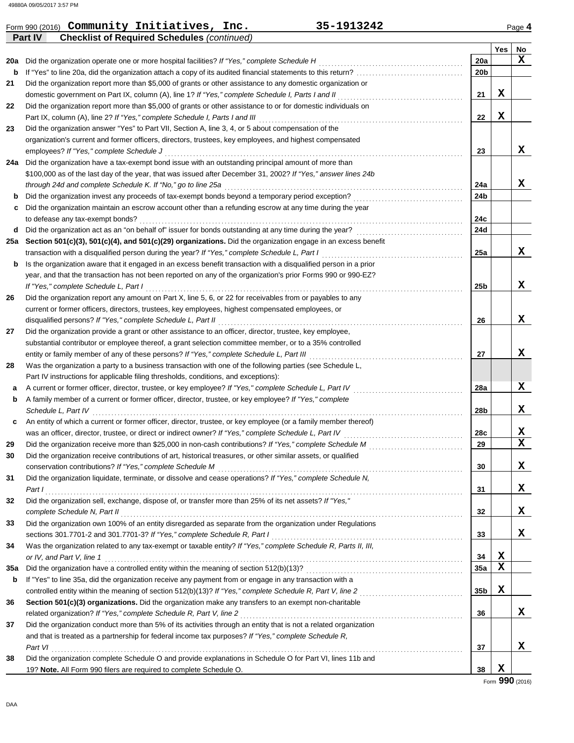Form 990 (2016) **Community Initiatives, Inc.** 35-1913242 Page **4**

**Part IV** **Checklist of Required Schedules** *(continued)*

| | | | Yes | No |
|---|---|---|---|---|
| **20a** | Did the organization operate one or more hospital facilities? *If "Yes," complete Schedule H* | 20a | | X |
| **b** | If "Yes" to line 20a, did the organization attach a copy of its audited financial statements to this return? | 20b | | |
| **21** | Did the organization report more than $5,000 of grants or other assistance to any domestic organization or domestic government on Part IX, column (A), line 1? *If "Yes," complete Schedule I, Parts I and II* | 21 | X | |
| **22** | Did the organization report more than $5,000 of grants or other assistance to or for domestic individuals on Part IX, column (A), line 2? *If "Yes," complete Schedule I, Parts I and III* | 22 | X | |
| **23** | Did the organization answer "Yes" to Part VII, Section A, line 3, 4, or 5 about compensation of the organization's current and former officers, directors, trustees, key employees, and highest compensated employees? *If "Yes," complete Schedule J* | 23 | | X |
| **24a** | Did the organization have a tax-exempt bond issue with an outstanding principal amount of more than $100,000 as of the last day of the year, that was issued after December 31, 2002? *If "Yes," answer lines 24b through 24d and complete Schedule K. If "No," go to line 25a* | 24a | | X |
| **b** | Did the organization invest any proceeds of tax-exempt bonds beyond a temporary period exception? | 24b | | |
| **c** | Did the organization maintain an escrow account other than a refunding escrow at any time during the year to defease any tax-exempt bonds? | 24c | | |
| **d** | Did the organization act as an "on behalf of" issuer for bonds outstanding at any time during the year? | 24d | | |
| **25a** | **Section 501(c)(3), 501(c)(4), and 501(c)(29) organizations.** Did the organization engage in an excess benefit transaction with a disqualified person during the year? *If "Yes," complete Schedule L, Part I* | 25a | | X |
| **b** | Is the organization aware that it engaged in an excess benefit transaction with a disqualified person in a prior year, and that the transaction has not been reported on any of the organization's prior Forms 990 or 990-EZ? *If "Yes," complete Schedule L, Part I* | 25b | | X |
| **26** | Did the organization report any amount on Part X, line 5, 6, or 22 for receivables from or payables to any current or former officers, directors, trustees, key employees, highest compensated employees, or disqualified persons? *If "Yes," complete Schedule L, Part II* | 26 | | X |
| **27** | Did the organization provide a grant or other assistance to an officer, director, trustee, key employee, substantial contributor or employee thereof, a grant selection committee member, or to a 35% controlled entity or family member of any of these persons? *If "Yes," complete Schedule L, Part III* | 27 | | X |
| **28** | Was the organization a party to a business transaction with one of the following parties (see Schedule L, Part IV instructions for applicable filing thresholds, conditions, and exceptions): | | | |
| **a** | A current or former officer, director, trustee, or key employee? *If "Yes," complete Schedule L, Part IV* | 28a | | X |
| **b** | A family member of a current or former officer, director, trustee, or key employee? *If "Yes," complete Schedule L, Part IV* | 28b | | X |
| **c** | An entity of which a current or former officer, director, trustee, or key employee (or a family member thereof) was an officer, director, trustee, or direct or indirect owner? *If "Yes," complete Schedule L, Part IV* | 28c | | X |
| **29** | Did the organization receive more than $25,000 in non-cash contributions? *If "Yes," complete Schedule M* | 29 | | X |
| **30** | Did the organization receive contributions of art, historical treasures, or other similar assets, or qualified conservation contributions? *If "Yes," complete Schedule M* | 30 | | X |
| **31** | Did the organization liquidate, terminate, or dissolve and cease operations? *If "Yes," complete Schedule N, Part I* | 31 | | X |
| **32** | Did the organization sell, exchange, dispose of, or transfer more than 25% of its net assets? *If "Yes," complete Schedule N, Part II* | 32 | | X |
| **33** | Did the organization own 100% of an entity disregarded as separate from the organization under Regulations sections 301.7701-2 and 301.7701-3? *If "Yes," complete Schedule R, Part I* | 33 | | X |
| **34** | Was the organization related to any tax-exempt or taxable entity? *If "Yes," complete Schedule R, Parts II, III, or IV, and Part V, line 1* | 34 | X | |
| **35a** | Did the organization have a controlled entity within the meaning of section 512(b)(13)? | 35a | X | |
| **b** | If "Yes" to line 35a, did the organization receive any payment from or engage in any transaction with a controlled entity within the meaning of section 512(b)(13)? *If "Yes," complete Schedule R, Part V, line 2* | 35b | X | |
| **36** | **Section 501(c)(3) organizations.** Did the organization make any transfers to an exempt non-charitable related organization? *If "Yes," complete Schedule R, Part V, line 2* | 36 | | X |
| **37** | Did the organization conduct more than 5% of its activities through an entity that is not a related organization and that is treated as a partnership for federal income tax purposes? *If "Yes," complete Schedule R, Part VI* | 37 | | X |
| **38** | Did the organization complete Schedule O and provide explanations in Schedule O for Part VI, lines 11b and 19? **Note.** All Form 990 filers are required to complete Schedule O. | 38 | X | |

Form **990** (2016)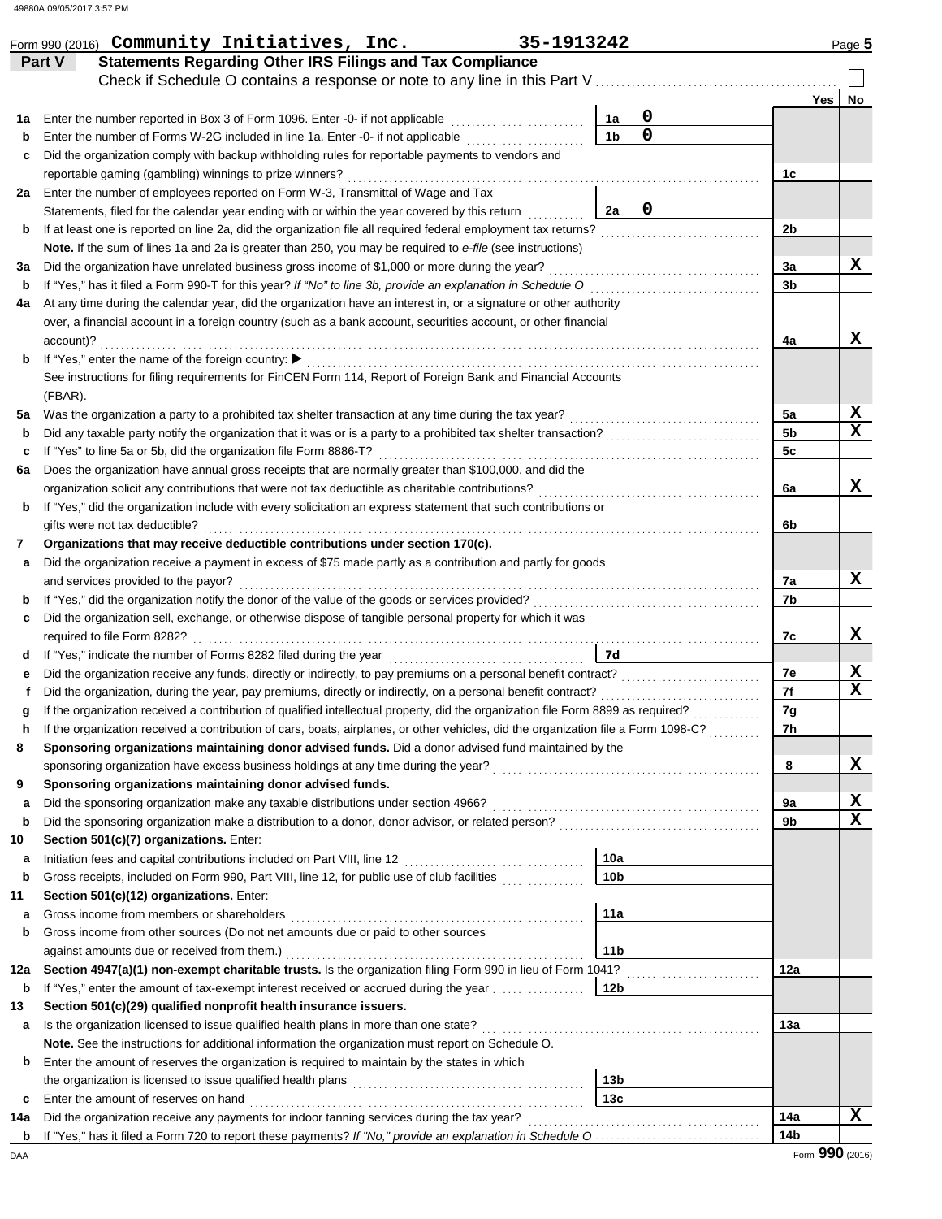Form 990 (2016) **Community Initiatives, Inc.** **35-1913242** Page **5**

## Part V Statements Regarding Other IRS Filings and Tax Compliance

Check if Schedule O contains a response or note to any line in this Part V ☐

| | | | | | Yes | No |
|---|---|---|---|---|---|---|
| **1a** | Enter the number reported in Box 3 of Form 1096. Enter -0- if not applicable | 1a | 0 | | | |
| **b** | Enter the number of Forms W-2G included in line 1a. Enter -0- if not applicable | 1b | 0 | | | |
| **c** | Did the organization comply with backup withholding rules for reportable payments to vendors and reportable gaming (gambling) winnings to prize winners? | | | 1c | | |
| **2a** | Enter the number of employees reported on Form W-3, Transmittal of Wage and Tax Statements, filed for the calendar year ending with or within the year covered by this return | 2a | 0 | | | |
| **b** | If at least one is reported on line 2a, did the organization file all required federal employment tax returns? | | | 2b | | |
| | **Note.** If the sum of lines 1a and 2a is greater than 250, you may be required to *e-file* (see instructions) | | | | | |
| **3a** | Did the organization have unrelated business gross income of $1,000 or more during the year? | | | 3a | | X |
| **b** | If "Yes," has it filed a Form 990-T for this year? *If "No" to line 3b, provide an explanation in Schedule O* | | | 3b | | |
| **4a** | At any time during the calendar year, did the organization have an interest in, or a signature or other authority over, a financial account in a foreign country (such as a bank account, securities account, or other financial account)? | | | 4a | | X |
| **b** | If "Yes," enter the name of the foreign country: ▶ | | | | | |
| | See instructions for filing requirements for FinCEN Form 114, Report of Foreign Bank and Financial Accounts (FBAR). | | | | | |
| **5a** | Was the organization a party to a prohibited tax shelter transaction at any time during the tax year? | | | 5a | | X |
| **b** | Did any taxable party notify the organization that it was or is a party to a prohibited tax shelter transaction? | | | 5b | | X |
| **c** | If "Yes" to line 5a or 5b, did the organization file Form 8886-T? | | | 5c | | |
| **6a** | Does the organization have annual gross receipts that are normally greater than $100,000, and did the organization solicit any contributions that were not tax deductible as charitable contributions? | | | 6a | | X |
| **b** | If "Yes," did the organization include with every solicitation an express statement that such contributions or gifts were not tax deductible? | | | 6b | | |
| **7** | **Organizations that may receive deductible contributions under section 170(c).** | | | | | |
| **a** | Did the organization receive a payment in excess of $75 made partly as a contribution and partly for goods and services provided to the payor? | | | 7a | | X |
| **b** | If "Yes," did the organization notify the donor of the value of the goods or services provided? | | | 7b | | |
| **c** | Did the organization sell, exchange, or otherwise dispose of tangible personal property for which it was required to file Form 8282? | | | 7c | | X |
| **d** | If "Yes," indicate the number of Forms 8282 filed during the year | 7d | | | | |
| **e** | Did the organization receive any funds, directly or indirectly, to pay premiums on a personal benefit contract? | | | 7e | | X |
| **f** | Did the organization, during the year, pay premiums, directly or indirectly, on a personal benefit contract? | | | 7f | | X |
| **g** | If the organization received a contribution of qualified intellectual property, did the organization file Form 8899 as required? | | | 7g | | |
| **h** | If the organization received a contribution of cars, boats, airplanes, or other vehicles, did the organization file a Form 1098-C? | | | 7h | | |
| **8** | **Sponsoring organizations maintaining donor advised funds.** Did a donor advised fund maintained by the sponsoring organization have excess business holdings at any time during the year? | | | 8 | | X |
| **9** | **Sponsoring organizations maintaining donor advised funds.** | | | | | |
| **a** | Did the sponsoring organization make any taxable distributions under section 4966? | | | 9a | | X |
| **b** | Did the sponsoring organization make a distribution to a donor, donor advisor, or related person? | | | 9b | | X |
| **10** | **Section 501(c)(7) organizations.** Enter: | | | | | |
| **a** | Initiation fees and capital contributions included on Part VIII, line 12 | 10a | | | | |
| **b** | Gross receipts, included on Form 990, Part VIII, line 12, for public use of club facilities | 10b | | | | |
| **11** | **Section 501(c)(12) organizations.** Enter: | | | | | |
| **a** | Gross income from members or shareholders | 11a | | | | |
| **b** | Gross income from other sources (Do not net amounts due or paid to other sources against amounts due or received from them.) | 11b | | | | |
| **12a** | **Section 4947(a)(1) non-exempt charitable trusts.** Is the organization filing Form 990 in lieu of Form 1041? | | | 12a | | |
| **b** | If "Yes," enter the amount of tax-exempt interest received or accrued during the year | 12b | | | | |
| **13** | **Section 501(c)(29) qualified nonprofit health insurance issuers.** | | | | | |
| **a** | Is the organization licensed to issue qualified health plans in more than one state? | | | 13a | | |
| | **Note.** See the instructions for additional information the organization must report on Schedule O. | | | | | |
| **b** | Enter the amount of reserves the organization is required to maintain by the states in which the organization is licensed to issue qualified health plans | 13b | | | | |
| **c** | Enter the amount of reserves on hand | 13c | | | | |
| **14a** | Did the organization receive any payments for indoor tanning services during the tax year? | | | 14a | | X |
| **b** | If "Yes," has it filed a Form 720 to report these payments? *If "No," provide an explanation in Schedule O* | | | 14b | | |

Form **990** (2016)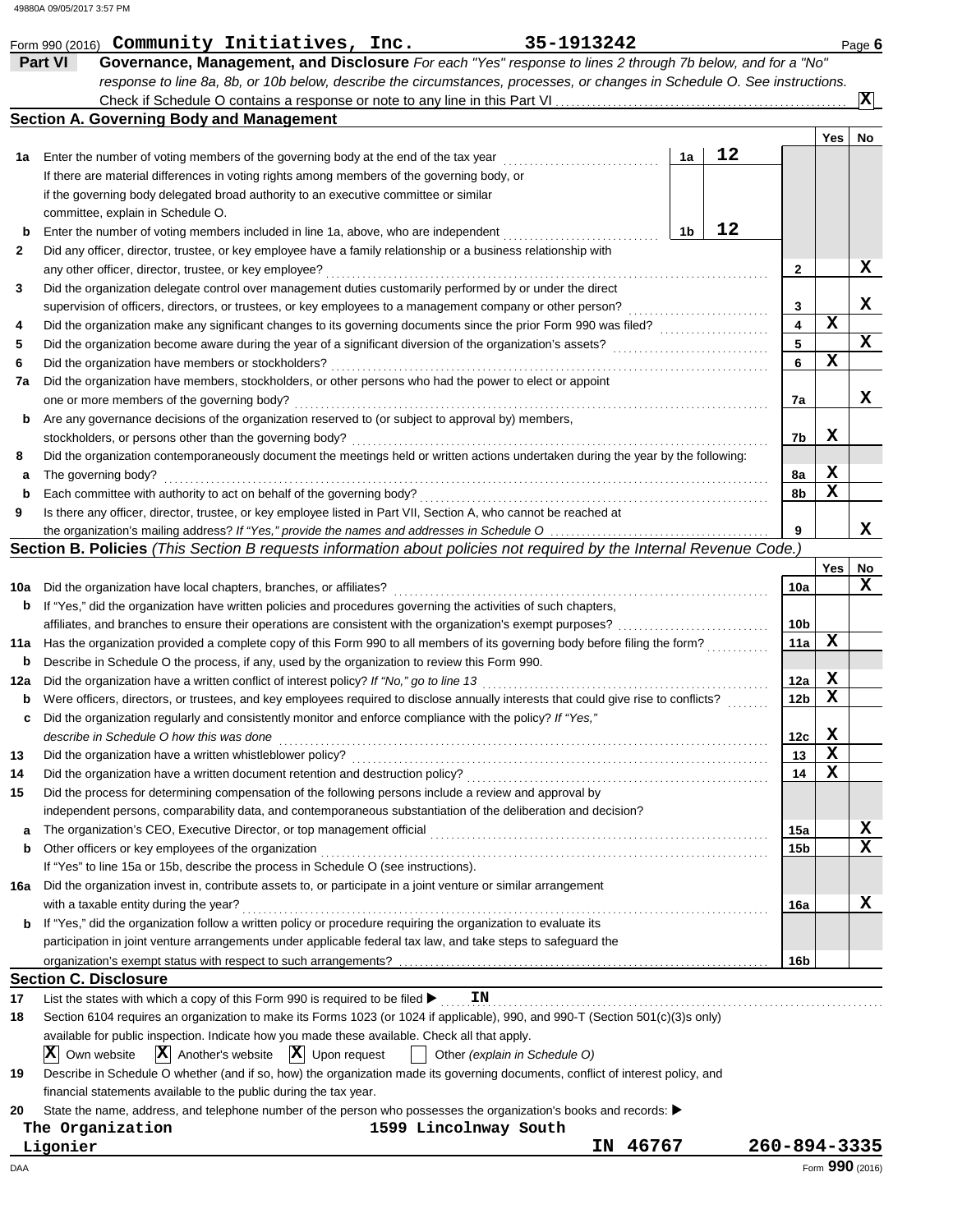Form 990 (2016) **Community Initiatives, Inc.** 35-1913242 Page **6**

## Part VI Governance, Management, and Disclosure

*For each "Yes" response to lines 2 through 7b below, and for a "No" response to line 8a, 8b, or 10b below, describe the circumstances, processes, or changes in Schedule O. See instructions.*

Check if Schedule O contains a response or note to any line in this Part VI ....... **X**

### Section A. Governing Body and Management

| | | | | Yes | No |
|---|---|---|---|---|---|
| **1a** | Enter the number of voting members of the governing body at the end of the tax year ....... | 1a | 12 | | |
| | If there are material differences in voting rights among members of the governing body, or if the governing body delegated broad authority to an executive committee or similar committee, explain in Schedule O. | | | | |
| **b** | Enter the number of voting members included in line 1a, above, who are independent ....... | 1b | 12 | | |
| **2** | Did any officer, director, trustee, or key employee have a family relationship or a business relationship with any other officer, director, trustee, or key employee? ....... | 2 | | | X |
| **3** | Did the organization delegate control over management duties customarily performed by or under the direct supervision of officers, directors, or trustees, or key employees to a management company or other person? ....... | 3 | | | X |
| **4** | Did the organization make any significant changes to its governing documents since the prior Form 990 was filed? ....... | 4 | | X | |
| **5** | Did the organization become aware during the year of a significant diversion of the organization's assets? ....... | 5 | | | X |
| **6** | Did the organization have members or stockholders? ....... | 6 | | X | |
| **7a** | Did the organization have members, stockholders, or other persons who had the power to elect or appoint one or more members of the governing body? ....... | 7a | | | X |
| **b** | Are any governance decisions of the organization reserved to (or subject to approval by) members, stockholders, or persons other than the governing body? ....... | 7b | | X | |
| **8** | Did the organization contemporaneously document the meetings held or written actions undertaken during the year by the following: | | | | |
| **a** | The governing body? ....... | 8a | | X | |
| **b** | Each committee with authority to act on behalf of the governing body? ....... | 8b | | X | |
| **9** | Is there any officer, director, trustee, or key employee listed in Part VII, Section A, who cannot be reached at the organization's mailing address? *If "Yes," provide the names and addresses in Schedule O* ....... | 9 | | | X |

### Section B. Policies *(This Section B requests information about policies not required by the Internal Revenue Code.)*

| | | | Yes | No |
|---|---|---|---|---|
| **10a** | Did the organization have local chapters, branches, or affiliates? ....... | 10a | | X |
| **b** | If "Yes," did the organization have written policies and procedures governing the activities of such chapters, affiliates, and branches to ensure their operations are consistent with the organization's exempt purposes? ....... | 10b | | |
| **11a** | Has the organization provided a complete copy of this Form 990 to all members of its governing body before filing the form? ....... | 11a | X | |
| **b** | Describe in Schedule O the process, if any, used by the organization to review this Form 990. | | | |
| **12a** | Did the organization have a written conflict of interest policy? *If "No," go to line 13* ....... | 12a | X | |
| **b** | Were officers, directors, or trustees, and key employees required to disclose annually interests that could give rise to conflicts? ....... | 12b | X | |
| **c** | Did the organization regularly and consistently monitor and enforce compliance with the policy? *If "Yes," describe in Schedule O how this was done* ....... | 12c | X | |
| **13** | Did the organization have a written whistleblower policy? ....... | 13 | X | |
| **14** | Did the organization have a written document retention and destruction policy? ....... | 14 | X | |
| **15** | Did the process for determining compensation of the following persons include a review and approval by independent persons, comparability data, and contemporaneous substantiation of the deliberation and decision? | | | |
| **a** | The organization's CEO, Executive Director, or top management official ....... | 15a | | X |
| **b** | Other officers or key employees of the organization ....... | 15b | | X |
| | If "Yes" to line 15a or 15b, describe the process in Schedule O (see instructions). | | | |
| **16a** | Did the organization invest in, contribute assets to, or participate in a joint venture or similar arrangement with a taxable entity during the year? ....... | 16a | | X |
| **b** | If "Yes," did the organization follow a written policy or procedure requiring the organization to evaluate its participation in joint venture arrangements under applicable federal tax law, and take steps to safeguard the organization's exempt status with respect to such arrangements? ....... | 16b | | |

### Section C. Disclosure

**17** List the states with which a copy of this Form 990 is required to be filed ▶ **IN**

**18** Section 6104 requires an organization to make its Forms 1023 (or 1024 if applicable), 990, and 990-T (Section 501(c)(3)s only) available for public inspection. Indicate how you made these available. Check all that apply.

[X] Own website [X] Another's website [X] Upon request [ ] Other *(explain in Schedule O)*

**19** Describe in Schedule O whether (and if so, how) the organization made its governing documents, conflict of interest policy, and financial statements available to the public during the tax year.

**20** State the name, address, and telephone number of the person who possesses the organization's books and records: ▶

**The Organization** 1599 Lincolnway South
**Ligonier** IN 46767 260-894-3335

Form **990** (2016)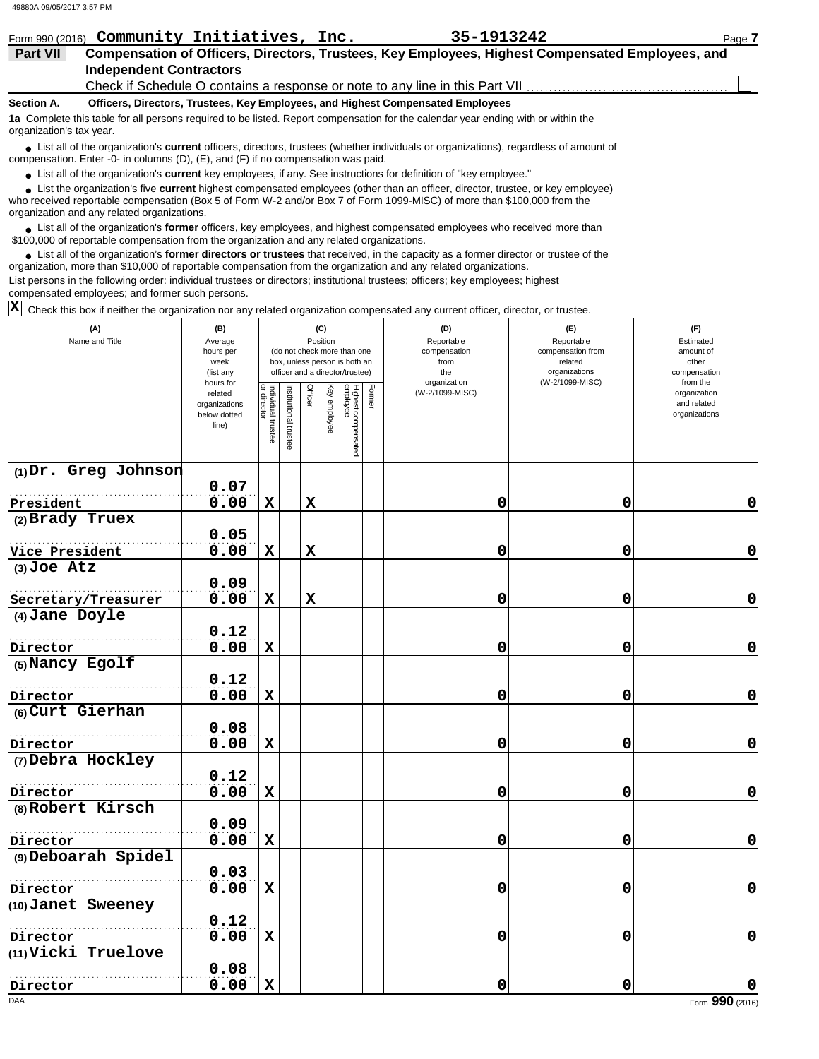Form 990 (2016) **Community Initiatives, Inc.** **35-1913242**

## Part VII Compensation of Officers, Directors, Trustees, Key Employees, Highest Compensated Employees, and Independent Contractors

Check if Schedule O contains a response or note to any line in this Part VII ☐

### Section A. Officers, Directors, Trustees, Key Employees, and Highest Compensated Employees

**1a** Complete this table for all persons required to be listed. Report compensation for the calendar year ending with or within the organization's tax year.

- List all of the organization's **current** officers, directors, trustees (whether individuals or organizations), regardless of amount of compensation. Enter -0- in columns (D), (E), and (F) if no compensation was paid.
- List all of the organization's **current** key employees, if any. See instructions for definition of "key employee."
- List the organization's five **current** highest compensated employees (other than an officer, director, trustee, or key employee) who received reportable compensation (Box 5 of Form W-2 and/or Box 7 of Form 1099-MISC) of more than $100,000 from the organization and any related organizations.
- List all of the organization's **former** officers, key employees, and highest compensated employees who received more than $100,000 of reportable compensation from the organization and any related organizations.
- List all of the organization's **former directors or trustees** that received, in the capacity as a former director or trustee of the organization, more than $10,000 of reportable compensation from the organization and any related organizations.

List persons in the following order: individual trustees or directors; institutional trustees; officers; key employees; highest compensated employees; and former such persons.

☒ Check this box if neither the organization nor any related organization compensated any current officer, director, or trustee.

| (A) Name and Title | (B) Average hours per week (list any hours for related organizations below dotted line) | (C) Position (do not check more than one box, unless person is both an officer and a director/trustee) | | | | | | (D) Reportable compensation from the organization (W-2/1099-MISC) | (E) Reportable compensation from related organizations (W-2/1099-MISC) | (F) Estimated amount of other compensation from the organization and related organizations |
|---|---|---|---|---|---|---|---|---|---|---|
| | | Individual trustee or director | Institutional trustee | Officer | Key employee | Highest compensated employee | Former | | | |
| (1) Dr. Greg Johnson<br>President | 0.07<br>0.00 | X | | X | | | | 0 | 0 | 0 |
| (2) Brady Truex<br>Vice President | 0.05<br>0.00 | X | | X | | | | 0 | 0 | 0 |
| (3) Joe Atz<br>Secretary/Treasurer | 0.09<br>0.00 | X | | X | | | | 0 | 0 | 0 |
| (4) Jane Doyle<br>Director | 0.12<br>0.00 | X | | | | | | 0 | 0 | 0 |
| (5) Nancy Egolf<br>Director | 0.12<br>0.00 | X | | | | | | 0 | 0 | 0 |
| (6) Curt Gierhan<br>Director | 0.08<br>0.00 | X | | | | | | 0 | 0 | 0 |
| (7) Debra Hockley<br>Director | 0.12<br>0.00 | X | | | | | | 0 | 0 | 0 |
| (8) Robert Kirsch<br>Director | 0.09<br>0.00 | X | | | | | | 0 | 0 | 0 |
| (9) Deboarah Spidel<br>Director | 0.03<br>0.00 | X | | | | | | 0 | 0 | 0 |
| (10) Janet Sweeney<br>Director | 0.12<br>0.00 | X | | | | | | 0 | 0 | 0 |
| (11) Vicki Truelove<br>Director | 0.08<br>0.00 | X | | | | | | 0 | 0 | 0 |

Form **990** (2016)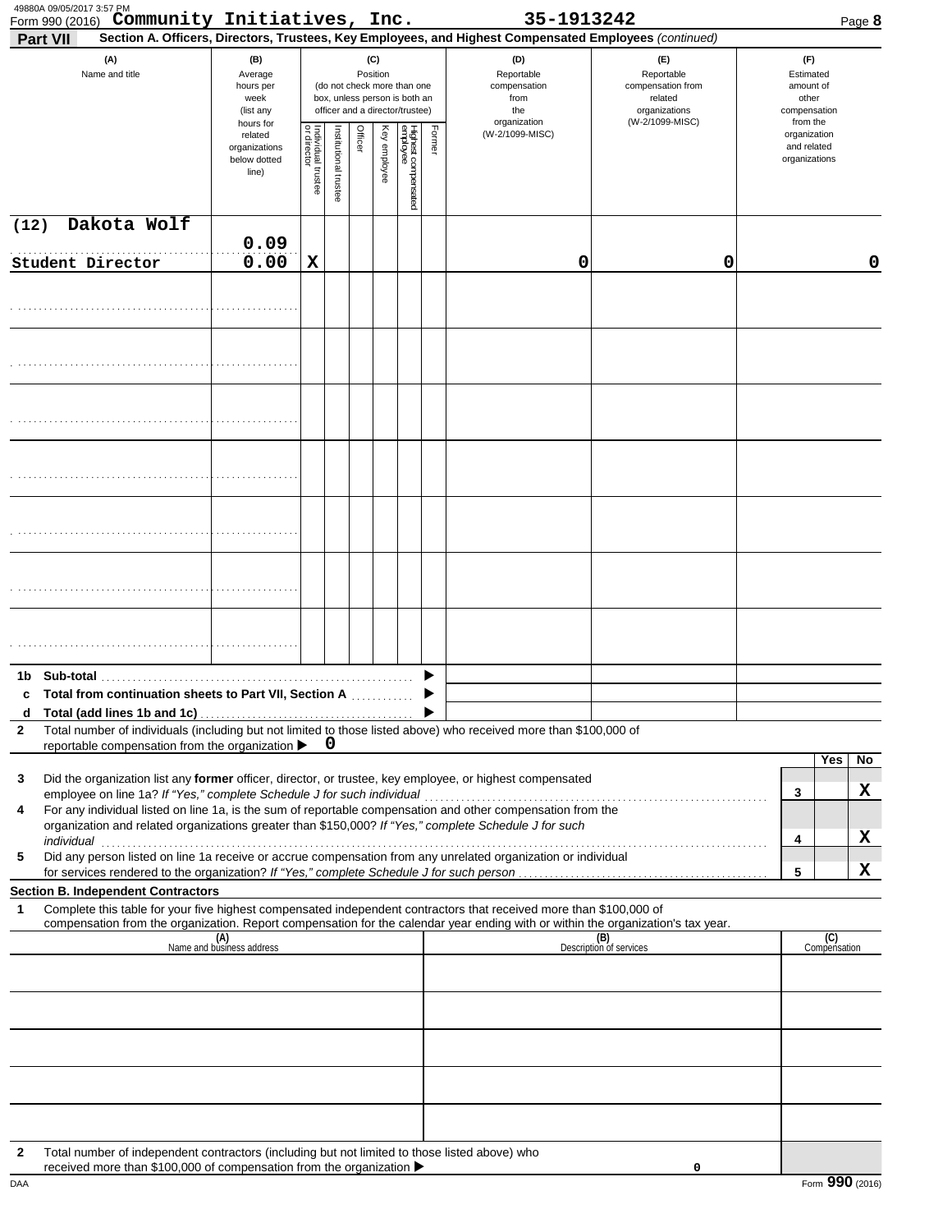Form 990 (2016) **Community Initiatives, Inc.** **35-1913242**

**Part VII Section A. Officers, Directors, Trustees, Key Employees, and Highest Compensated Employees** *(continued)*

| (A) Name and title | (B) Average hours per week (list any hours for related organizations below dotted line) | (C) Position (do not check more than one box, unless person is both an officer and a director/trustee): Individual trustee or director | Institutional trustee | Officer | Key employee | Highest compensated employee | Former | (D) Reportable compensation from the organization (W-2/1099-MISC) | (E) Reportable compensation from related organizations (W-2/1099-MISC) | (F) Estimated amount of other compensation from the organization and related organizations |
|---|---|---|---|---|---|---|---|---|---|---|
| (12) Dakota Wolf<br>Student Director | 0.09<br>0.00 | X | | | | | | 0 | 0 | 0 |
| | | | | | | | | | | |
| | | | | | | | | | | |
| | | | | | | | | | | |
| | | | | | | | | | | |
| | | | | | | | | | | |
| | | | | | | | | | | |
| | | | | | | | | | | |
| **1b Sub-total** | | | | | | | | | | |
| **c Total from continuation sheets to Part VII, Section A** | | | | | | | | | | |
| **d Total (add lines 1b and 1c)** | | | | | | | | | | |

**2** Total number of individuals (including but not limited to those listed above) who received more than $100,000 of reportable compensation from the organization ▶ 0

| | | | Yes | No |
|---|---|---|---|---|
| **3** | Did the organization list any **former** officer, director, or trustee, key employee, or highest compensated employee on line 1a? *If "Yes," complete Schedule J for such individual* | 3 | | X |
| **4** | For any individual listed on line 1a, is the sum of reportable compensation and other compensation from the organization and related organizations greater than $150,000? *If "Yes," complete Schedule J for such individual* | 4 | | X |
| **5** | Did any person listed on line 1a receive or accrue compensation from any unrelated organization or individual for services rendered to the organization? *If "Yes," complete Schedule J for such person* | 5 | | X |

**Section B. Independent Contractors**

**1** Complete this table for your five highest compensated independent contractors that received more than $100,000 of compensation from the organization. Report compensation for the calendar year ending with or within the organization's tax year.

| (A) Name and business address | (B) Description of services | (C) Compensation |
|---|---|---|
| | | |
| | | |
| | | |
| | | |
| | | |

**2** Total number of independent contractors (including but not limited to those listed above) who received more than $100,000 of compensation from the organization ▶ 0

Form **990** (2016)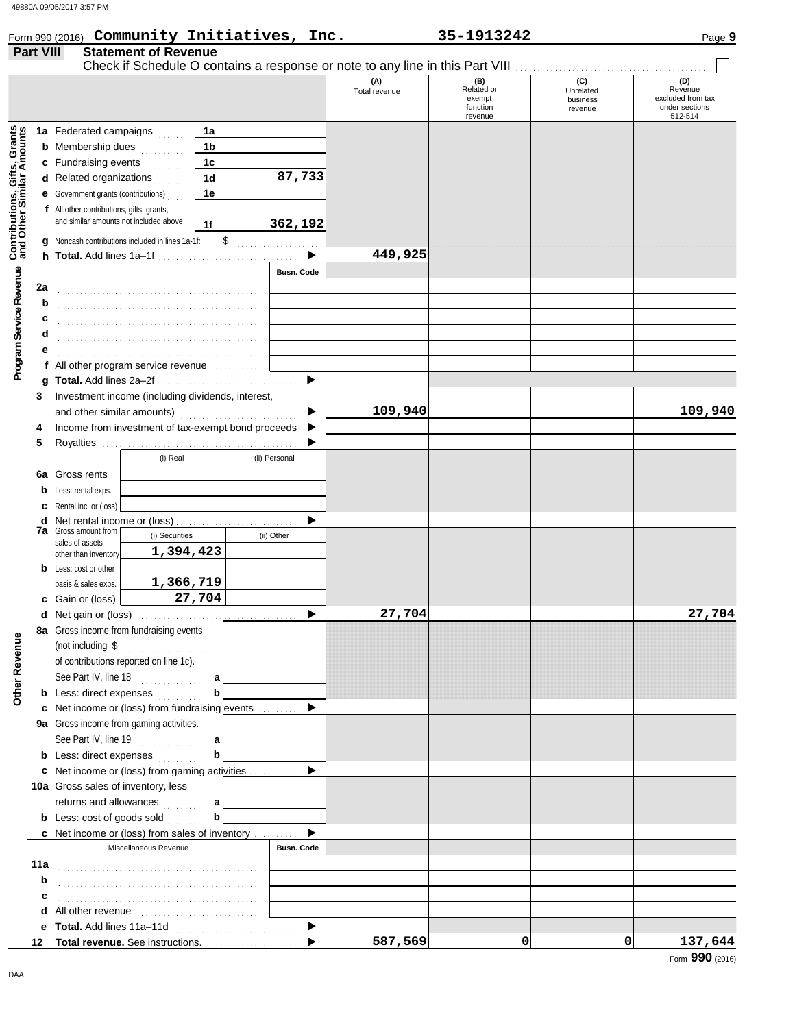Form 990 (2016) **Community Initiatives, Inc.** **35-1913242**

## Part VIII Statement of Revenue

Check if Schedule O contains a response or note to any line in this Part VIII ☐

| | | | | (A) Total revenue | (B) Related or exempt function revenue | (C) Unrelated business revenue | (D) Revenue excluded from tax under sections 512-514 |
|---|---|---|---|---|---|---|---|
| **Contributions, Gifts, Grants and Other Similar Amounts** | 1a Federated campaigns | 1a | | | | | |
| | b Membership dues | 1b | | | | | |
| | c Fundraising events | 1c | | | | | |
| | d Related organizations | 1d | 87,733 | | | | |
| | e Government grants (contributions) | 1e | | | | | |
| | f All other contributions, gifts, grants, and similar amounts not included above | 1f | 362,192 | | | | |
| | g Noncash contributions included in lines 1a-1f: $ | | | | | | |
| | h **Total.** Add lines 1a–1f | | ▶ | 449,925 | | | |
| **Program Service Revenue** | | | Busn. Code | | | | |
| | 2a | | | | | | |
| | b | | | | | | |
| | c | | | | | | |
| | d | | | | | | |
| | e | | | | | | |
| | f All other program service revenue | | | | | | |
| | g **Total.** Add lines 2a–2f | | ▶ | | | | |
| **Other Revenue** | 3 Investment income (including dividends, interest, and other similar amounts) | | ▶ | 109,940 | | | 109,940 |
| | 4 Income from investment of tax-exempt bond proceeds | | ▶ | | | | |
| | 5 Royalties | | ▶ | | | | |
| | | (i) Real | (ii) Personal | | | | |
| | 6a Gross rents | | | | | | |
| | b Less: rental exps. | | | | | | |
| | c Rental inc. or (loss) | | | | | | |
| | d Net rental income or (loss) | | ▶ | | | | |
| | 7a Gross amount from sales of assets other than inventory | (i) Securities 1,394,423 | (ii) Other | | | | |
| | b Less: cost or other basis & sales exps. | 1,366,719 | | | | | |
| | c Gain or (loss) | 27,704 | | | | | |
| | d Net gain or (loss) | | ▶ | 27,704 | | | 27,704 |
| | 8a Gross income from fundraising events (not including $ of contributions reported on line 1c). See Part IV, line 18 | a | | | | | |
| | b Less: direct expenses | b | | | | | |
| | c Net income or (loss) from fundraising events | | ▶ | | | | |
| | 9a Gross income from gaming activities. See Part IV, line 19 | a | | | | | |
| | b Less: direct expenses | b | | | | | |
| | c Net income or (loss) from gaming activities | | ▶ | | | | |
| | 10a Gross sales of inventory, less returns and allowances | a | | | | | |
| | b Less: cost of goods sold | b | | | | | |
| | c Net income or (loss) from sales of inventory | | ▶ | | | | |
| | Miscellaneous Revenue | | Busn. Code | | | | |
| | 11a | | | | | | |
| | b | | | | | | |
| | c | | | | | | |
| | d All other revenue | | | | | | |
| | e **Total.** Add lines 11a–11d | | ▶ | | | | |
| | 12 **Total revenue.** See instructions. | | ▶ | 587,569 | 0 | 0 | 137,644 |

Form **990** (2016)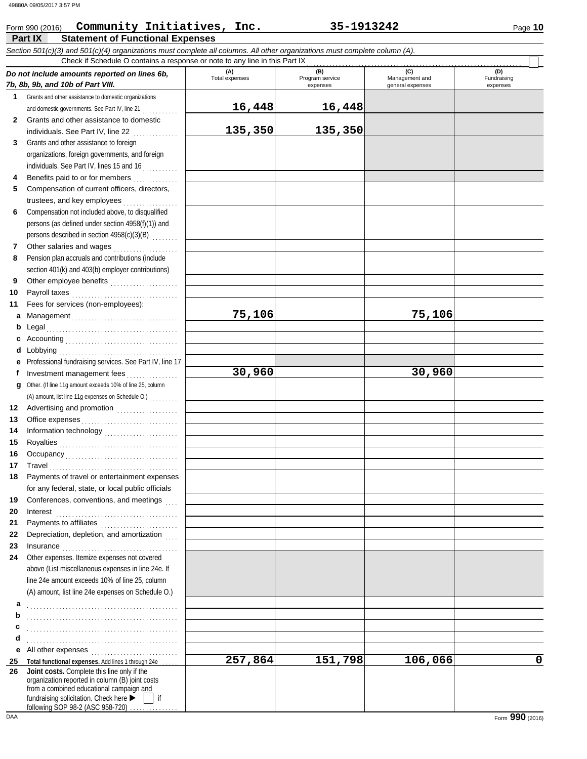Form 990 (2016) **Community Initiatives, Inc.** **35-1913242** Page **10**

**Part IX Statement of Functional Expenses**

*Section 501(c)(3) and 501(c)(4) organizations must complete all columns. All other organizations must complete column (A).*

Check if Schedule O contains a response or note to any line in this Part IX

| ***Do not include amounts reported on lines 6b, 7b, 8b, 9b, and 10b of Part VIII.*** | (A) Total expenses | (B) Program service expenses | (C) Management and general expenses | (D) Fundraising expenses |
|---|---|---|---|---|
| **1** Grants and other assistance to domestic organizations and domestic governments. See Part IV, line 21 | 16,448 | 16,448 | | |
| **2** Grants and other assistance to domestic individuals. See Part IV, line 22 | 135,350 | 135,350 | | |
| **3** Grants and other assistance to foreign organizations, foreign governments, and foreign individuals. See Part IV, lines 15 and 16 | | | | |
| **4** Benefits paid to or for members | | | | |
| **5** Compensation of current officers, directors, trustees, and key employees | | | | |
| **6** Compensation not included above, to disqualified persons (as defined under section 4958(f)(1)) and persons described in section 4958(c)(3)(B) | | | | |
| **7** Other salaries and wages | | | | |
| **8** Pension plan accruals and contributions (include section 401(k) and 403(b) employer contributions) | | | | |
| **9** Other employee benefits | | | | |
| **10** Payroll taxes | | | | |
| **11** Fees for services (non-employees): | | | | |
| **a** Management | 75,106 | | 75,106 | |
| **b** Legal | | | | |
| **c** Accounting | | | | |
| **d** Lobbying | | | | |
| **e** Professional fundraising services. See Part IV, line 17 | | | | |
| **f** Investment management fees | 30,960 | | 30,960 | |
| **g** Other. (If line 11g amount exceeds 10% of line 25, column (A) amount, list line 11g expenses on Schedule O.) | | | | |
| **12** Advertising and promotion | | | | |
| **13** Office expenses | | | | |
| **14** Information technology | | | | |
| **15** Royalties | | | | |
| **16** Occupancy | | | | |
| **17** Travel | | | | |
| **18** Payments of travel or entertainment expenses for any federal, state, or local public officials | | | | |
| **19** Conferences, conventions, and meetings | | | | |
| **20** Interest | | | | |
| **21** Payments to affiliates | | | | |
| **22** Depreciation, depletion, and amortization | | | | |
| **23** Insurance | | | | |
| **24** Other expenses. Itemize expenses not covered above (List miscellaneous expenses in line 24e. If line 24e amount exceeds 10% of line 25, column (A) amount, list line 24e expenses on Schedule O.) | | | | |
| **a** | | | | |
| **b** | | | | |
| **c** | | | | |
| **d** | | | | |
| **e** All other expenses | | | | |
| **25 Total functional expenses.** Add lines 1 through 24e | 257,864 | 151,798 | 106,066 | 0 |
| **26 Joint costs.** Complete this line only if the organization reported in column (B) joint costs from a combined educational campaign and fundraising solicitation. Check here ▶ ☐ if following SOP 98-2 (ASC 958-720) | | | | |

DAA Form **990** (2016)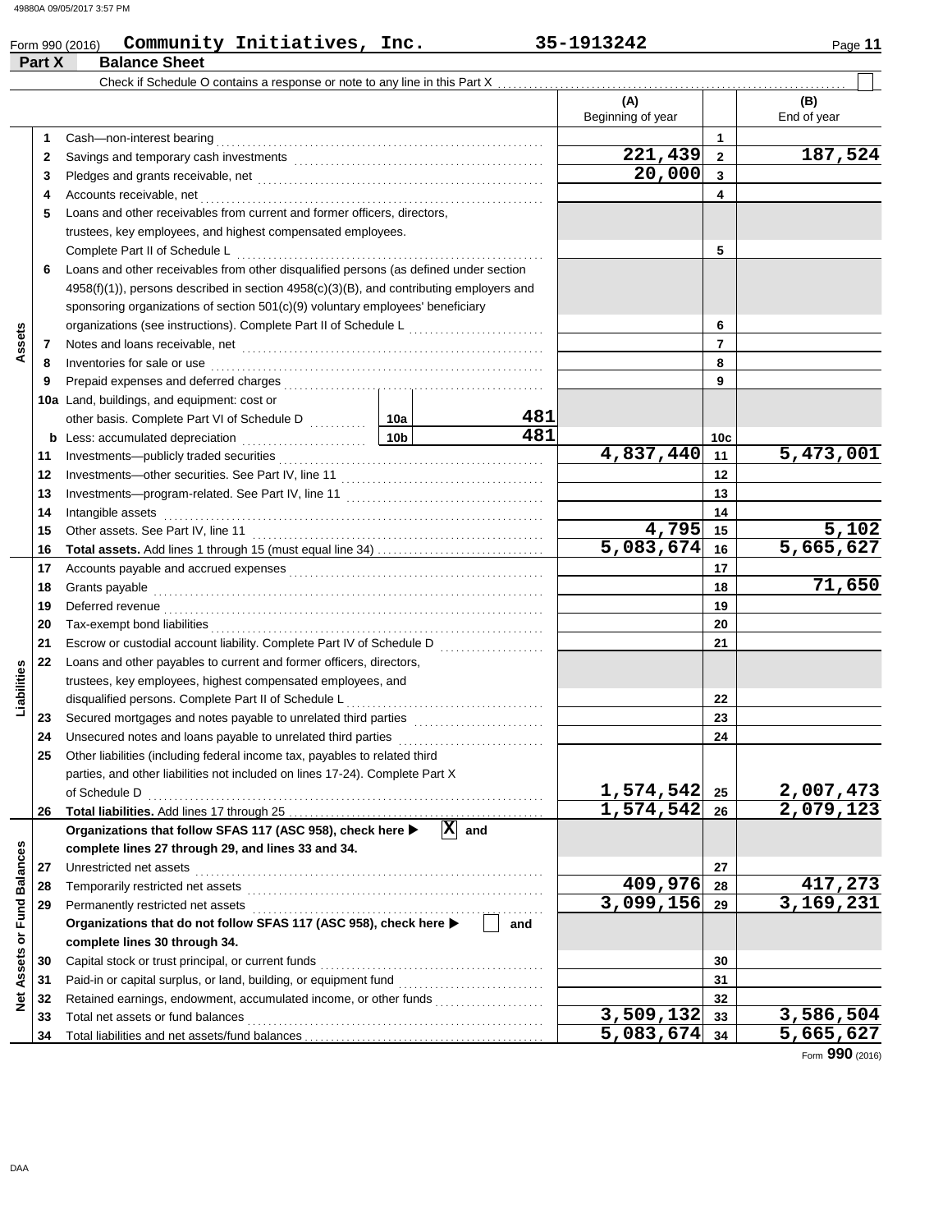Form 990 (2016) **Community Initiatives, Inc.** **35-1913242** Page **11**

## Part X Balance Sheet

Check if Schedule O contains a response or note to any line in this Part X ☐

| | | | | (A) Beginning of year | | (B) End of year |
|---|---|---|---|---|---|---|
| **Assets** | 1 | Cash—non-interest bearing | | | 1 | |
| | 2 | Savings and temporary cash investments | | 221,439 | 2 | 187,524 |
| | 3 | Pledges and grants receivable, net | | 20,000 | 3 | |
| | 4 | Accounts receivable, net | | | 4 | |
| | 5 | Loans and other receivables from current and former officers, directors, trustees, key employees, and highest compensated employees. Complete Part II of Schedule L | | | 5 | |
| | 6 | Loans and other receivables from other disqualified persons (as defined under section 4958(f)(1)), persons described in section 4958(c)(3)(B), and contributing employers and sponsoring organizations of section 501(c)(9) voluntary employees' beneficiary organizations (see instructions). Complete Part II of Schedule L | | | 6 | |
| | 7 | Notes and loans receivable, net | | | 7 | |
| | 8 | Inventories for sale or use | | | 8 | |
| | 9 | Prepaid expenses and deferred charges | | | 9 | |
| | 10a | Land, buildings, and equipment: cost or other basis. Complete Part VI of Schedule D | 10a 481 | | | |
| | b | Less: accumulated depreciation | 10b 481 | | 10c | |
| | 11 | Investments—publicly traded securities | | 4,837,440 | 11 | 5,473,001 |
| | 12 | Investments—other securities. See Part IV, line 11 | | | 12 | |
| | 13 | Investments—program-related. See Part IV, line 11 | | | 13 | |
| | 14 | Intangible assets | | | 14 | |
| | 15 | Other assets. See Part IV, line 11 | | 4,795 | 15 | 5,102 |
| | 16 | **Total assets.** Add lines 1 through 15 (must equal line 34) | | 5,083,674 | 16 | 5,665,627 |
| **Liabilities** | 17 | Accounts payable and accrued expenses | | | 17 | |
| | 18 | Grants payable | | | 18 | 71,650 |
| | 19 | Deferred revenue | | | 19 | |
| | 20 | Tax-exempt bond liabilities | | | 20 | |
| | 21 | Escrow or custodial account liability. Complete Part IV of Schedule D | | | 21 | |
| | 22 | Loans and other payables to current and former officers, directors, trustees, key employees, highest compensated employees, and disqualified persons. Complete Part II of Schedule L | | | 22 | |
| | 23 | Secured mortgages and notes payable to unrelated third parties | | | 23 | |
| | 24 | Unsecured notes and loans payable to unrelated third parties | | | 24 | |
| | 25 | Other liabilities (including federal income tax, payables to related third parties, and other liabilities not included on lines 17-24). Complete Part X of Schedule D | | 1,574,542 | 25 | 2,007,473 |
| | 26 | **Total liabilities.** Add lines 17 through 25 | | 1,574,542 | 26 | 2,079,123 |
| **Net Assets or Fund Balances** | | **Organizations that follow SFAS 117 (ASC 958), check here ▶ [X] and complete lines 27 through 29, and lines 33 and 34.** | | | | |
| | 27 | Unrestricted net assets | | | 27 | |
| | 28 | Temporarily restricted net assets | | 409,976 | 28 | 417,273 |
| | 29 | Permanently restricted net assets | | 3,099,156 | 29 | 3,169,231 |
| | | **Organizations that do not follow SFAS 117 (ASC 958), check here ▶ [ ] and complete lines 30 through 34.** | | | | |
| | 30 | Capital stock or trust principal, or current funds | | | 30 | |
| | 31 | Paid-in or capital surplus, or land, building, or equipment fund | | | 31 | |
| | 32 | Retained earnings, endowment, accumulated income, or other funds | | | 32 | |
| | 33 | Total net assets or fund balances | | 3,509,132 | 33 | 3,586,504 |
| | 34 | Total liabilities and net assets/fund balances | | 5,083,674 | 34 | 5,665,627 |

Form **990** (2016)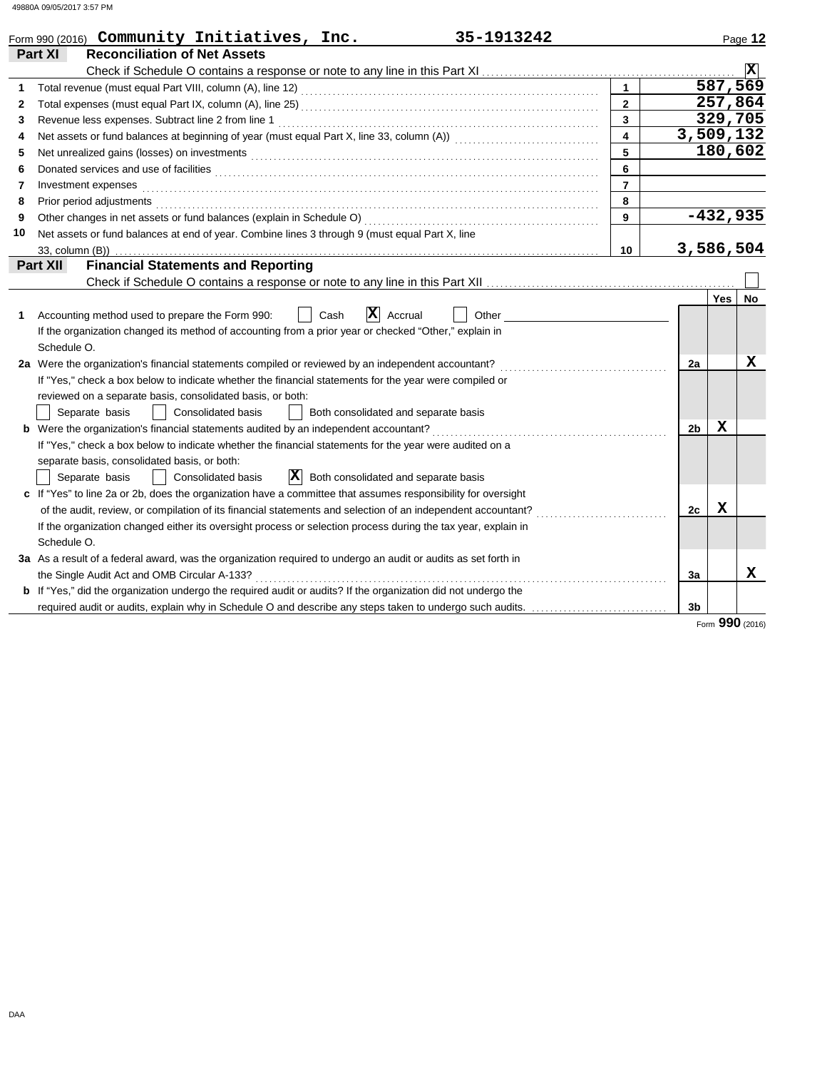Form 990 (2016) **Community Initiatives, Inc.** 35-1913242 Page **12**

## Part XI Reconciliation of Net Assets

Check if Schedule O contains a response or note to any line in this Part XI ..... [X]

| | | | |
|---|---|---|---|
| 1 | Total revenue (must equal Part VIII, column (A), line 12) | 1 | 587,569 |
| 2 | Total expenses (must equal Part IX, column (A), line 25) | 2 | 257,864 |
| 3 | Revenue less expenses. Subtract line 2 from line 1 | 3 | 329,705 |
| 4 | Net assets or fund balances at beginning of year (must equal Part X, line 33, column (A)) | 4 | 3,509,132 |
| 5 | Net unrealized gains (losses) on investments | 5 | 180,602 |
| 6 | Donated services and use of facilities | 6 | |
| 7 | Investment expenses | 7 | |
| 8 | Prior period adjustments | 8 | |
| 9 | Other changes in net assets or fund balances (explain in Schedule O) | 9 | -432,935 |
| 10 | Net assets or fund balances at end of year. Combine lines 3 through 9 (must equal Part X, line 33, column (B)) | 10 | 3,586,504 |

## Part XII Financial Statements and Reporting

Check if Schedule O contains a response or note to any line in this Part XII ..... [ ]

| | | | Yes | No |
|---|---|---|---|---|
| 1 | Accounting method used to prepare the Form 990: [ ] Cash [X] Accrual [ ] Other ______ <br> If the organization changed its method of accounting from a prior year or checked "Other," explain in Schedule O. | | | |
| 2a | Were the organization's financial statements compiled or reviewed by an independent accountant? <br> If "Yes," check a box below to indicate whether the financial statements for the year were compiled or reviewed on a separate basis, consolidated basis, or both: <br> [ ] Separate basis [ ] Consolidated basis [ ] Both consolidated and separate basis | 2a | | X |
| b | Were the organization's financial statements audited by an independent accountant? <br> If "Yes," check a box below to indicate whether the financial statements for the year were audited on a separate basis, consolidated basis, or both: <br> [ ] Separate basis [ ] Consolidated basis [X] Both consolidated and separate basis | 2b | X | |
| c | If "Yes" to line 2a or 2b, does the organization have a committee that assumes responsibility for oversight of the audit, review, or compilation of its financial statements and selection of an independent accountant? <br> If the organization changed either its oversight process or selection process during the tax year, explain in Schedule O. | 2c | X | |
| 3a | As a result of a federal award, was the organization required to undergo an audit or audits as set forth in the Single Audit Act and OMB Circular A-133? | 3a | | X |
| b | If "Yes," did the organization undergo the required audit or audits? If the organization did not undergo the required audit or audits, explain why in Schedule O and describe any steps taken to undergo such audits. | 3b | | |

Form **990** (2016)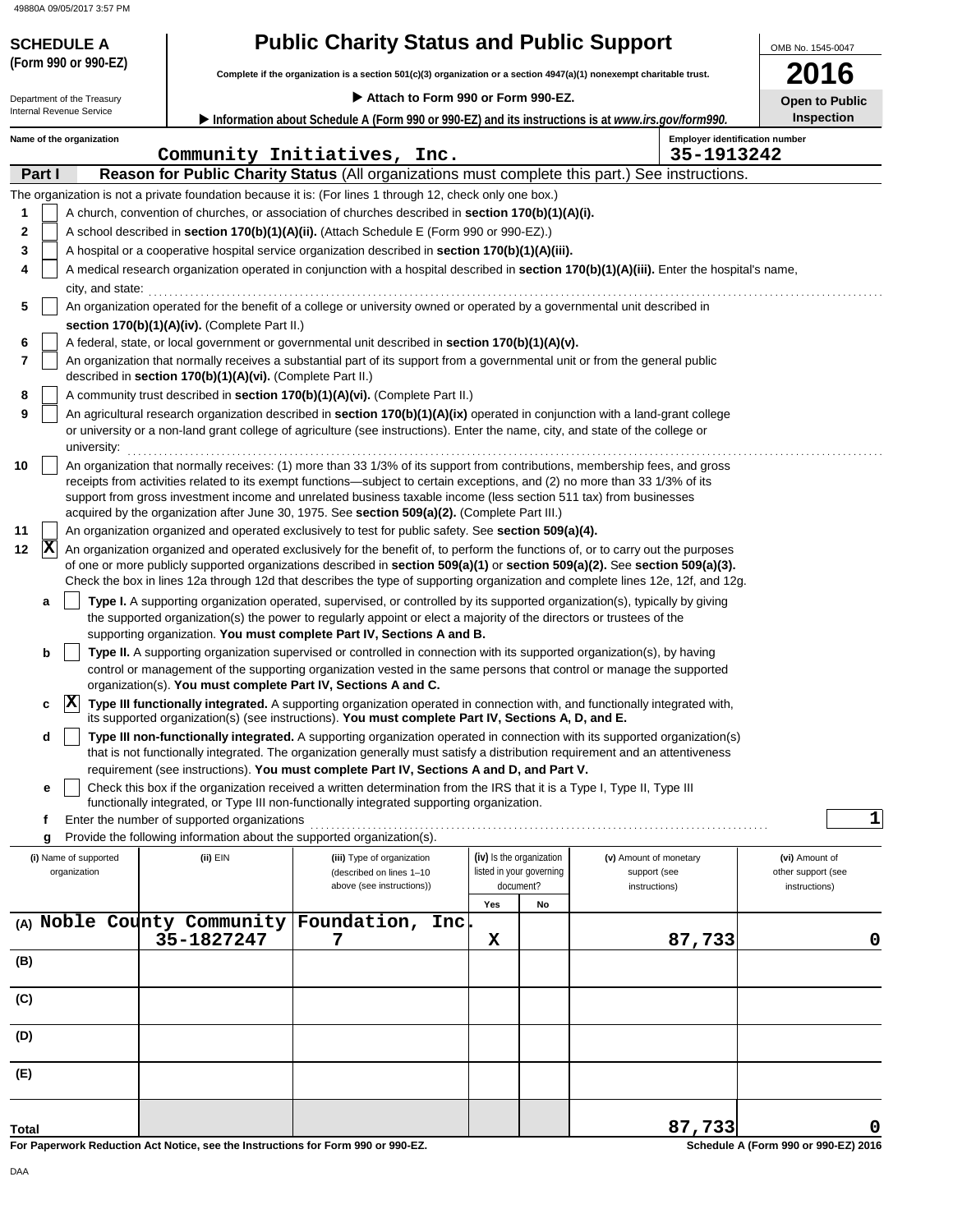49880A 09/05/2017 3:57 PM

**SCHEDULE A**
**(Form 990 or 990-EZ)**

Department of the Treasury
Internal Revenue Service

# Public Charity Status and Public Support

**Complete if the organization is a section 501(c)(3) organization or a section 4947(a)(1) nonexempt charitable trust.**

▶ **Attach to Form 990 or Form 990-EZ.**

▶ **Information about Schedule A (Form 990 or 990-EZ) and its instructions is at *www.irs.gov/form990*.**

OMB No. 1545-0047

**2016**

**Open to Public Inspection**

Name of the organization: **Community Initiatives, Inc.**

Employer identification number: **35-1913242**

## Part I — Reason for Public Charity Status (All organizations must complete this part.) See instructions.

The organization is not a private foundation because it is: (For lines 1 through 12, check only one box.)

1. [ ] A church, convention of churches, or association of churches described in **section 170(b)(1)(A)(i).**
2. [ ] A school described in **section 170(b)(1)(A)(ii).** (Attach Schedule E (Form 990 or 990-EZ).)
3. [ ] A hospital or a cooperative hospital service organization described in **section 170(b)(1)(A)(iii).**
4. [ ] A medical research organization operated in conjunction with a hospital described in **section 170(b)(1)(A)(iii).** Enter the hospital's name, city, and state:
5. [ ] An organization operated for the benefit of a college or university owned or operated by a governmental unit described in **section 170(b)(1)(A)(iv).** (Complete Part II.)
6. [ ] A federal, state, or local government or governmental unit described in **section 170(b)(1)(A)(v).**
7. [ ] An organization that normally receives a substantial part of its support from a governmental unit or from the general public described in **section 170(b)(1)(A)(vi).** (Complete Part II.)
8. [ ] A community trust described in **section 170(b)(1)(A)(vi).** (Complete Part II.)
9. [ ] An agricultural research organization described in **section 170(b)(1)(A)(ix)** operated in conjunction with a land-grant college or university or a non-land grant college of agriculture (see instructions). Enter the name, city, and state of the college or university:
10. [ ] An organization that normally receives: (1) more than 33 1/3% of its support from contributions, membership fees, and gross receipts from activities related to its exempt functions—subject to certain exceptions, and (2) no more than 33 1/3% of its support from gross investment income and unrelated business taxable income (less section 511 tax) from businesses acquired by the organization after June 30, 1975. See **section 509(a)(2).** (Complete Part III.)
11. [ ] An organization organized and operated exclusively to test for public safety. See **section 509(a)(4).**
12. [X] An organization organized and operated exclusively for the benefit of, to perform the functions of, or to carry out the purposes of one or more publicly supported organizations described in **section 509(a)(1)** or **section 509(a)(2).** See **section 509(a)(3).** Check the box in lines 12a through 12d that describes the type of supporting organization and complete lines 12e, 12f, and 12g.
   - **a** [ ] **Type I.** A supporting organization operated, supervised, or controlled by its supported organization(s), typically by giving the supported organization(s) the power to regularly appoint or elect a majority of the directors or trustees of the supporting organization. **You must complete Part IV, Sections A and B.**
   - **b** [ ] **Type II.** A supporting organization supervised or controlled in connection with its supported organization(s), by having control or management of the supporting organization vested in the same persons that control or manage the supported organization(s). **You must complete Part IV, Sections A and C.**
   - **c** [X] **Type III functionally integrated.** A supporting organization operated in connection with, and functionally integrated with, its supported organization(s) (see instructions). **You must complete Part IV, Sections A, D, and E.**
   - **d** [ ] **Type III non-functionally integrated.** A supporting organization operated in connection with its supported organization(s) that is not functionally integrated. The organization generally must satisfy a distribution requirement and an attentiveness requirement (see instructions). **You must complete Part IV, Sections A and D, and Part V.**
   - **e** [ ] Check this box if the organization received a written determination from the IRS that it is a Type I, Type II, Type III functionally integrated, or Type III non-functionally integrated supporting organization.
   - **f** Enter the number of supported organizations: **1**
   - **g** Provide the following information about the supported organization(s).

| | (i) Name of supported organization | (ii) EIN | (iii) Type of organization (described on lines 1–10 above (see instructions)) | (iv) Is the organization listed in your governing document? Yes | No | (v) Amount of monetary support (see instructions) | (vi) Amount of other support (see instructions) |
|---|---|---|---|---|---|---|---|
| (A) | Noble County Community Foundation, Inc. | 35-1827247 | 7 | X | | 87,733 | 0 |
| (B) | | | | | | | |
| (C) | | | | | | | |
| (D) | | | | | | | |
| (E) | | | | | | | |
| **Total** | | | | | | 87,733 | 0 |

**For Paperwork Reduction Act Notice, see the Instructions for Form 990 or 990-EZ.**

**Schedule A (Form 990 or 990-EZ) 2016**

DAA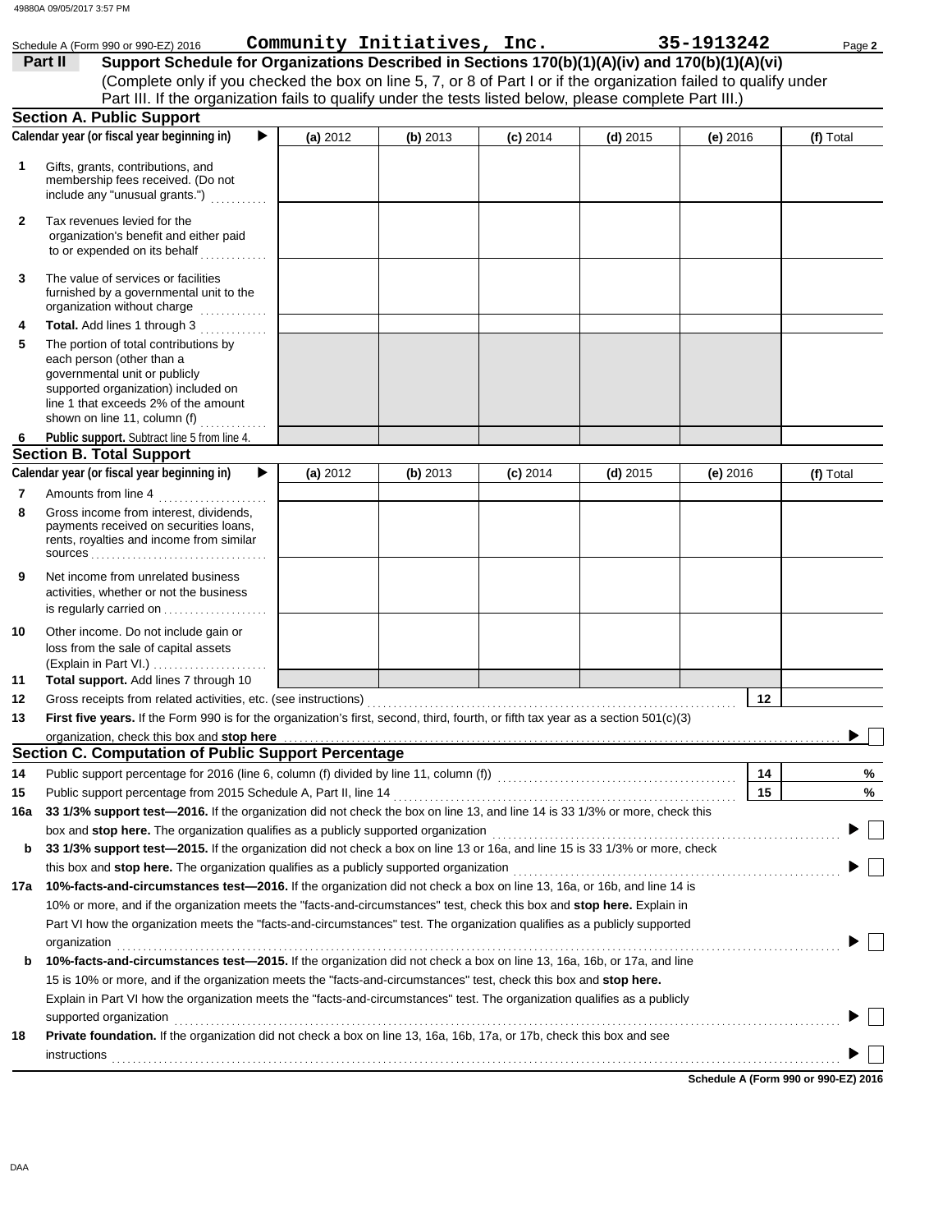Schedule A (Form 990 or 990-EZ) 2016 **Community Initiatives, Inc.** **35-1913242** Page **2**

## Part II Support Schedule for Organizations Described in Sections 170(b)(1)(A)(iv) and 170(b)(1)(A)(vi)

(Complete only if you checked the box on line 5, 7, or 8 of Part I or if the organization failed to qualify under Part III. If the organization fails to qualify under the tests listed below, please complete Part III.)

### Section A. Public Support

| | Calendar year (or fiscal year beginning in) ▶ | (a) 2012 | (b) 2013 | (c) 2014 | (d) 2015 | (e) 2016 | (f) Total |
|---|---|---|---|---|---|---|---|
| 1 | Gifts, grants, contributions, and membership fees received. (Do not include any "unusual grants.") | | | | | | |
| 2 | Tax revenues levied for the organization's benefit and either paid to or expended on its behalf | | | | | | |
| 3 | The value of services or facilities furnished by a governmental unit to the organization without charge | | | | | | |
| 4 | **Total.** Add lines 1 through 3 | | | | | | |
| 5 | The portion of total contributions by each person (other than a governmental unit or publicly supported organization) included on line 1 that exceeds 2% of the amount shown on line 11, column (f) | | | | | | |
| 6 | **Public support.** Subtract line 5 from line 4. | | | | | | |

### Section B. Total Support

| | Calendar year (or fiscal year beginning in) ▶ | (a) 2012 | (b) 2013 | (c) 2014 | (d) 2015 | (e) 2016 | (f) Total |
|---|---|---|---|---|---|---|---|
| 7 | Amounts from line 4 | | | | | | |
| 8 | Gross income from interest, dividends, payments received on securities loans, rents, royalties and income from similar sources | | | | | | |
| 9 | Net income from unrelated business activities, whether or not the business is regularly carried on | | | | | | |
| 10 | Other income. Do not include gain or loss from the sale of capital assets (Explain in Part VI.) | | | | | | |
| 11 | **Total support.** Add lines 7 through 10 | | | | | | |

**12** Gross receipts from related activities, etc. (see instructions) **12**

**13** **First five years.** If the Form 990 is for the organization's first, second, third, fourth, or fifth tax year as a section 501(c)(3) organization, check this box and **stop here** ▶ ☐

### Section C. Computation of Public Support Percentage

**14** Public support percentage for 2016 (line 6, column (f) divided by line 11, column (f)) **14** %

**15** Public support percentage from 2015 Schedule A, Part II, line 14 **15** %

**16a** **33 1/3% support test—2016.** If the organization did not check the box on line 13, and line 14 is 33 1/3% or more, check this box and **stop here.** The organization qualifies as a publicly supported organization ▶ ☐

**b** **33 1/3% support test—2015.** If the organization did not check a box on line 13 or 16a, and line 15 is 33 1/3% or more, check this box and **stop here.** The organization qualifies as a publicly supported organization ▶ ☐

**17a** **10%-facts-and-circumstances test—2016.** If the organization did not check a box on line 13, 16a, or 16b, and line 14 is 10% or more, and if the organization meets the "facts-and-circumstances" test, check this box and **stop here.** Explain in Part VI how the organization meets the "facts-and-circumstances" test. The organization qualifies as a publicly supported organization ▶ ☐

**b** **10%-facts-and-circumstances test—2015.** If the organization did not check a box on line 13, 16a, 16b, or 17a, and line 15 is 10% or more, and if the organization meets the "facts-and-circumstances" test, check this box and **stop here.** Explain in Part VI how the organization meets the "facts-and-circumstances" test. The organization qualifies as a publicly supported organization ▶ ☐

**18** **Private foundation.** If the organization did not check a box on line 13, 16a, 16b, 17a, or 17b, check this box and see instructions ▶ ☐

**Schedule A (Form 990 or 990-EZ) 2016**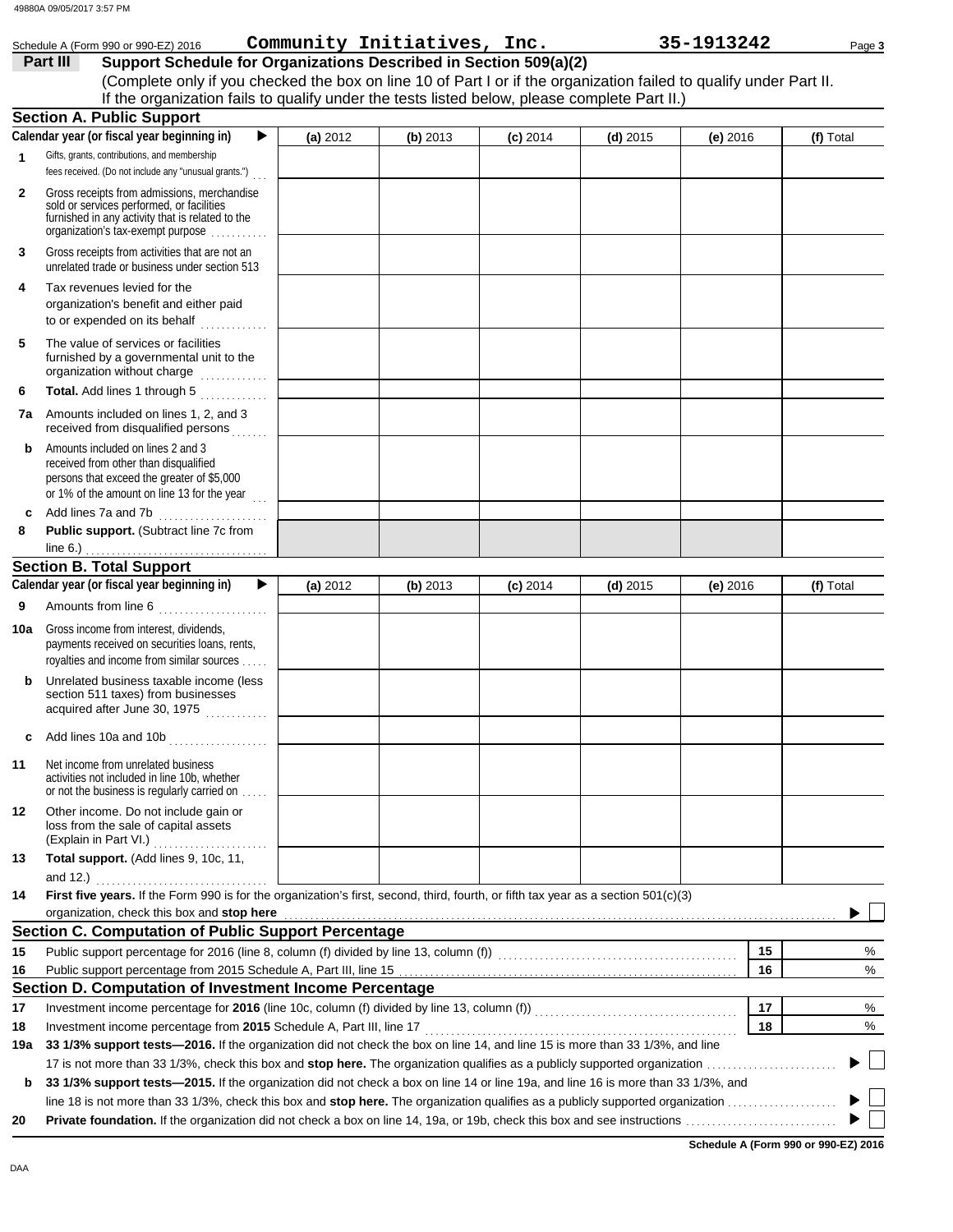Schedule A (Form 990 or 990-EZ) 2016 **Community Initiatives, Inc.** **35-1913242** Page **3**

## Part III Support Schedule for Organizations Described in Section 509(a)(2)

(Complete only if you checked the box on line 10 of Part I or if the organization failed to qualify under Part II. If the organization fails to qualify under the tests listed below, please complete Part II.)

### Section A. Public Support

| Calendar year (or fiscal year beginning in) ▶ | (a) 2012 | (b) 2013 | (c) 2014 | (d) 2015 | (e) 2016 | (f) Total |
|---|---|---|---|---|---|---|
| **1** Gifts, grants, contributions, and membership fees received. (Do not include any "unusual grants.") | | | | | | |
| **2** Gross receipts from admissions, merchandise sold or services performed, or facilities furnished in any activity that is related to the organization's tax-exempt purpose | | | | | | |
| **3** Gross receipts from activities that are not an unrelated trade or business under section 513 | | | | | | |
| **4** Tax revenues levied for the organization's benefit and either paid to or expended on its behalf | | | | | | |
| **5** The value of services or facilities furnished by a governmental unit to the organization without charge | | | | | | |
| **6** **Total.** Add lines 1 through 5 | | | | | | |
| **7a** Amounts included on lines 1, 2, and 3 received from disqualified persons | | | | | | |
| **b** Amounts included on lines 2 and 3 received from other than disqualified persons that exceed the greater of $5,000 or 1% of the amount on line 13 for the year | | | | | | |
| **c** Add lines 7a and 7b | | | | | | |
| **8** **Public support.** (Subtract line 7c from line 6.) | | | | | | |

### Section B. Total Support

| Calendar year (or fiscal year beginning in) ▶ | (a) 2012 | (b) 2013 | (c) 2014 | (d) 2015 | (e) 2016 | (f) Total |
|---|---|---|---|---|---|---|
| **9** Amounts from line 6 | | | | | | |
| **10a** Gross income from interest, dividends, payments received on securities loans, rents, royalties and income from similar sources | | | | | | |
| **b** Unrelated business taxable income (less section 511 taxes) from businesses acquired after June 30, 1975 | | | | | | |
| **c** Add lines 10a and 10b | | | | | | |
| **11** Net income from unrelated business activities not included in line 10b, whether or not the business is regularly carried on | | | | | | |
| **12** Other income. Do not include gain or loss from the sale of capital assets (Explain in Part VI.) | | | | | | |
| **13** **Total support.** (Add lines 9, 10c, 11, and 12.) | | | | | | |

**14** **First five years.** If the Form 990 is for the organization's first, second, third, fourth, or fifth tax year as a section 501(c)(3) organization, check this box and **stop here** ▶ ☐

### Section C. Computation of Public Support Percentage

**15** Public support percentage for 2016 (line 8, column (f) divided by line 13, column (f)) — **15** — %

**16** Public support percentage from 2015 Schedule A, Part III, line 15 — **16** — %

### Section D. Computation of Investment Income Percentage

**17** Investment income percentage for **2016** (line 10c, column (f) divided by line 13, column (f)) — **17** — %

**18** Investment income percentage from **2015** Schedule A, Part III, line 17 — **18** — %

**19a** **33 1/3% support tests—2016.** If the organization did not check the box on line 14, and line 15 is more than 33 1/3%, and line 17 is not more than 33 1/3%, check this box and **stop here.** The organization qualifies as a publicly supported organization ▶ ☐

**b** **33 1/3% support tests—2015.** If the organization did not check a box on line 14 or line 19a, and line 16 is more than 33 1/3%, and line 18 is not more than 33 1/3%, check this box and **stop here.** The organization qualifies as a publicly supported organization ▶ ☐

**20** **Private foundation.** If the organization did not check a box on line 14, 19a, or 19b, check this box and see instructions ▶ ☐

**Schedule A (Form 990 or 990-EZ) 2016**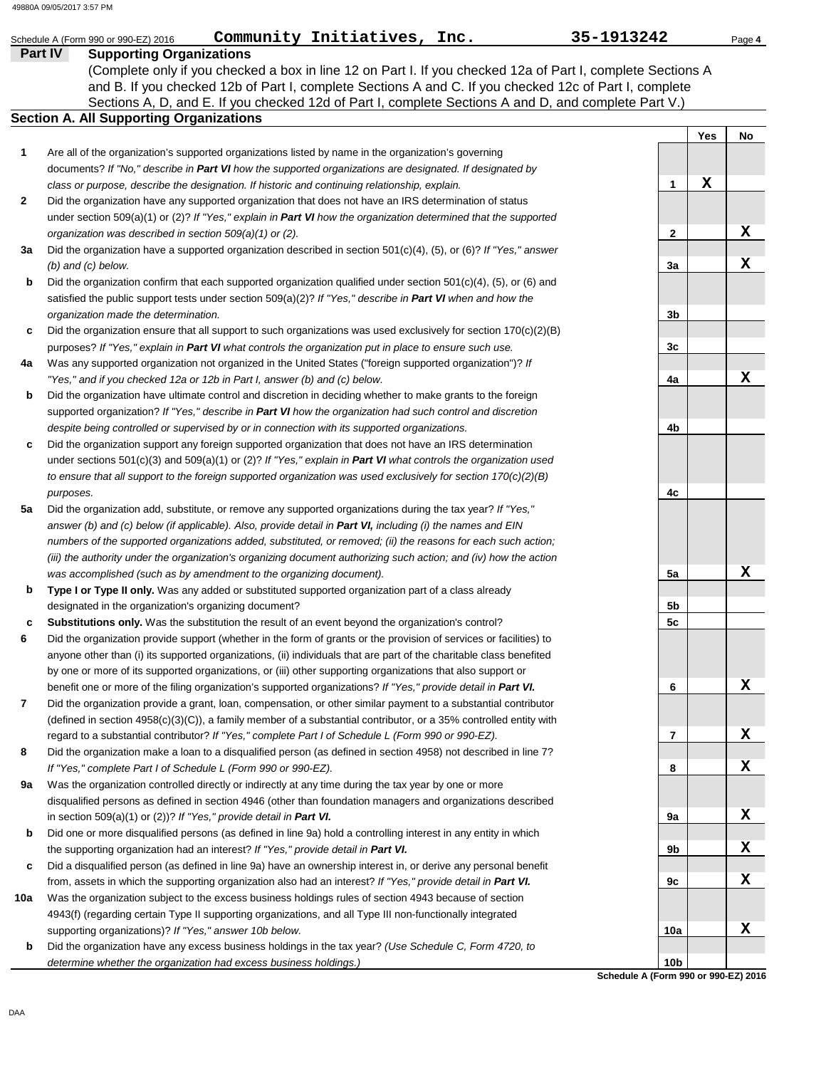Schedule A (Form 990 or 990-EZ) 2016 **Community Initiatives, Inc.** **35-1913242** Page **4**

## Part IV Supporting Organizations

(Complete only if you checked a box in line 12 on Part I. If you checked 12a of Part I, complete Sections A and B. If you checked 12b of Part I, complete Sections A and C. If you checked 12c of Part I, complete Sections A, D, and E. If you checked 12d of Part I, complete Sections A and D, and complete Part V.)

### Section A. All Supporting Organizations

| | | | Yes | No |
|---|---|---|---|---|
| **1** | Are all of the organization's supported organizations listed by name in the organization's governing documents? *If "No," describe in **Part VI** how the supported organizations are designated. If designated by class or purpose, describe the designation. If historic and continuing relationship, explain.* | 1 | X | |
| **2** | Did the organization have any supported organization that does not have an IRS determination of status under section 509(a)(1) or (2)? *If "Yes," explain in **Part VI** how the organization determined that the supported organization was described in section 509(a)(1) or (2).* | 2 | | X |
| **3a** | Did the organization have a supported organization described in section 501(c)(4), (5), or (6)? *If "Yes," answer (b) and (c) below.* | 3a | | X |
| **b** | Did the organization confirm that each supported organization qualified under section 501(c)(4), (5), or (6) and satisfied the public support tests under section 509(a)(2)? *If "Yes," describe in **Part VI** when and how the organization made the determination.* | 3b | | |
| **c** | Did the organization ensure that all support to such organizations was used exclusively for section 170(c)(2)(B) purposes? *If "Yes," explain in **Part VI** what controls the organization put in place to ensure such use.* | 3c | | |
| **4a** | Was any supported organization not organized in the United States ("foreign supported organization")? *If "Yes," and if you checked 12a or 12b in Part I, answer (b) and (c) below.* | 4a | | X |
| **b** | Did the organization have ultimate control and discretion in deciding whether to make grants to the foreign supported organization? *If "Yes," describe in **Part VI** how the organization had such control and discretion despite being controlled or supervised by or in connection with its supported organizations.* | 4b | | |
| **c** | Did the organization support any foreign supported organization that does not have an IRS determination under sections 501(c)(3) and 509(a)(1) or (2)? *If "Yes," explain in **Part VI** what controls the organization used to ensure that all support to the foreign supported organization was used exclusively for section 170(c)(2)(B) purposes.* | 4c | | |
| **5a** | Did the organization add, substitute, or remove any supported organizations during the tax year? *If "Yes," answer (b) and (c) below (if applicable). Also, provide detail in **Part VI,** including (i) the names and EIN numbers of the supported organizations added, substituted, or removed; (ii) the reasons for each such action; (iii) the authority under the organization's organizing document authorizing such action; and (iv) how the action was accomplished (such as by amendment to the organizing document).* | 5a | | X |
| **b** | **Type I or Type II only.** Was any added or substituted supported organization part of a class already designated in the organization's organizing document? | 5b | | |
| **c** | **Substitutions only.** Was the substitution the result of an event beyond the organization's control? | 5c | | |
| **6** | Did the organization provide support (whether in the form of grants or the provision of services or facilities) to anyone other than (i) its supported organizations, (ii) individuals that are part of the charitable class benefited by one or more of its supported organizations, or (iii) other supporting organizations that also support or benefit one or more of the filing organization's supported organizations? ***If "Yes," provide detail in Part VI.*** | 6 | | X |
| **7** | Did the organization provide a grant, loan, compensation, or other similar payment to a substantial contributor (defined in section 4958(c)(3)(C)), a family member of a substantial contributor, or a 35% controlled entity with regard to a substantial contributor? *If "Yes," complete Part I of Schedule L (Form 990 or 990-EZ).* | 7 | | X |
| **8** | Did the organization make a loan to a disqualified person (as defined in section 4958) not described in line 7? *If "Yes," complete Part I of Schedule L (Form 990 or 990-EZ).* | 8 | | X |
| **9a** | Was the organization controlled directly or indirectly at any time during the tax year by one or more disqualified persons as defined in section 4946 (other than foundation managers and organizations described in section 509(a)(1) or (2))? ***If "Yes," provide detail in Part VI.*** | 9a | | X |
| **b** | Did one or more disqualified persons (as defined in line 9a) hold a controlling interest in any entity in which the supporting organization had an interest? ***If "Yes," provide detail in Part VI.*** | 9b | | X |
| **c** | Did a disqualified person (as defined in line 9a) have an ownership interest in, or derive any personal benefit from, assets in which the supporting organization also had an interest? ***If "Yes," provide detail in Part VI.*** | 9c | | X |
| **10a** | Was the organization subject to the excess business holdings rules of section 4943 because of section 4943(f) (regarding certain Type II supporting organizations, and all Type III non-functionally integrated supporting organizations)? *If "Yes," answer 10b below.* | 10a | | X |
| **b** | Did the organization have any excess business holdings in the tax year? *(Use Schedule C, Form 4720, to determine whether the organization had excess business holdings.)* | 10b | | |

**Schedule A (Form 990 or 990-EZ) 2016**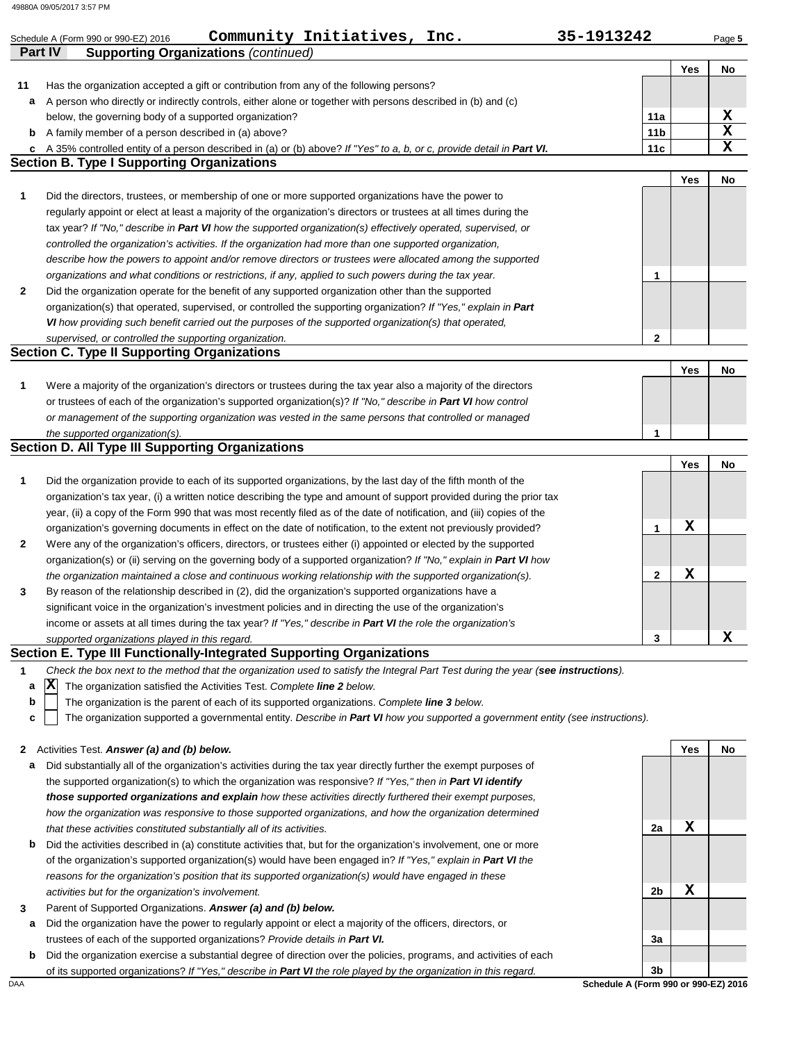Schedule A (Form 990 or 990-EZ) 2016 **Community Initiatives, Inc.** **35-1913242** Page **5**

**Part IV** **Supporting Organizations** *(continued)*

| | | | Yes | No |
|---|---|---|---|---|
| **11** | Has the organization accepted a gift or contribution from any of the following persons? | | | |
| **a** | A person who directly or indirectly controls, either alone or together with persons described in (b) and (c) below, the governing body of a supported organization? | **11a** | | X |
| **b** | A family member of a person described in (a) above? | **11b** | | X |
| **c** | A 35% controlled entity of a person described in (a) or (b) above? *If "Yes" to a, b, or c, provide detail in **Part VI.*** | **11c** | | X |

**Section B. Type I Supporting Organizations**

| | | | Yes | No |
|---|---|---|---|---|
| **1** | Did the directors, trustees, or membership of one or more supported organizations have the power to regularly appoint or elect at least a majority of the organization's directors or trustees at all times during the tax year? *If "No," describe in **Part VI** how the supported organization(s) effectively operated, supervised, or controlled the organization's activities. If the organization had more than one supported organization, describe how the powers to appoint and/or remove directors or trustees were allocated among the supported organizations and what conditions or restrictions, if any, applied to such powers during the tax year.* | **1** | | |
| **2** | Did the organization operate for the benefit of any supported organization other than the supported organization(s) that operated, supervised, or controlled the supporting organization? *If "Yes," explain in **Part VI** how providing such benefit carried out the purposes of the supported organization(s) that operated, supervised, or controlled the supporting organization.* | **2** | | |

**Section C. Type II Supporting Organizations**

| | | | Yes | No |
|---|---|---|---|---|
| **1** | Were a majority of the organization's directors or trustees during the tax year also a majority of the directors or trustees of each of the organization's supported organization(s)? *If "No," describe in **Part VI** how control or management of the supporting organization was vested in the same persons that controlled or managed the supported organization(s).* | **1** | | |

**Section D. All Type III Supporting Organizations**

| | | | Yes | No |
|---|---|---|---|---|
| **1** | Did the organization provide to each of its supported organizations, by the last day of the fifth month of the organization's tax year, (i) a written notice describing the type and amount of support provided during the prior tax year, (ii) a copy of the Form 990 that was most recently filed as of the date of notification, and (iii) copies of the organization's governing documents in effect on the date of notification, to the extent not previously provided? | **1** | X | |
| **2** | Were any of the organization's officers, directors, or trustees either (i) appointed or elected by the supported organization(s) or (ii) serving on the governing body of a supported organization? *If "No," explain in **Part VI** how the organization maintained a close and continuous working relationship with the supported organization(s).* | **2** | X | |
| **3** | By reason of the relationship described in (2), did the organization's supported organizations have a significant voice in the organization's investment policies and in directing the use of the organization's income or assets at all times during the tax year? *If "Yes," describe in **Part VI** the role the organization's supported organizations played in this regard.* | **3** | | X |

**Section E. Type III Functionally-Integrated Supporting Organizations**

**1** *Check the box next to the method that the organization used to satisfy the Integral Part Test during the year (**see instructions**).*

- **a** [X] The organization satisfied the Activities Test. *Complete **line 2** below.*
- **b** [ ] The organization is the parent of each of its supported organizations. *Complete **line 3** below.*
- **c** [ ] The organization supported a governmental entity. *Describe in **Part VI** how you supported a government entity (see instructions).*

| | | | Yes | No |
|---|---|---|---|---|
| **2** | Activities Test. ***Answer (a) and (b) below.*** | | | |
| **a** | Did substantially all of the organization's activities during the tax year directly further the exempt purposes of the supported organization(s) to which the organization was responsive? *If "Yes," then in **Part VI identify those supported organizations and explain** how these activities directly furthered their exempt purposes, how the organization was responsive to those supported organizations, and how the organization determined that these activities constituted substantially all of its activities.* | **2a** | X | |
| **b** | Did the activities described in (a) constitute activities that, but for the organization's involvement, one or more of the organization's supported organization(s) would have been engaged in? *If "Yes," explain in **Part VI** the reasons for the organization's position that its supported organization(s) would have engaged in these activities but for the organization's involvement.* | **2b** | X | |
| **3** | Parent of Supported Organizations. ***Answer (a) and (b) below.*** | | | |
| **a** | Did the organization have the power to regularly appoint or elect a majority of the officers, directors, or trustees of each of the supported organizations? *Provide details in **Part VI.*** | **3a** | | |
| **b** | Did the organization exercise a substantial degree of direction over the policies, programs, and activities of each of its supported organizations? *If "Yes," describe in **Part VI** the role played by the organization in this regard.* | **3b** | | |

**Schedule A (Form 990 or 990-EZ) 2016**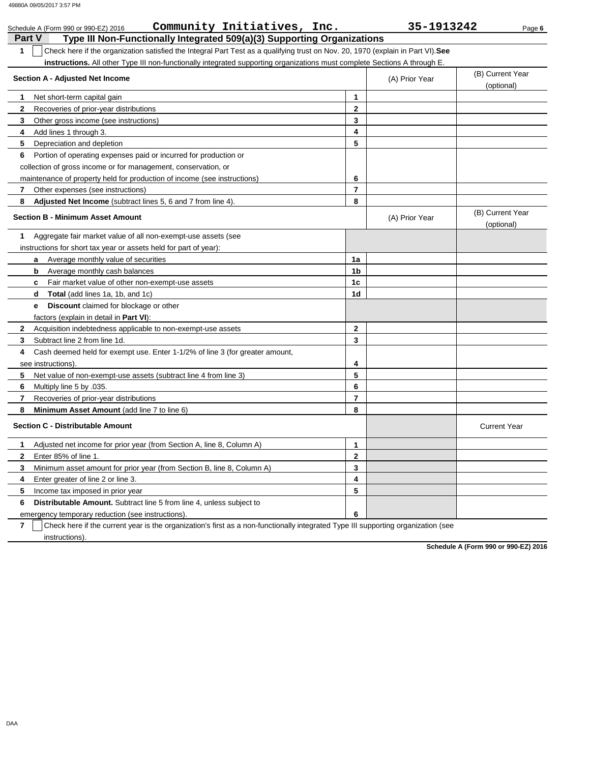Schedule A (Form 990 or 990-EZ) 2016 **Community Initiatives, Inc.** **35-1913242** Page **6**

## Part V Type III Non-Functionally Integrated 509(a)(3) Supporting Organizations

**1** ☐ Check here if the organization satisfied the Integral Part Test as a qualifying trust on Nov. 20, 1970 (explain in Part VI). **See instructions.** All other Type III non-functionally integrated supporting organizations must complete Sections A through E.

| **Section A - Adjusted Net Income** | | (A) Prior Year | (B) Current Year (optional) |
|---|---|---|---|
| **1** Net short-term capital gain | **1** | | |
| **2** Recoveries of prior-year distributions | **2** | | |
| **3** Other gross income (see instructions) | **3** | | |
| **4** Add lines 1 through 3. | **4** | | |
| **5** Depreciation and depletion | **5** | | |
| **6** Portion of operating expenses paid or incurred for production or collection of gross income or for management, conservation, or maintenance of property held for production of income (see instructions) | **6** | | |
| **7** Other expenses (see instructions) | **7** | | |
| **8** **Adjusted Net Income** (subtract lines 5, 6 and 7 from line 4). | **8** | | |

| **Section B - Minimum Asset Amount** | | (A) Prior Year | (B) Current Year (optional) |
|---|---|---|---|
| **1** Aggregate fair market value of all non-exempt-use assets (see instructions for short tax year or assets held for part of year): | | | |
| **a** Average monthly value of securities | **1a** | | |
| **b** Average monthly cash balances | **1b** | | |
| **c** Fair market value of other non-exempt-use assets | **1c** | | |
| **d** **Total** (add lines 1a, 1b, and 1c) | **1d** | | |
| **e** **Discount** claimed for blockage or other factors (explain in detail in **Part VI**): | | | |
| **2** Acquisition indebtedness applicable to non-exempt-use assets | **2** | | |
| **3** Subtract line 2 from line 1d. | **3** | | |
| **4** Cash deemed held for exempt use. Enter 1-1/2% of line 3 (for greater amount, see instructions). | **4** | | |
| **5** Net value of non-exempt-use assets (subtract line 4 from line 3) | **5** | | |
| **6** Multiply line 5 by .035. | **6** | | |
| **7** Recoveries of prior-year distributions | **7** | | |
| **8** **Minimum Asset Amount** (add line 7 to line 6) | **8** | | |

| **Section C - Distributable Amount** | | | Current Year |
|---|---|---|---|
| **1** Adjusted net income for prior year (from Section A, line 8, Column A) | **1** | | |
| **2** Enter 85% of line 1. | **2** | | |
| **3** Minimum asset amount for prior year (from Section B, line 8, Column A) | **3** | | |
| **4** Enter greater of line 2 or line 3. | **4** | | |
| **5** Income tax imposed in prior year | **5** | | |
| **6** **Distributable Amount.** Subtract line 5 from line 4, unless subject to emergency temporary reduction (see instructions). | **6** | | |

**7** ☐ Check here if the current year is the organization's first as a non-functionally integrated Type III supporting organization (see instructions).

**Schedule A (Form 990 or 990-EZ) 2016**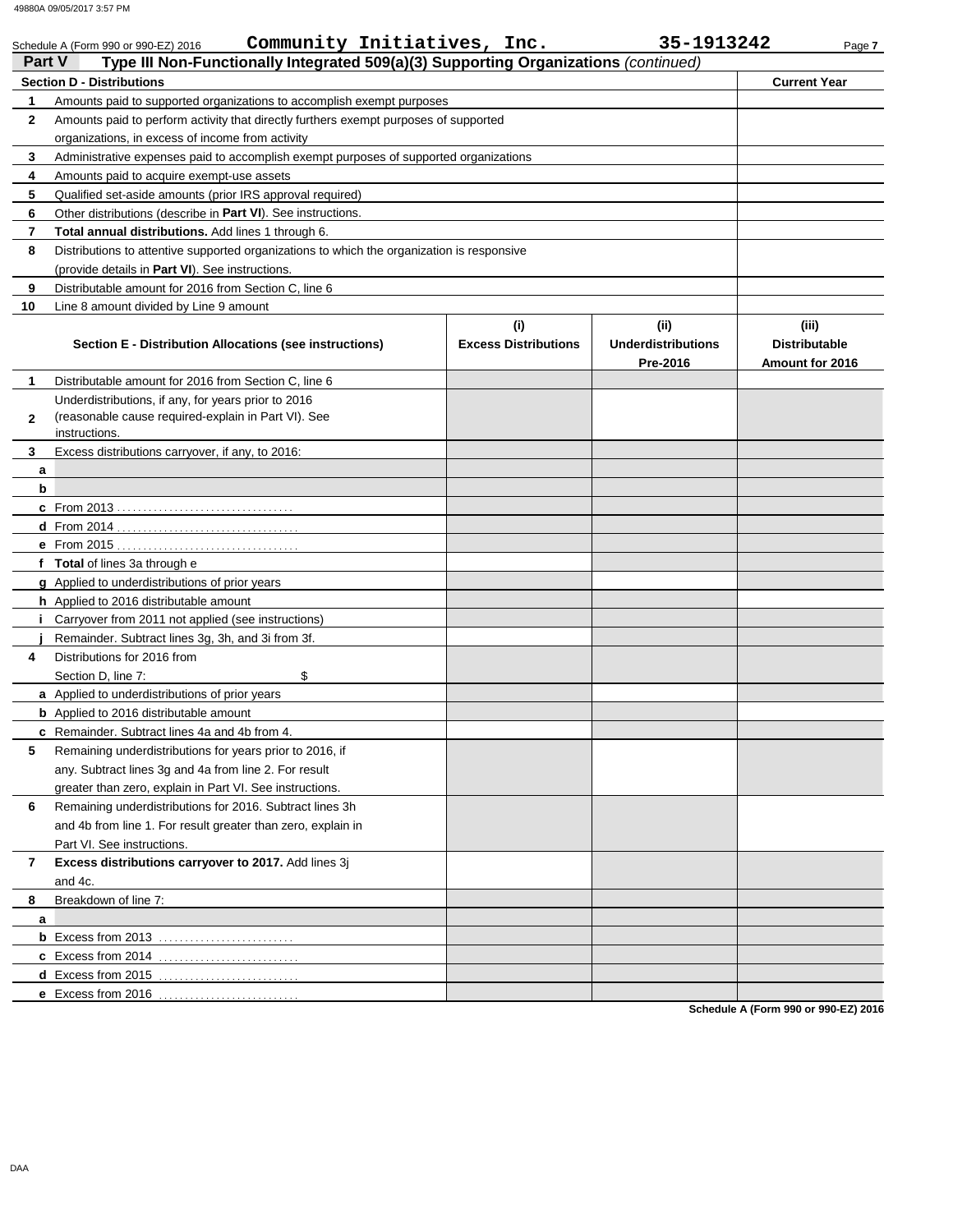Schedule A (Form 990 or 990-EZ) 2016 **Community Initiatives, Inc.** **35-1913242**

## Part V Type III Non-Functionally Integrated 509(a)(3) Supporting Organizations *(continued)*

| Section D - Distributions | | Current Year |
|---|---|---|
| 1 | Amounts paid to supported organizations to accomplish exempt purposes | |
| 2 | Amounts paid to perform activity that directly furthers exempt purposes of supported organizations, in excess of income from activity | |
| 3 | Administrative expenses paid to accomplish exempt purposes of supported organizations | |
| 4 | Amounts paid to acquire exempt-use assets | |
| 5 | Qualified set-aside amounts (prior IRS approval required) | |
| 6 | Other distributions (describe in **Part VI**). See instructions. | |
| 7 | **Total annual distributions.** Add lines 1 through 6. | |
| 8 | Distributions to attentive supported organizations to which the organization is responsive (provide details in **Part VI**). See instructions. | |
| 9 | Distributable amount for 2016 from Section C, line 6 | |
| 10 | Line 8 amount divided by Line 9 amount | |

| | Section E - Distribution Allocations (see instructions) | (i) Excess Distributions | (ii) Underdistributions Pre-2016 | (iii) Distributable Amount for 2016 |
|---|---|---|---|---|
| 1 | Distributable amount for 2016 from Section C, line 6 | | | |
| 2 | Underdistributions, if any, for years prior to 2016 (reasonable cause required-explain in Part VI). See instructions. | | | |
| 3 | Excess distributions carryover, if any, to 2016: | | | |
| a | | | | |
| b | | | | |
| c | From 2013 | | | |
| d | From 2014 | | | |
| e | From 2015 | | | |
| f | **Total** of lines 3a through e | | | |
| g | Applied to underdistributions of prior years | | | |
| h | Applied to 2016 distributable amount | | | |
| i | Carryover from 2011 not applied (see instructions) | | | |
| j | Remainder. Subtract lines 3g, 3h, and 3i from 3f. | | | |
| 4 | Distributions for 2016 from Section D, line 7: $ | | | |
| a | Applied to underdistributions of prior years | | | |
| b | Applied to 2016 distributable amount | | | |
| c | Remainder. Subtract lines 4a and 4b from 4. | | | |
| 5 | Remaining underdistributions for years prior to 2016, if any. Subtract lines 3g and 4a from line 2. For result greater than zero, explain in Part VI. See instructions. | | | |
| 6 | Remaining underdistributions for 2016. Subtract lines 3h and 4b from line 1. For result greater than zero, explain in Part VI. See instructions. | | | |
| 7 | **Excess distributions carryover to 2017.** Add lines 3j and 4c. | | | |
| 8 | Breakdown of line 7: | | | |
| a | | | | |
| b | Excess from 2013 | | | |
| c | Excess from 2014 | | | |
| d | Excess from 2015 | | | |
| e | Excess from 2016 | | | |

**Schedule A (Form 990 or 990-EZ) 2016**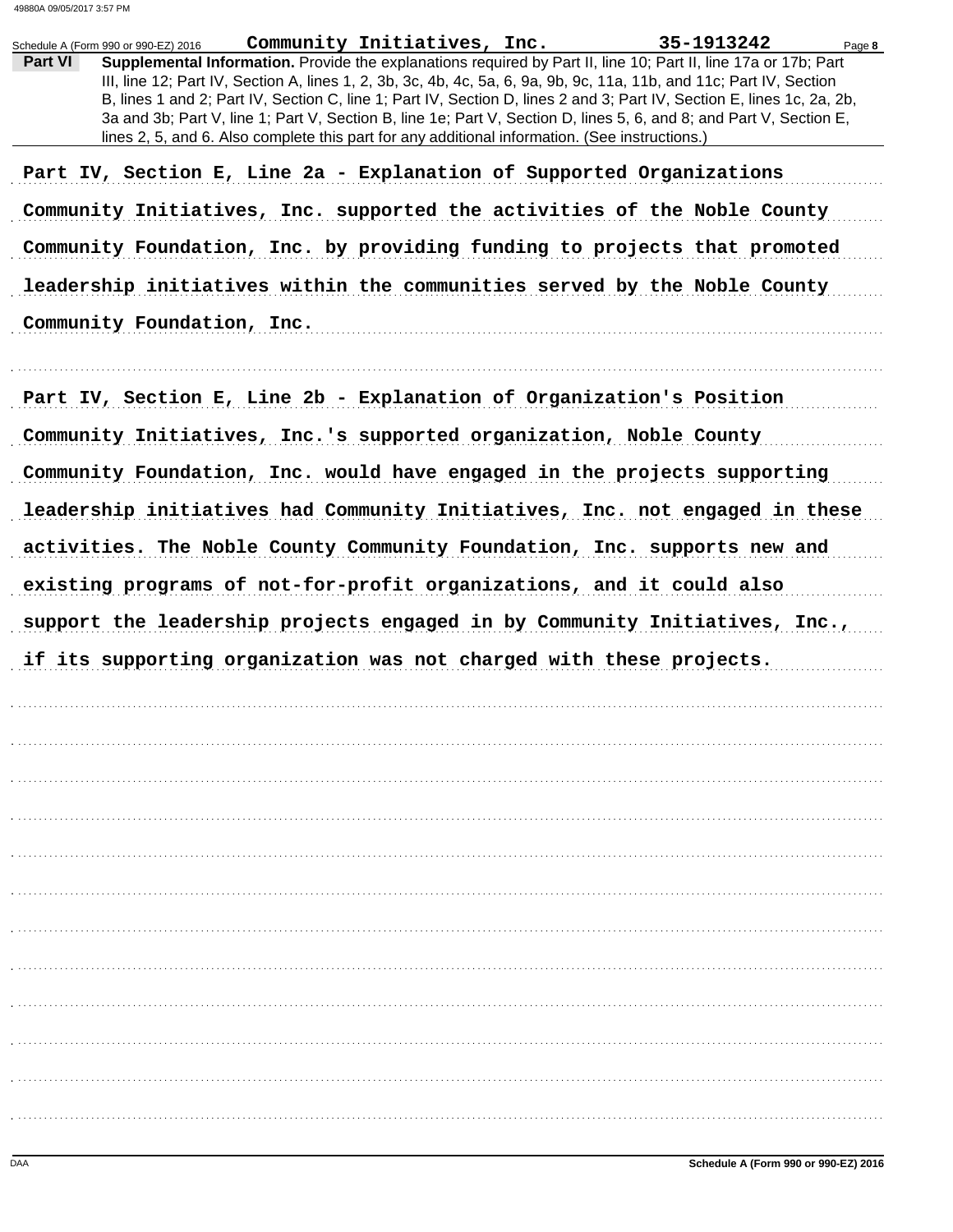Schedule A (Form 990 or 990-EZ) 2016 **Community Initiatives, Inc.** **35-1913242** Page **8**

**Part VI** **Supplemental Information.** Provide the explanations required by Part II, line 10; Part II, line 17a or 17b; Part III, line 12; Part IV, Section A, lines 1, 2, 3b, 3c, 4b, 4c, 5a, 6, 9a, 9b, 9c, 11a, 11b, and 11c; Part IV, Section B, lines 1 and 2; Part IV, Section C, line 1; Part IV, Section D, lines 2 and 3; Part IV, Section E, lines 1c, 2a, 2b, 3a and 3b; Part V, line 1; Part V, Section B, line 1e; Part V, Section D, lines 5, 6, and 8; and Part V, Section E, lines 2, 5, and 6. Also complete this part for any additional information. (See instructions.)

Part IV, Section E, Line 2a - Explanation of Supported Organizations

Community Initiatives, Inc. supported the activities of the Noble County Community Foundation, Inc. by providing funding to projects that promoted leadership initiatives within the communities served by the Noble County Community Foundation, Inc.

Part IV, Section E, Line 2b - Explanation of Organization's Position

Community Initiatives, Inc.'s supported organization, Noble County Community Foundation, Inc. would have engaged in the projects supporting leadership initiatives had Community Initiatives, Inc. not engaged in these activities. The Noble County Community Foundation, Inc. supports new and existing programs of not-for-profit organizations, and it could also support the leadership projects engaged in by Community Initiatives, Inc., if its supporting organization was not charged with these projects.

DAA **Schedule A (Form 990 or 990-EZ) 2016**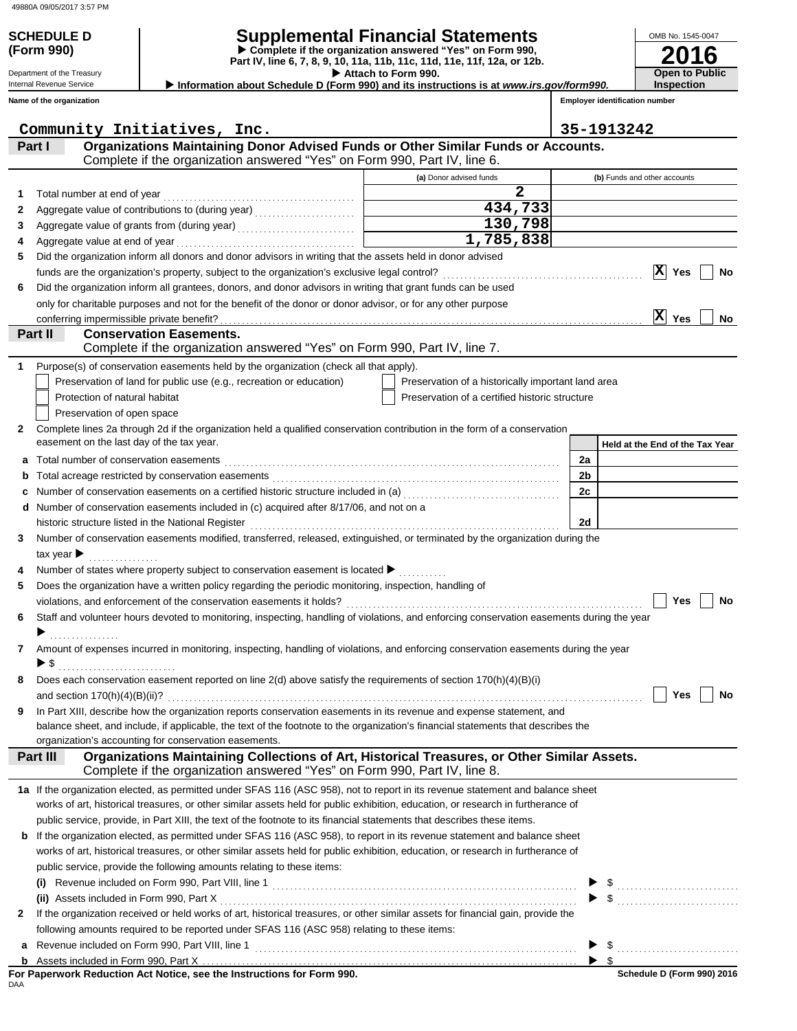**SCHEDULE D (Form 990)**

Department of the Treasury
Internal Revenue Service

# Supplemental Financial Statements

▶ Complete if the organization answered "Yes" on Form 990, Part IV, line 6, 7, 8, 9, 10, 11a, 11b, 11c, 11d, 11e, 11f, 12a, or 12b.
▶ Attach to Form 990.
▶ Information about Schedule D (Form 990) and its instructions is at *www.irs.gov/form990.*

OMB No. 1545-0047
**2016**
**Open to Public Inspection**

**Name of the organization:** Community Initiatives, Inc.
**Employer identification number:** 35-1913242

## Part I Organizations Maintaining Donor Advised Funds or Other Similar Funds or Accounts.
Complete if the organization answered "Yes" on Form 990, Part IV, line 6.

| | | (a) Donor advised funds | (b) Funds and other accounts |
|---|---|---|---|
| 1 | Total number at end of year | 2 | |
| 2 | Aggregate value of contributions to (during year) | 434,733 | |
| 3 | Aggregate value of grants from (during year) | 130,798 | |
| 4 | Aggregate value at end of year | 1,785,838 | |

5 Did the organization inform all donors and donor advisors in writing that the assets held in donor advised funds are the organization's property, subject to the organization's exclusive legal control? **[X] Yes** [ ] No

6 Did the organization inform all grantees, donors, and donor advisors in writing that grant funds can be used only for charitable purposes and not for the benefit of the donor or donor advisor, or for any other purpose conferring impermissible private benefit? **[X] Yes** [ ] No

## Part II Conservation Easements.
Complete if the organization answered "Yes" on Form 990, Part IV, line 7.

1 Purpose(s) of conservation easements held by the organization (check all that apply).
- [ ] Preservation of land for public use (e.g., recreation or education)
- [ ] Protection of natural habitat
- [ ] Preservation of open space
- [ ] Preservation of a historically important land area
- [ ] Preservation of a certified historic structure

2 Complete lines 2a through 2d if the organization held a qualified conservation contribution in the form of a conservation easement on the last day of the tax year.

| | | | Held at the End of the Tax Year |
|---|---|---|---|
| a | Total number of conservation easements | 2a | |
| b | Total acreage restricted by conservation easements | 2b | |
| c | Number of conservation easements on a certified historic structure included in (a) | 2c | |
| d | Number of conservation easements included in (c) acquired after 8/17/06, and not on a historic structure listed in the National Register | 2d | |

3 Number of conservation easements modified, transferred, released, extinguished, or terminated by the organization during the tax year ▶

4 Number of states where property subject to conservation easement is located ▶

5 Does the organization have a written policy regarding the periodic monitoring, inspection, handling of violations, and enforcement of the conservation easements it holds? [ ] Yes [ ] No

6 Staff and volunteer hours devoted to monitoring, inspecting, handling of violations, and enforcing conservation easements during the year ▶

7 Amount of expenses incurred in monitoring, inspecting, handling of violations, and enforcing conservation easements during the year ▶ $

8 Does each conservation easement reported on line 2(d) above satisfy the requirements of section 170(h)(4)(B)(i) and section 170(h)(4)(B)(ii)? [ ] Yes [ ] No

9 In Part XIII, describe how the organization reports conservation easements in its revenue and expense statement, and balance sheet, and include, if applicable, the text of the footnote to the organization's financial statements that describes the organization's accounting for conservation easements.

## Part III Organizations Maintaining Collections of Art, Historical Treasures, or Other Similar Assets.
Complete if the organization answered "Yes" on Form 990, Part IV, line 8.

1a If the organization elected, as permitted under SFAS 116 (ASC 958), not to report in its revenue statement and balance sheet works of art, historical treasures, or other similar assets held for public exhibition, education, or research in furtherance of public service, provide, in Part XIII, the text of the footnote to its financial statements that describes these items.

b If the organization elected, as permitted under SFAS 116 (ASC 958), to report in its revenue statement and balance sheet works of art, historical treasures, or other similar assets held for public exhibition, education, or research in furtherance of public service, provide the following amounts relating to these items:

(i) Revenue included on Form 990, Part VIII, line 1 ▶ $

(ii) Assets included in Form 990, Part X ▶ $

2 If the organization received or held works of art, historical treasures, or other similar assets for financial gain, provide the following amounts required to be reported under SFAS 116 (ASC 958) relating to these items:

a Revenue included on Form 990, Part VIII, line 1 ▶ $

b Assets included in Form 990, Part X ▶ $

**For Paperwork Reduction Act Notice, see the Instructions for Form 990.**
Schedule D (Form 990) 2016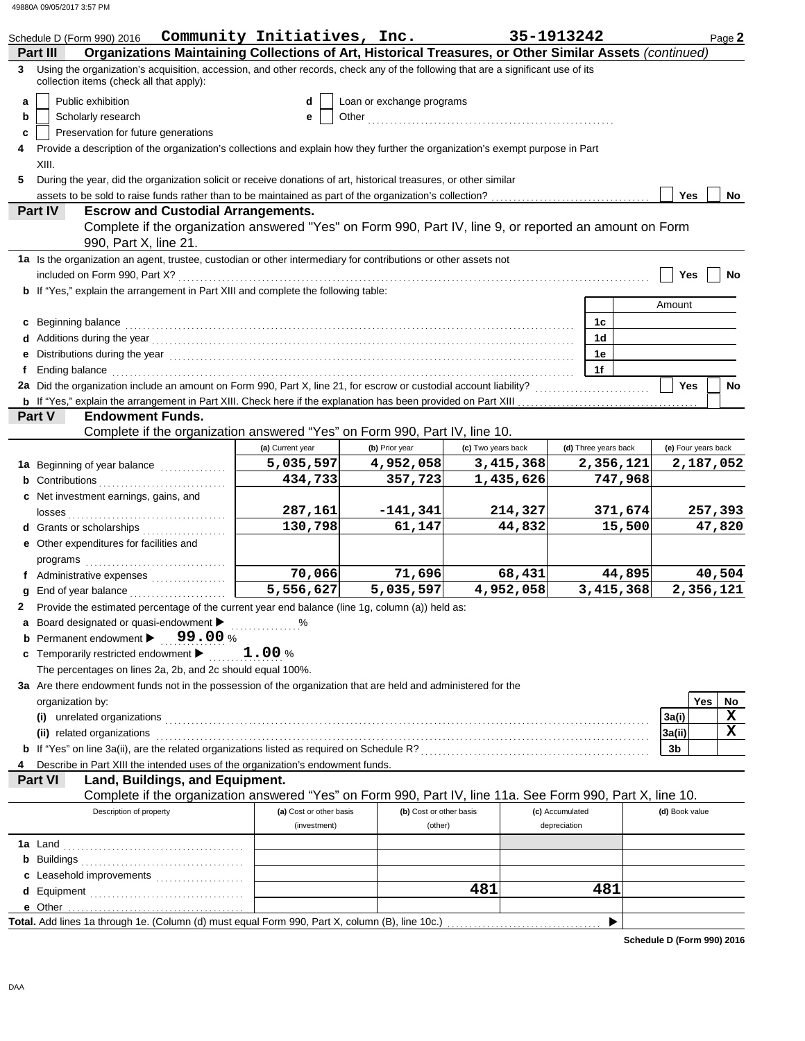Schedule D (Form 990) 2016 **Community Initiatives, Inc.** **35-1913242** Page **2**

**Part III** **Organizations Maintaining Collections of Art, Historical Treasures, or Other Similar Assets** *(continued)*

**3** Using the organization's acquisition, accession, and other records, check any of the following that are a significant use of its collection items (check all that apply):

- **a** ☐ Public exhibition
- **b** ☐ Scholarly research
- **c** ☐ Preservation for future generations
- **d** ☐ Loan or exchange programs
- **e** ☐ Other

**4** Provide a description of the organization's collections and explain how they further the organization's exempt purpose in Part XIII.

**5** During the year, did the organization solicit or receive donations of art, historical treasures, or other similar assets to be sold to raise funds rather than to be maintained as part of the organization's collection? ☐ Yes ☐ No

**Part IV** **Escrow and Custodial Arrangements.**

Complete if the organization answered "Yes" on Form 990, Part IV, line 9, or reported an amount on Form 990, Part X, line 21.

**1a** Is the organization an agent, trustee, custodian or other intermediary for contributions or other assets not included on Form 990, Part X? ☐ Yes ☐ No

**b** If "Yes," explain the arrangement in Part XIII and complete the following table:

| | | Amount |
|---|---|---|
| **c** Beginning balance | 1c | |
| **d** Additions during the year | 1d | |
| **e** Distributions during the year | 1e | |
| **f** Ending balance | 1f | |

**2a** Did the organization include an amount on Form 990, Part X, line 21, for escrow or custodial account liability? ☐ Yes ☐ No

**b** If "Yes," explain the arrangement in Part XIII. Check here if the explanation has been provided on Part XIII ☐

**Part V** **Endowment Funds.**

Complete if the organization answered "Yes" on Form 990, Part IV, line 10.

| | (a) Current year | (b) Prior year | (c) Two years back | (d) Three years back | (e) Four years back |
|---|---|---|---|---|---|
| **1a** Beginning of year balance | 5,035,597 | 4,952,058 | 3,415,368 | 2,356,121 | 2,187,052 |
| **b** Contributions | 434,733 | 357,723 | 1,435,626 | 747,968 | |
| **c** Net investment earnings, gains, and losses | 287,161 | -141,341 | 214,327 | 371,674 | 257,393 |
| **d** Grants or scholarships | 130,798 | 61,147 | 44,832 | 15,500 | 47,820 |
| **e** Other expenditures for facilities and programs | | | | | |
| **f** Administrative expenses | 70,066 | 71,696 | 68,431 | 44,895 | 40,504 |
| **g** End of year balance | 5,556,627 | 5,035,597 | 4,952,058 | 3,415,368 | 2,356,121 |

**2** Provide the estimated percentage of the current year end balance (line 1g, column (a)) held as:

- **a** Board designated or quasi-endowment ▶ %
- **b** Permanent endowment ▶ **99.00** %
- **c** Temporarily restricted endowment ▶ **1.00** %

The percentages on lines 2a, 2b, and 2c should equal 100%.

**3a** Are there endowment funds not in the possession of the organization that are held and administered for the organization by:

| | | Yes | No |
|---|---|---|---|
| **(i)** unrelated organizations | 3a(i) | | X |
| **(ii)** related organizations | 3a(ii) | | X |
| **b** If "Yes" on line 3a(ii), are the related organizations listed as required on Schedule R? | 3b | | |

**4** Describe in Part XIII the intended uses of the organization's endowment funds.

**Part VI** **Land, Buildings, and Equipment.**

Complete if the organization answered "Yes" on Form 990, Part IV, line 11a. See Form 990, Part X, line 10.

| Description of property | (a) Cost or other basis (investment) | (b) Cost or other basis (other) | (c) Accumulated depreciation | (d) Book value |
|---|---|---|---|---|
| **1a** Land | | | | |
| **b** Buildings | | | | |
| **c** Leasehold improvements | | | | |
| **d** Equipment | | 481 | 481 | |
| **e** Other | | | | |
| **Total.** Add lines 1a through 1e. (Column (d) must equal Form 990, Part X, column (B), line 10c.) ▶ | | | | |

**Schedule D (Form 990) 2016**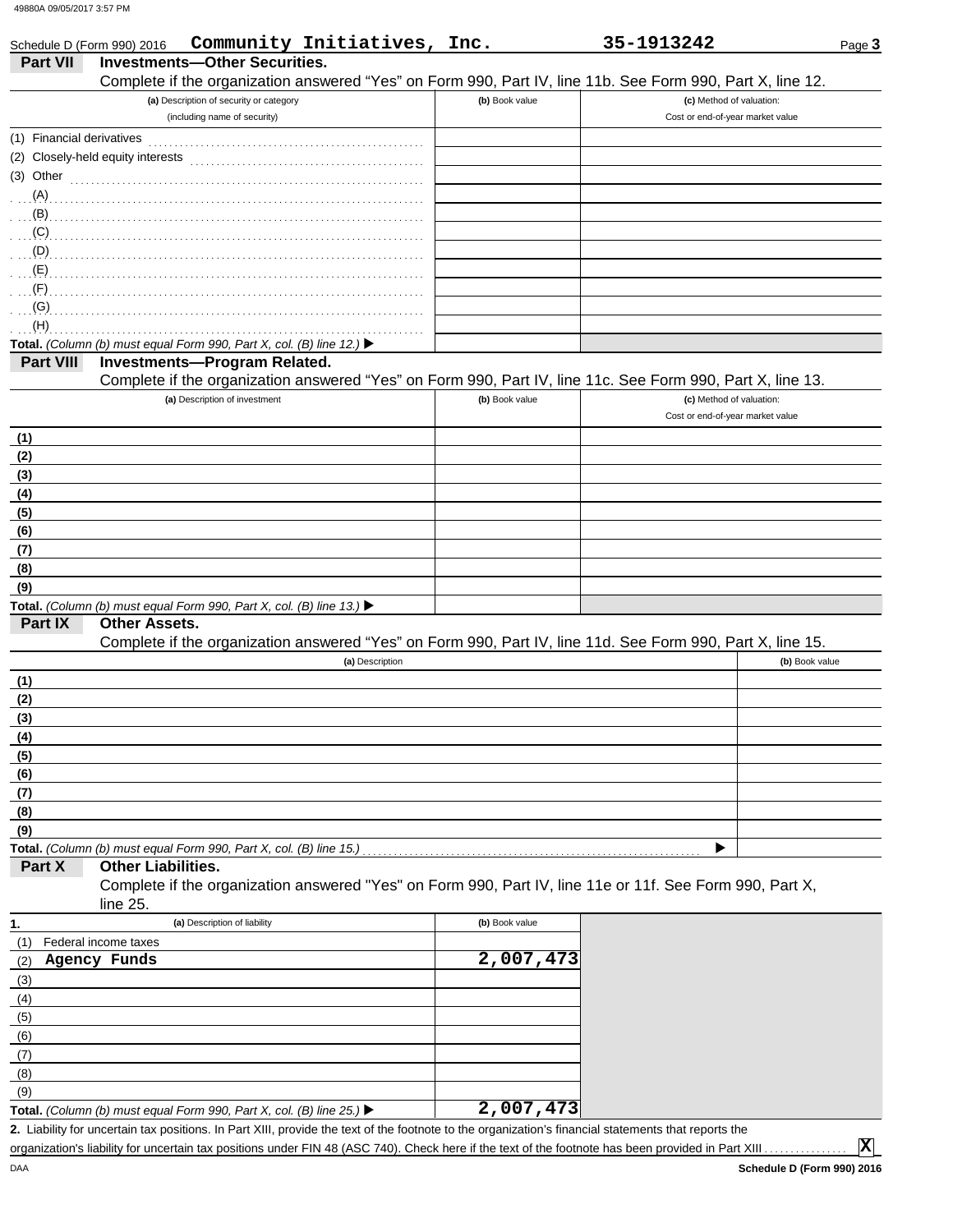Schedule D (Form 990) 2016 **Community Initiatives, Inc.** **35-1913242**

## Part VII Investments—Other Securities.

Complete if the organization answered "Yes" on Form 990, Part IV, line 11b. See Form 990, Part X, line 12.

| (a) Description of security or category (including name of security) | (b) Book value | (c) Method of valuation: Cost or end-of-year market value |
|---|---|---|
| (1) Financial derivatives | | |
| (2) Closely-held equity interests | | |
| (3) Other | | |
| (A) | | |
| (B) | | |
| (C) | | |
| (D) | | |
| (E) | | |
| (F) | | |
| (G) | | |
| (H) | | |
| **Total.** *(Column (b) must equal Form 990, Part X, col. (B) line 12.)* ▶ | | |

## Part VIII Investments—Program Related.

Complete if the organization answered "Yes" on Form 990, Part IV, line 11c. See Form 990, Part X, line 13.

| (a) Description of investment | (b) Book value | (c) Method of valuation: Cost or end-of-year market value |
|---|---|---|
| (1) | | |
| (2) | | |
| (3) | | |
| (4) | | |
| (5) | | |
| (6) | | |
| (7) | | |
| (8) | | |
| (9) | | |
| **Total.** *(Column (b) must equal Form 990, Part X, col. (B) line 13.)* ▶ | | |

## Part IX Other Assets.

Complete if the organization answered "Yes" on Form 990, Part IV, line 11d. See Form 990, Part X, line 15.

| (a) Description | (b) Book value |
|---|---|
| (1) | |
| (2) | |
| (3) | |
| (4) | |
| (5) | |
| (6) | |
| (7) | |
| (8) | |
| (9) | |
| **Total.** *(Column (b) must equal Form 990, Part X, col. (B) line 15.)* ▶ | |

## Part X Other Liabilities.

Complete if the organization answered "Yes" on Form 990, Part IV, line 11e or 11f. See Form 990, Part X, line 25.

| 1. (a) Description of liability | (b) Book value |
|---|---|
| (1) Federal income taxes | |
| (2) **Agency Funds** | **2,007,473** |
| (3) | |
| (4) | |
| (5) | |
| (6) | |
| (7) | |
| (8) | |
| (9) | |
| **Total.** *(Column (b) must equal Form 990, Part X, col. (B) line 25.)* ▶ | **2,007,473** |

**2.** Liability for uncertain tax positions. In Part XIII, provide the text of the footnote to the organization's financial statements that reports the organization's liability for uncertain tax positions under FIN 48 (ASC 740). Check here if the text of the footnote has been provided in Part XIII ☒

Schedule D (Form 990) 2016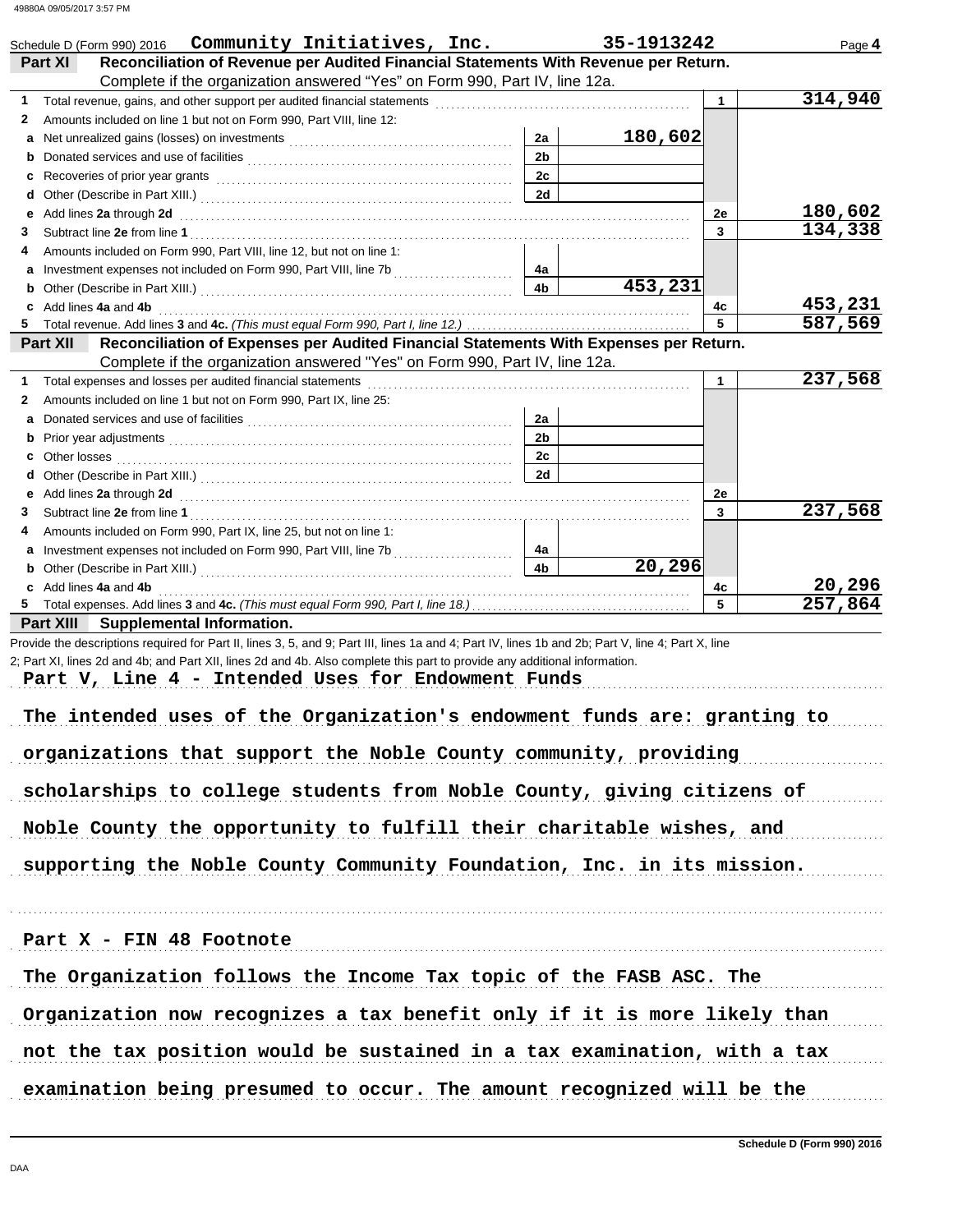Schedule D (Form 990) 2016 **Community Initiatives, Inc.** **35-1913242** Page **4**

## Part XI Reconciliation of Revenue per Audited Financial Statements With Revenue per Return.

Complete if the organization answered "Yes" on Form 990, Part IV, line 12a.

| | | | | | |
|---|---|---|---|---|---|
| 1 | Total revenue, gains, and other support per audited financial statements | | | 1 | 314,940 |
| 2 | Amounts included on line 1 but not on Form 990, Part VIII, line 12: | | | | |
| a | Net unrealized gains (losses) on investments | 2a | 180,602 | | |
| b | Donated services and use of facilities | 2b | | | |
| c | Recoveries of prior year grants | 2c | | | |
| d | Other (Describe in Part XIII.) | 2d | | | |
| e | Add lines **2a** through **2d** | | | 2e | 180,602 |
| 3 | Subtract line **2e** from line **1** | | | 3 | 134,338 |
| 4 | Amounts included on Form 990, Part VIII, line 12, but not on line 1: | | | | |
| a | Investment expenses not included on Form 990, Part VIII, line 7b | 4a | | | |
| b | Other (Describe in Part XIII.) | 4b | 453,231 | | |
| c | Add lines **4a** and **4b** | | | 4c | 453,231 |
| 5 | Total revenue. Add lines **3** and **4c.** *(This must equal Form 990, Part I, line 12.)* | | | 5 | 587,569 |

## Part XII Reconciliation of Expenses per Audited Financial Statements With Expenses per Return.

Complete if the organization answered "Yes" on Form 990, Part IV, line 12a.

| | | | | | |
|---|---|---|---|---|---|
| 1 | Total expenses and losses per audited financial statements | | | 1 | 237,568 |
| 2 | Amounts included on line 1 but not on Form 990, Part IX, line 25: | | | | |
| a | Donated services and use of facilities | 2a | | | |
| b | Prior year adjustments | 2b | | | |
| c | Other losses | 2c | | | |
| d | Other (Describe in Part XIII.) | 2d | | | |
| e | Add lines **2a** through **2d** | | | 2e | |
| 3 | Subtract line **2e** from line **1** | | | 3 | 237,568 |
| 4 | Amounts included on Form 990, Part IX, line 25, but not on line 1: | | | | |
| a | Investment expenses not included on Form 990, Part VIII, line 7b | 4a | | | |
| b | Other (Describe in Part XIII.) | 4b | 20,296 | | |
| c | Add lines **4a** and **4b** | | | 4c | 20,296 |
| 5 | Total expenses. Add lines **3** and **4c.** *(This must equal Form 990, Part I, line 18.)* | | | 5 | 257,864 |

## Part XIII Supplemental Information.

Provide the descriptions required for Part II, lines 3, 5, and 9; Part III, lines 1a and 4; Part IV, lines 1b and 2b; Part V, line 4; Part X, line 2; Part XI, lines 2d and 4b; and Part XII, lines 2d and 4b. Also complete this part to provide any additional information.

Part V, Line 4 - Intended Uses for Endowment Funds

The intended uses of the Organization's endowment funds are: granting to organizations that support the Noble County community, providing scholarships to college students from Noble County, giving citizens of Noble County the opportunity to fulfill their charitable wishes, and supporting the Noble County Community Foundation, Inc. in its mission.

Part X - FIN 48 Footnote

The Organization follows the Income Tax topic of the FASB ASC. The Organization now recognizes a tax benefit only if it is more likely than not the tax position would be sustained in a tax examination, with a tax examination being presumed to occur. The amount recognized will be the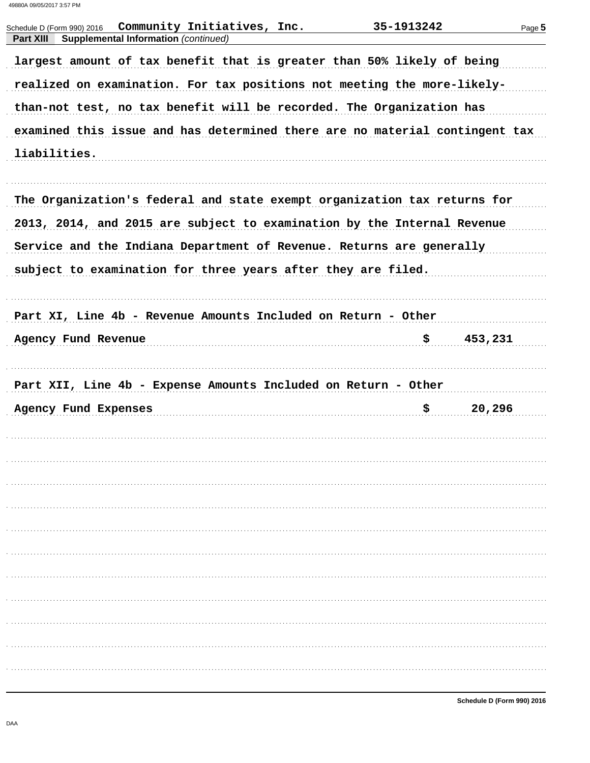Schedule D (Form 990) 2016 **Community Initiatives, Inc.** 35-1913242

**Part XIII Supplemental Information** *(continued)*

largest amount of tax benefit that is greater than 50% likely of being realized on examination. For tax positions not meeting the more-likely-than-not test, no tax benefit will be recorded. The Organization has examined this issue and has determined there are no material contingent tax liabilities.

The Organization's federal and state exempt organization tax returns for 2013, 2014, and 2015 are subject to examination by the Internal Revenue Service and the Indiana Department of Revenue. Returns are generally subject to examination for three years after they are filed.

Part XI, Line 4b - Revenue Amounts Included on Return - Other

| | |
|---|---|
| Agency Fund Revenue | $ 453,231 |

Part XII, Line 4b - Expense Amounts Included on Return - Other

| | |
|---|---|
| Agency Fund Expenses | $ 20,296 |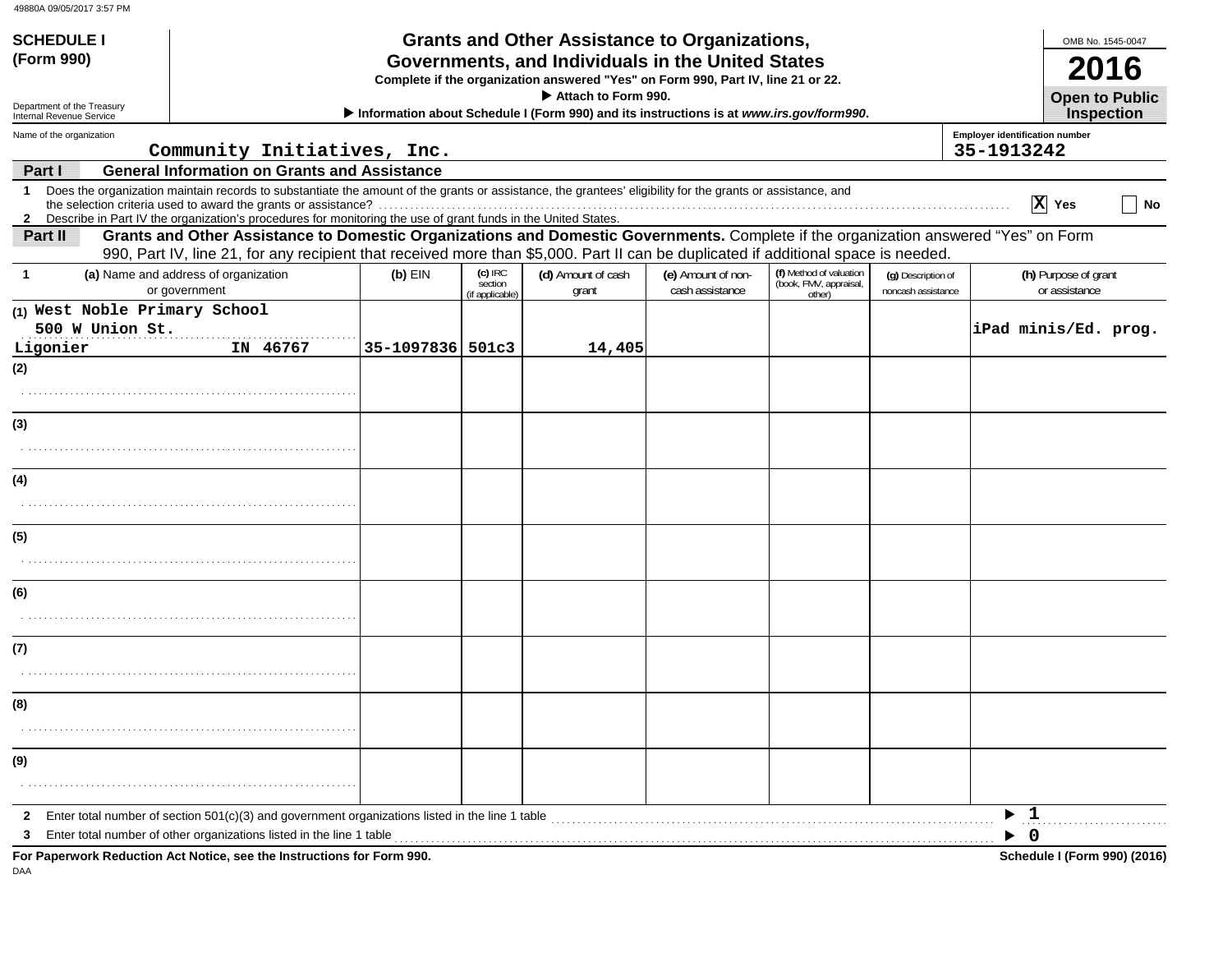49880A 09/05/2017 3:57 PM

**SCHEDULE I**
**(Form 990)**

Department of the Treasury
Internal Revenue Service

# Grants and Other Assistance to Organizations, Governments, and Individuals in the United States

**Complete if the organization answered "Yes" on Form 990, Part IV, line 21 or 22.**
▶ **Attach to Form 990.**
▶ **Information about Schedule I (Form 990) and its instructions is at www.irs.gov/form990.**

OMB No. 1545-0047
**2016**
**Open to Public Inspection**

Name of the organization: **Community Initiatives, Inc.**
Employer identification number: **35-1913242**

## Part I — General Information on Grants and Assistance

1 Does the organization maintain records to substantiate the amount of the grants or assistance, the grantees' eligibility for the grants or assistance, and the selection criteria used to award the grants or assistance? **[X] Yes** [ ] No

2 Describe in Part IV the organization's procedures for monitoring the use of grant funds in the United States.

## Part II — Grants and Other Assistance to Domestic Organizations and Domestic Governments.

Complete if the organization answered "Yes" on Form 990, Part IV, line 21, for any recipient that received more than $5,000. Part II can be duplicated if additional space is needed.

| 1 (a) Name and address of organization or government | (b) EIN | (c) IRC section (if applicable) | (d) Amount of cash grant | (e) Amount of non-cash assistance | (f) Method of valuation (book, FMV, appraisal, other) | (g) Description of noncash assistance | (h) Purpose of grant or assistance |
|---|---|---|---|---|---|---|---|
| (1) West Noble Primary School<br>500 W Union St.<br>Ligonier IN 46767 | 35-1097836 | 501c3 | 14,405 | | | | iPad minis/Ed. prog. |
| (2) | | | | | | | |
| (3) | | | | | | | |
| (4) | | | | | | | |
| (5) | | | | | | | |
| (6) | | | | | | | |
| (7) | | | | | | | |
| (8) | | | | | | | |
| (9) | | | | | | | |

2 Enter total number of section 501(c)(3) and government organizations listed in the line 1 table ▶ 1

3 Enter total number of other organizations listed in the line 1 table ▶ 0

**For Paperwork Reduction Act Notice, see the Instructions for Form 990.** **Schedule I (Form 990) (2016)**

DAA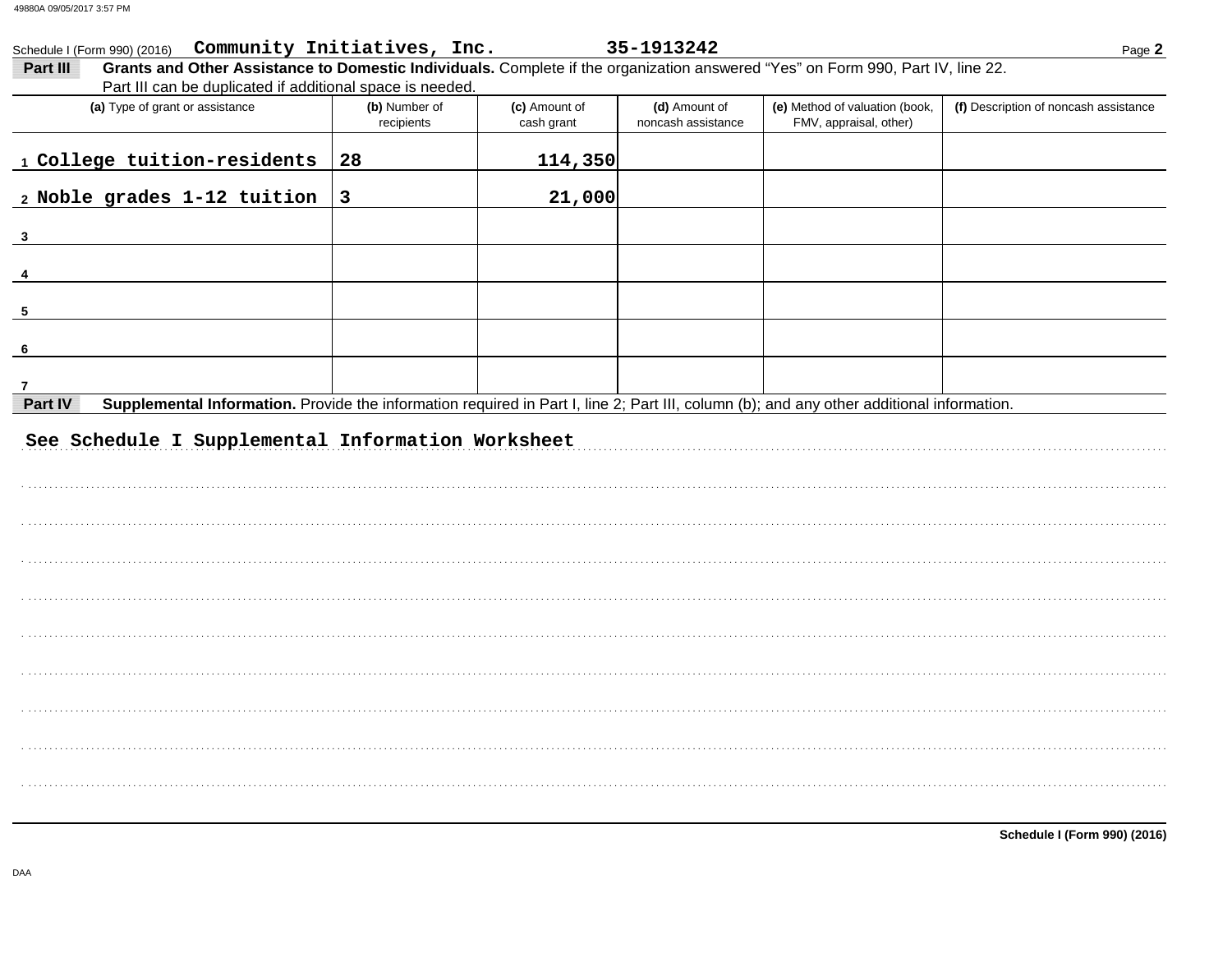Schedule I (Form 990) (2016) **Community Initiatives, Inc.** **35-1913242** Page **2**

**Part III** **Grants and Other Assistance to Domestic Individuals.** Complete if the organization answered "Yes" on Form 990, Part IV, line 22. Part III can be duplicated if additional space is needed.

| (a) Type of grant or assistance | (b) Number of recipients | (c) Amount of cash grant | (d) Amount of noncash assistance | (e) Method of valuation (book, FMV, appraisal, other) | (f) Description of noncash assistance |
|---|---|---|---|---|---|
| 1 College tuition-residents | 28 | 114,350 | | | |
| 2 Noble grades 1-12 tuition | 3 | 21,000 | | | |
| 3 | | | | | |
| 4 | | | | | |
| 5 | | | | | |
| 6 | | | | | |
| 7 | | | | | |

**Part IV** **Supplemental Information.** Provide the information required in Part I, line 2; Part III, column (b); and any other additional information.

See Schedule I Supplemental Information Worksheet

**Schedule I (Form 990) (2016)**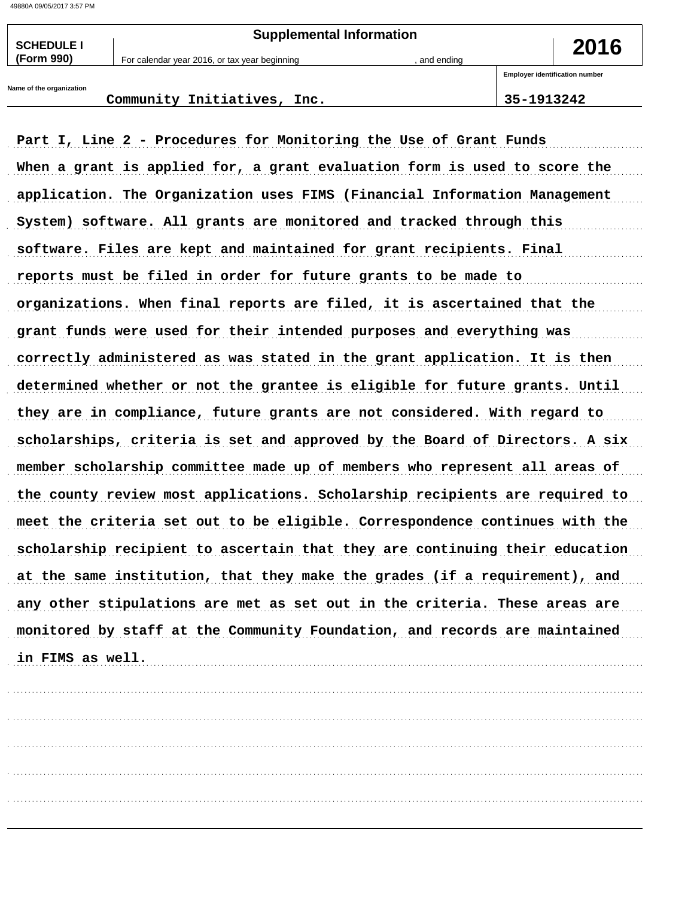**SCHEDULE I (Form 990)**

**Supplemental Information**

For calendar year 2016, or tax year beginning , and ending

**2016**

Name of the organization: Community Initiatives, Inc.

Employer identification number: 35-1913242

Part I, Line 2 - Procedures for Monitoring the Use of Grant Funds

When a grant is applied for, a grant evaluation form is used to score the application. The Organization uses FIMS (Financial Information Management System) software. All grants are monitored and tracked through this software. Files are kept and maintained for grant recipients. Final reports must be filed in order for future grants to be made to organizations. When final reports are filed, it is ascertained that the grant funds were used for their intended purposes and everything was correctly administered as was stated in the grant application. It is then determined whether or not the grantee is eligible for future grants. Until they are in compliance, future grants are not considered. With regard to scholarships, criteria is set and approved by the Board of Directors. A six member scholarship committee made up of members who represent all areas of the county review most applications. Scholarship recipients are required to meet the criteria set out to be eligible. Correspondence continues with the scholarship recipient to ascertain that they are continuing their education at the same institution, that they make the grades (if a requirement), and any other stipulations are met as set out in the criteria. These areas are monitored by staff at the Community Foundation, and records are maintained in FIMS as well.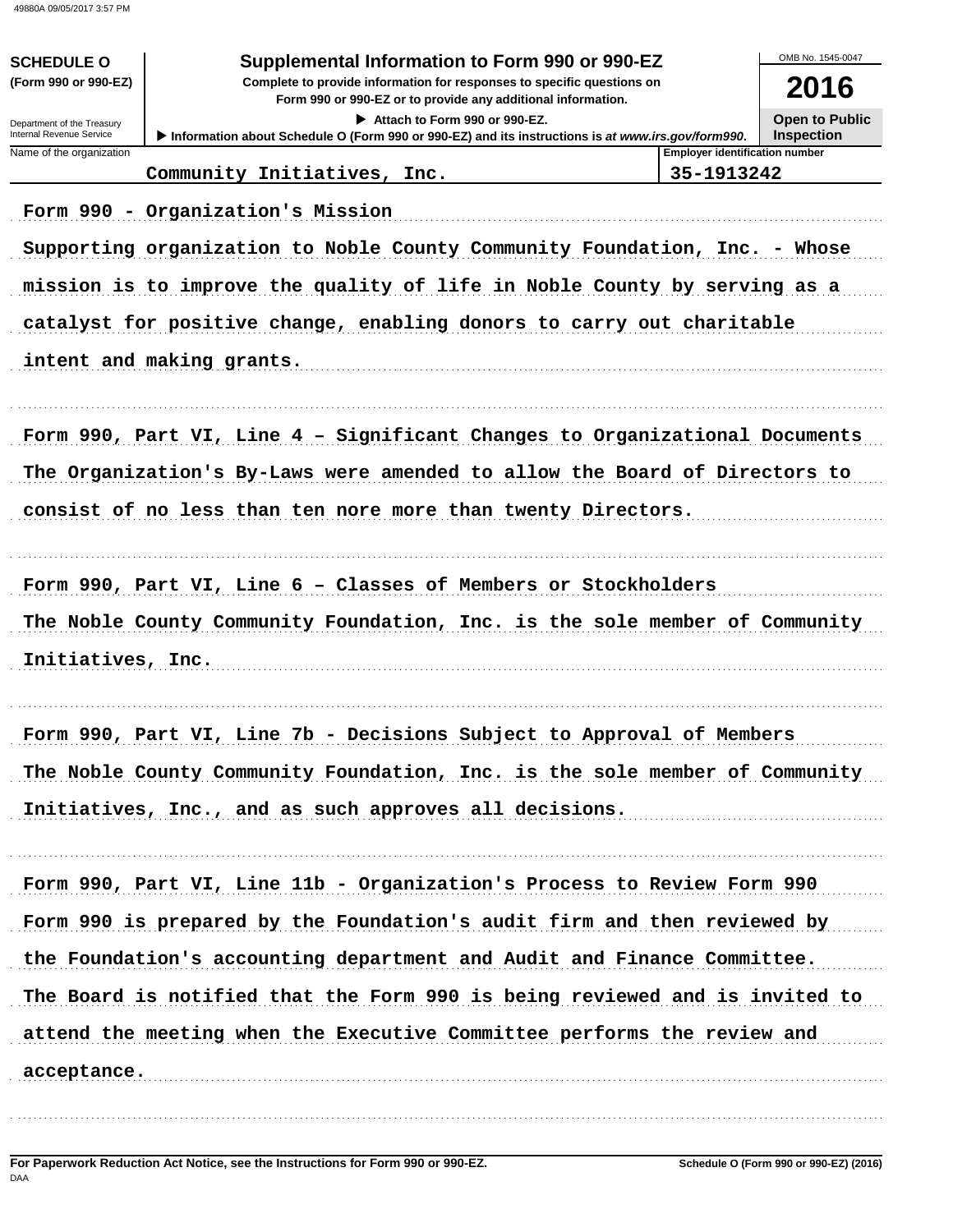**SCHEDULE O (Form 990 or 990-EZ)**

Department of the Treasury
Internal Revenue Service

# Supplemental Information to Form 990 or 990-EZ

**Complete to provide information for responses to specific questions on Form 990 or 990-EZ or to provide any additional information.**

▶ **Attach to Form 990 or 990-EZ.**

▶ **Information about Schedule O (Form 990 or 990-EZ) and its instructions is *at www.irs.gov/form990*.**

OMB No. 1545-0047

**2016**

**Open to Public Inspection**

| Name of the organization | Employer identification number |
|---|---|
| Community Initiatives, Inc. | 35-1913242 |

Form 990 - Organization's Mission

Supporting organization to Noble County Community Foundation, Inc. - Whose mission is to improve the quality of life in Noble County by serving as a catalyst for positive change, enabling donors to carry out charitable intent and making grants.

Form 990, Part VI, Line 4 – Significant Changes to Organizational Documents

The Organization's By-Laws were amended to allow the Board of Directors to consist of no less than ten nore more than twenty Directors.

Form 990, Part VI, Line 6 – Classes of Members or Stockholders

The Noble County Community Foundation, Inc. is the sole member of Community Initiatives, Inc.

Form 990, Part VI, Line 7b - Decisions Subject to Approval of Members

The Noble County Community Foundation, Inc. is the sole member of Community Initiatives, Inc., and as such approves all decisions.

Form 990, Part VI, Line 11b - Organization's Process to Review Form 990

Form 990 is prepared by the Foundation's audit firm and then reviewed by the Foundation's accounting department and Audit and Finance Committee. The Board is notified that the Form 990 is being reviewed and is invited to attend the meeting when the Executive Committee performs the review and acceptance.

**For Paperwork Reduction Act Notice, see the Instructions for Form 990 or 990-EZ.**

DAA

**Schedule O (Form 990 or 990-EZ) (2016)**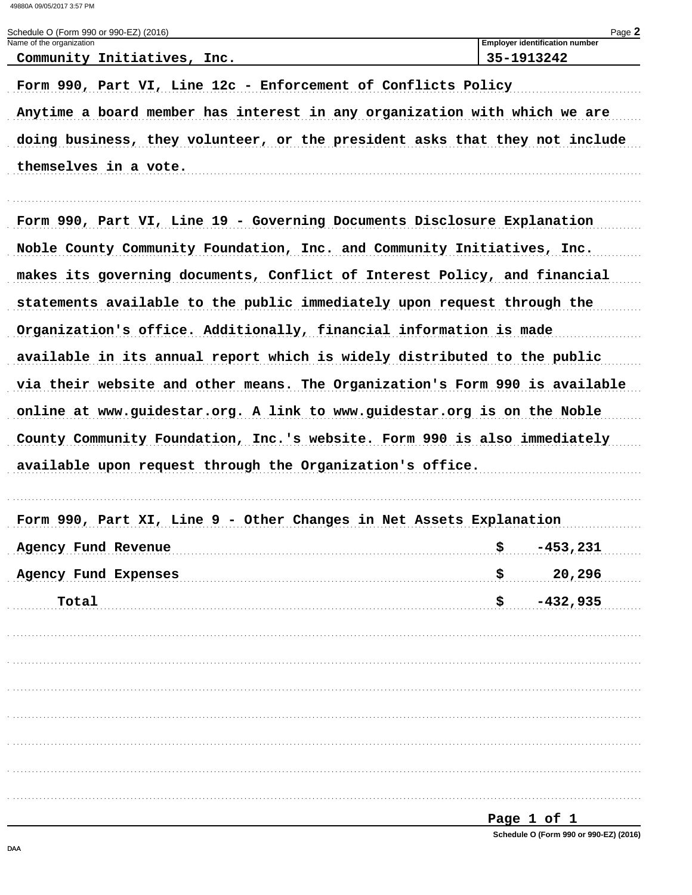Schedule O (Form 990 or 990-EZ) (2016) Page **2**

| Name of the organization | Employer identification number |
|---|---|
| Community Initiatives, Inc. | 35-1913242 |

Form 990, Part VI, Line 12c - Enforcement of Conflicts Policy

Anytime a board member has interest in any organization with which we are doing business, they volunteer, or the president asks that they not include themselves in a vote.

Form 990, Part VI, Line 19 - Governing Documents Disclosure Explanation

Noble County Community Foundation, Inc. and Community Initiatives, Inc. makes its governing documents, Conflict of Interest Policy, and financial statements available to the public immediately upon request through the Organization's office. Additionally, financial information is made available in its annual report which is widely distributed to the public via their website and other means. The Organization's Form 990 is available online at www.guidestar.org. A link to www.guidestar.org is on the Noble County Community Foundation, Inc.'s website. Form 990 is also immediately available upon request through the Organization's office.

Form 990, Part XI, Line 9 - Other Changes in Net Assets Explanation

| | | |
|---|---|---|
| Agency Fund Revenue | $ | -453,231 |
| Agency Fund Expenses | $ | 20,296 |
| Total | $ | -432,935 |

Schedule O (Form 990 or 990-EZ) (2016)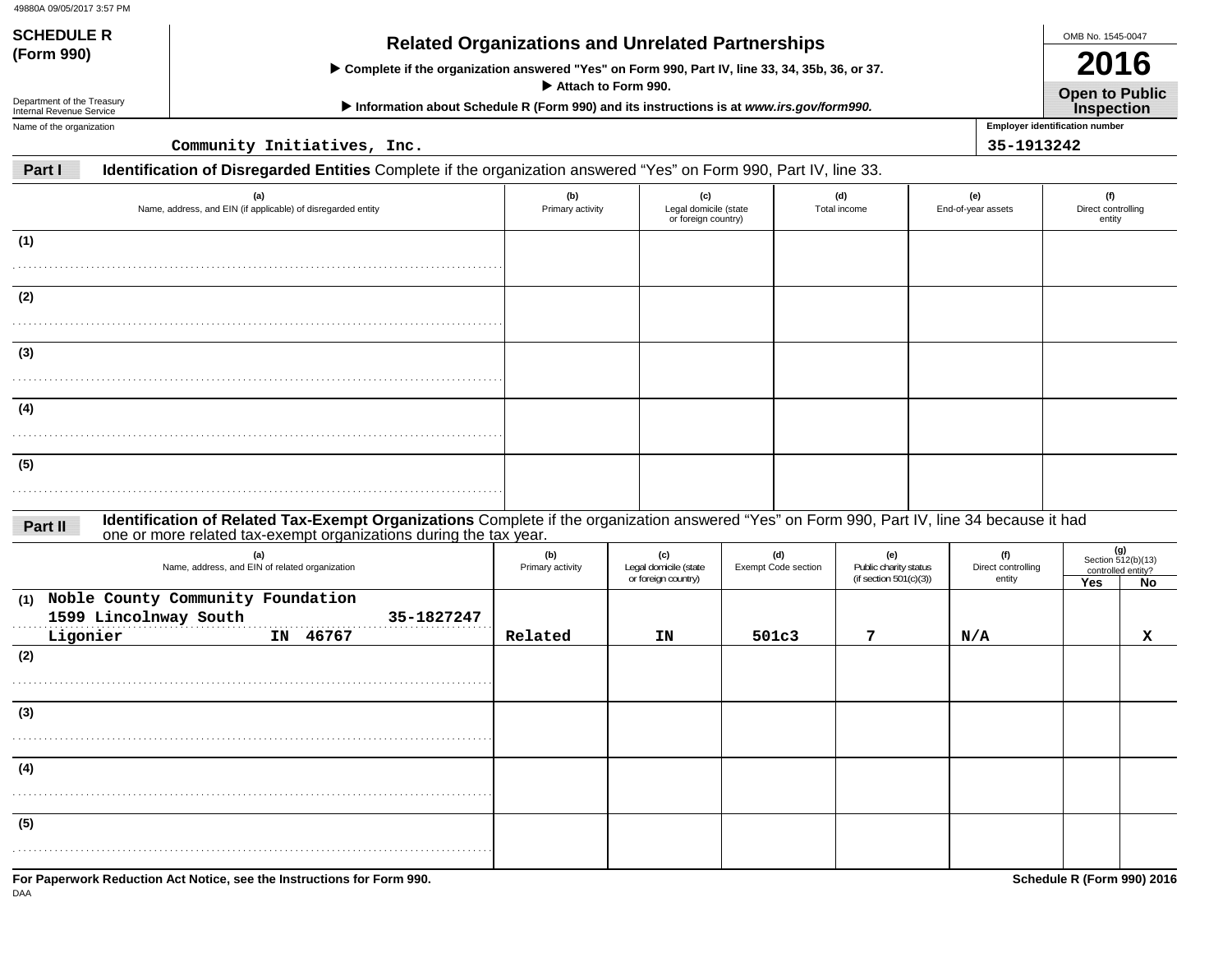**SCHEDULE R (Form 990)**

Department of the Treasury
Internal Revenue Service

# Related Organizations and Unrelated Partnerships

▶ **Complete if the organization answered "Yes" on Form 990, Part IV, line 33, 34, 35b, 36, or 37.**

▶ **Attach to Form 990.**

▶ **Information about Schedule R (Form 990) and its instructions is at *www.irs.gov/form990.***

OMB No. 1545-0047

**2016**

**Open to Public Inspection**

Name of the organization: Community Initiatives, Inc.

Employer identification number: 35-1913242

**Part I** **Identification of Disregarded Entities** Complete if the organization answered "Yes" on Form 990, Part IV, line 33.

| (a) Name, address, and EIN (if applicable) of disregarded entity | (b) Primary activity | (c) Legal domicile (state or foreign country) | (d) Total income | (e) End-of-year assets | (f) Direct controlling entity |
|---|---|---|---|---|---|
| (1) | | | | | |
| (2) | | | | | |
| (3) | | | | | |
| (4) | | | | | |
| (5) | | | | | |

**Part II** **Identification of Related Tax-Exempt Organizations** Complete if the organization answered "Yes" on Form 990, Part IV, line 34 because it had one or more related tax-exempt organizations during the tax year.

| (a) Name, address, and EIN of related organization | (b) Primary activity | (c) Legal domicile (state or foreign country) | (d) Exempt Code section | (e) Public charity status (if section 501(c)(3)) | (f) Direct controlling entity | (g) Section 512(b)(13) controlled entity? Yes | No |
|---|---|---|---|---|---|---|---|
| (1) Noble County Community Foundation 1599 Lincolnway South 35-1827247 Ligonier IN 46767 | Related | IN | 501c3 | 7 | N/A | | X |
| (2) | | | | | | | |
| (3) | | | | | | | |
| (4) | | | | | | | |
| (5) | | | | | | | |

**For Paperwork Reduction Act Notice, see the Instructions for Form 990.**

**Schedule R (Form 990) 2016**

DAA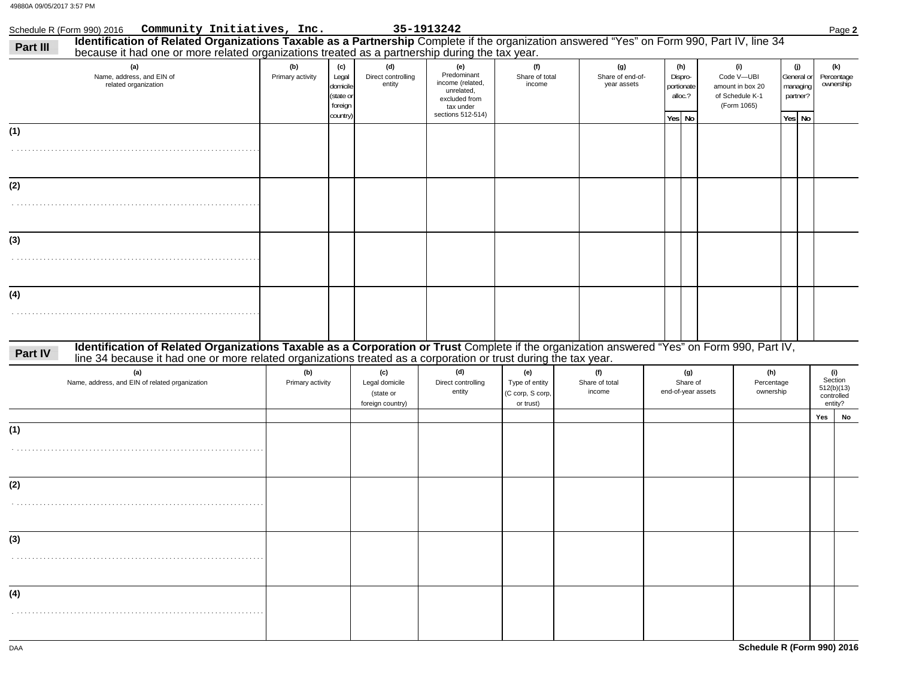Schedule R (Form 990) 2016 **Community Initiatives, Inc.** **35-1913242** Page **2**

## Part III Identification of Related Organizations Taxable as a Partnership

Complete if the organization answered "Yes" on Form 990, Part IV, line 34 because it had one or more related organizations treated as a partnership during the tax year.

| (a) Name, address, and EIN of related organization | (b) Primary activity | (c) Legal domicile (state or foreign country) | (d) Direct controlling entity | (e) Predominant income (related, unrelated, excluded from tax under sections 512-514) | (f) Share of total income | (g) Share of end-of-year assets | (h) Disproportionate alloc.? Yes | (h) No | (i) Code V—UBI amount in box 20 of Schedule K-1 (Form 1065) | (j) General or managing partner? Yes | (j) No | (k) Percentage ownership |
|---|---|---|---|---|---|---|---|---|---|---|---|---|
| (1) | | | | | | | | | | | | |
| (2) | | | | | | | | | | | | |
| (3) | | | | | | | | | | | | |
| (4) | | | | | | | | | | | | |

## Part IV Identification of Related Organizations Taxable as a Corporation or Trust

Complete if the organization answered "Yes" on Form 990, Part IV, line 34 because it had one or more related organizations treated as a corporation or trust during the tax year.

| (a) Name, address, and EIN of related organization | (b) Primary activity | (c) Legal domicile (state or foreign country) | (d) Direct controlling entity | (e) Type of entity (C corp, S corp, or trust) | (f) Share of total income | (g) Share of end-of-year assets | (h) Percentage ownership | (i) Section 512(b)(13) controlled entity? Yes | (i) No |
|---|---|---|---|---|---|---|---|---|---|
| (1) | | | | | | | | | |
| (2) | | | | | | | | | |
| (3) | | | | | | | | | |
| (4) | | | | | | | | | |

DAA **Schedule R (Form 990) 2016**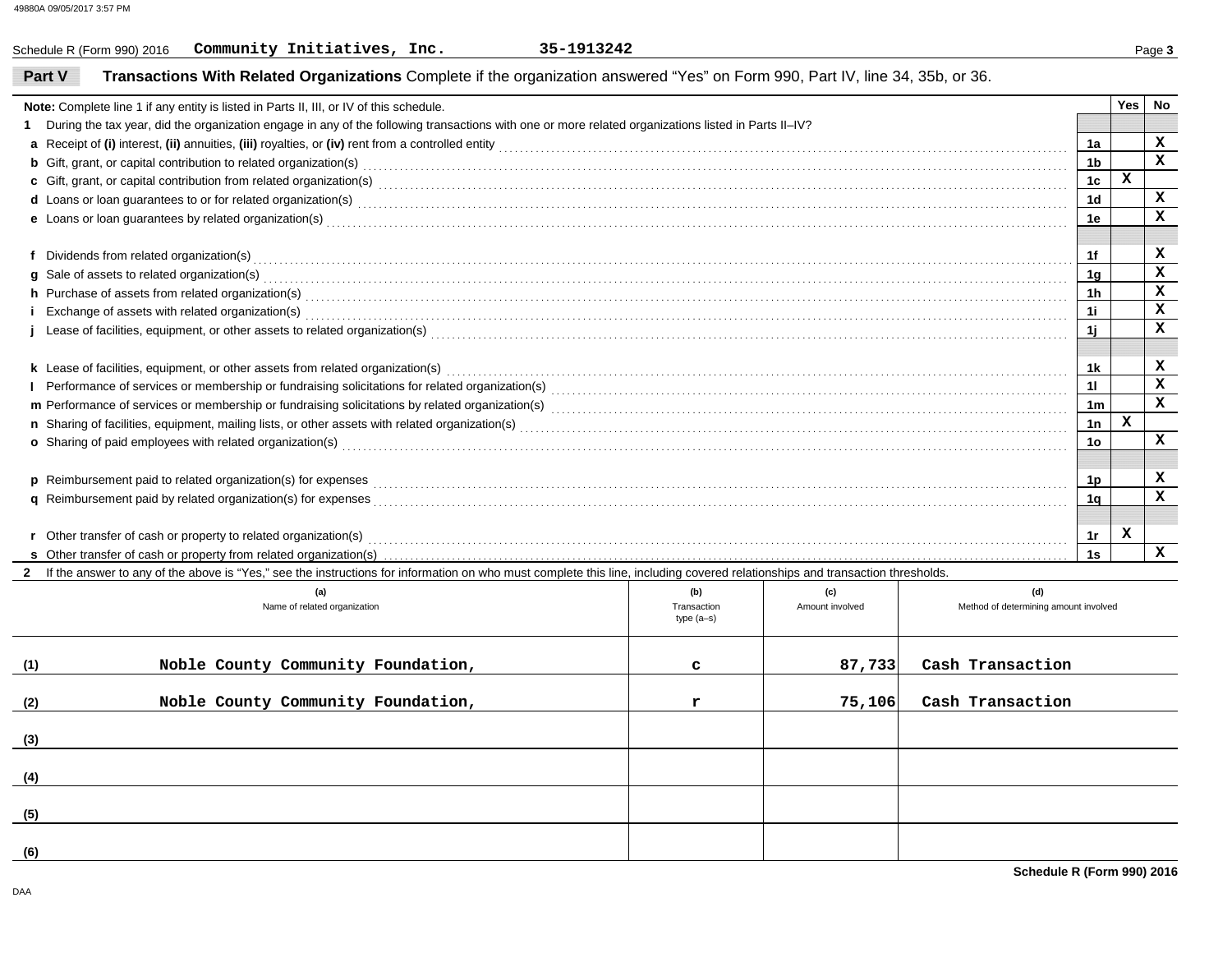Schedule R (Form 990) 2016 **Community Initiatives, Inc.** **35-1913242**

## Part V Transactions With Related Organizations

Complete if the organization answered "Yes" on Form 990, Part IV, line 34, 35b, or 36.

**Note:** Complete line 1 if any entity is listed in Parts II, III, or IV of this schedule.

| | | Line | Yes | No |
|---|---|---|---|---|
| **1** | During the tax year, did the organization engage in any of the following transactions with one or more related organizations listed in Parts II–IV? | | | |
| **a** | Receipt of **(i)** interest, **(ii)** annuities, **(iii)** royalties, or **(iv)** rent from a controlled entity | 1a | | X |
| **b** | Gift, grant, or capital contribution to related organization(s) | 1b | | X |
| **c** | Gift, grant, or capital contribution from related organization(s) | 1c | X | |
| **d** | Loans or loan guarantees to or for related organization(s) | 1d | | X |
| **e** | Loans or loan guarantees by related organization(s) | 1e | | X |
| **f** | Dividends from related organization(s) | 1f | | X |
| **g** | Sale of assets to related organization(s) | 1g | | X |
| **h** | Purchase of assets from related organization(s) | 1h | | X |
| **i** | Exchange of assets with related organization(s) | 1i | | X |
| **j** | Lease of facilities, equipment, or other assets to related organization(s) | 1j | | X |
| **k** | Lease of facilities, equipment, or other assets from related organization(s) | 1k | | X |
| **l** | Performance of services or membership or fundraising solicitations for related organization(s) | 1l | | X |
| **m** | Performance of services or membership or fundraising solicitations by related organization(s) | 1m | | X |
| **n** | Sharing of facilities, equipment, mailing lists, or other assets with related organization(s) | 1n | X | |
| **o** | Sharing of paid employees with related organization(s) | 1o | | X |
| **p** | Reimbursement paid to related organization(s) for expenses | 1p | | X |
| **q** | Reimbursement paid by related organization(s) for expenses | 1q | | X |
| **r** | Other transfer of cash or property to related organization(s) | 1r | X | |
| **s** | Other transfer of cash or property from related organization(s) | 1s | | X |

**2** If the answer to any of the above is "Yes," see the instructions for information on who must complete this line, including covered relationships and transaction thresholds.

| | (a) Name of related organization | (b) Transaction type (a–s) | (c) Amount involved | (d) Method of determining amount involved |
|---|---|---|---|---|
| (1) | Noble County Community Foundation, | c | 87,733 | Cash Transaction |
| (2) | Noble County Community Foundation, | r | 75,106 | Cash Transaction |
| (3) | | | | |
| (4) | | | | |
| (5) | | | | |
| (6) | | | | |

**Schedule R (Form 990) 2016**

DAA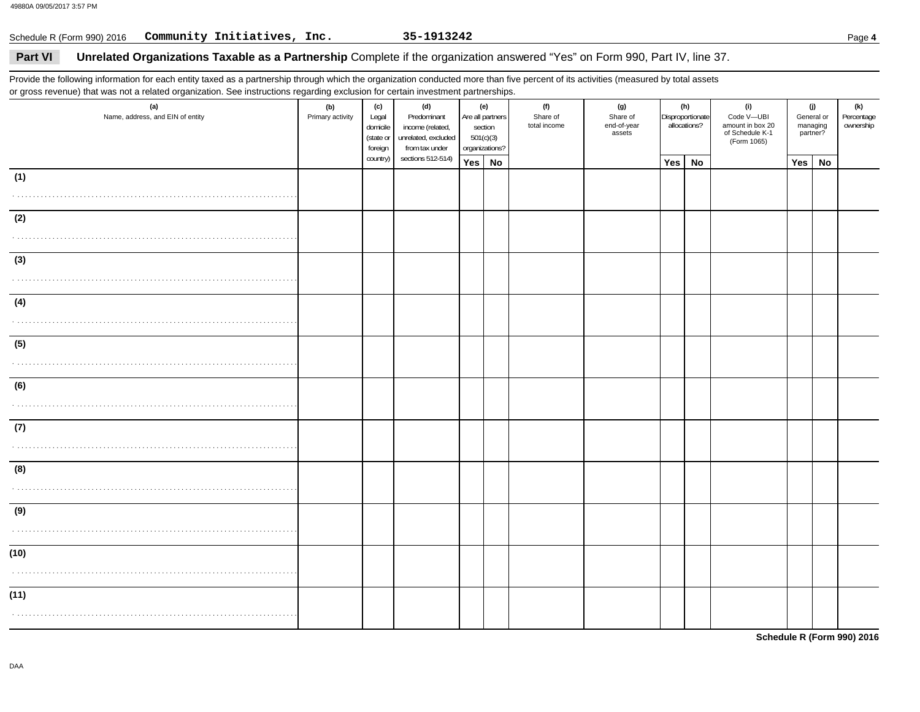Schedule R (Form 990) 2016 **Community Initiatives, Inc.** **35-1913242**

## Part VI Unrelated Organizations Taxable as a Partnership

Complete if the organization answered "Yes" on Form 990, Part IV, line 37.

Provide the following information for each entity taxed as a partnership through which the organization conducted more than five percent of its activities (measured by total assets or gross revenue) that was not a related organization. See instructions regarding exclusion for certain investment partnerships.

| (a) Name, address, and EIN of entity | (b) Primary activity | (c) Legal domicile (state or foreign country) | (d) Predominant income (related, unrelated, excluded from tax under sections 512-514) | (e) Are all partners section 501(c)(3) organizations? | | (f) Share of total income | (g) Share of end-of-year assets | (h) Disproportionate allocations? | | (i) Code V—UBI amount in box 20 of Schedule K-1 (Form 1065) | (j) General or managing partner? | | (k) Percentage ownership |
|---|---|---|---|---|---|---|---|---|---|---|---|---|---|
| | | | | Yes | No | | | Yes | No | | Yes | No | |
| (1) | | | | | | | | | | | | | |
| (2) | | | | | | | | | | | | | |
| (3) | | | | | | | | | | | | | |
| (4) | | | | | | | | | | | | | |
| (5) | | | | | | | | | | | | | |
| (6) | | | | | | | | | | | | | |
| (7) | | | | | | | | | | | | | |
| (8) | | | | | | | | | | | | | |
| (9) | | | | | | | | | | | | | |
| (10) | | | | | | | | | | | | | |
| (11) | | | | | | | | | | | | | |

**Schedule R (Form 990) 2016**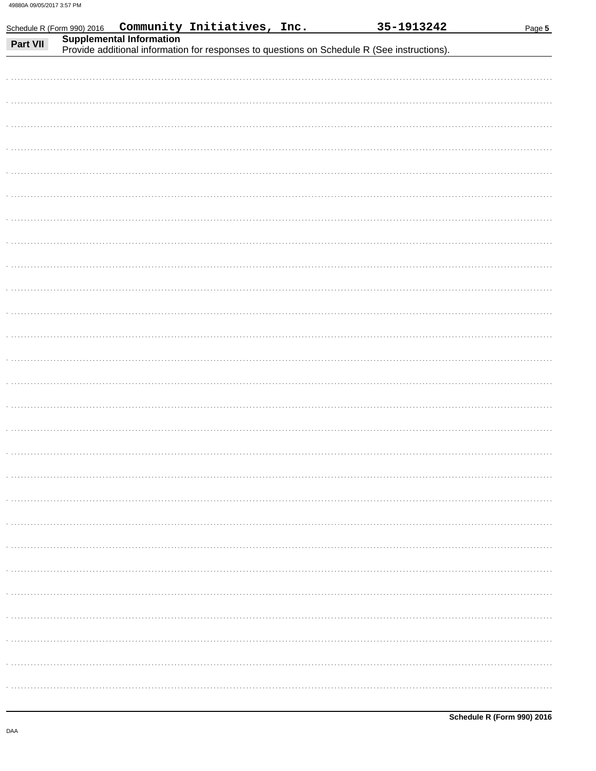Schedule R (Form 990) 2016 **Community Initiatives, Inc.** 35-1913242

**Part VII** **Supplemental Information**

Provide additional information for responses to questions on Schedule R (See instructions).

DAA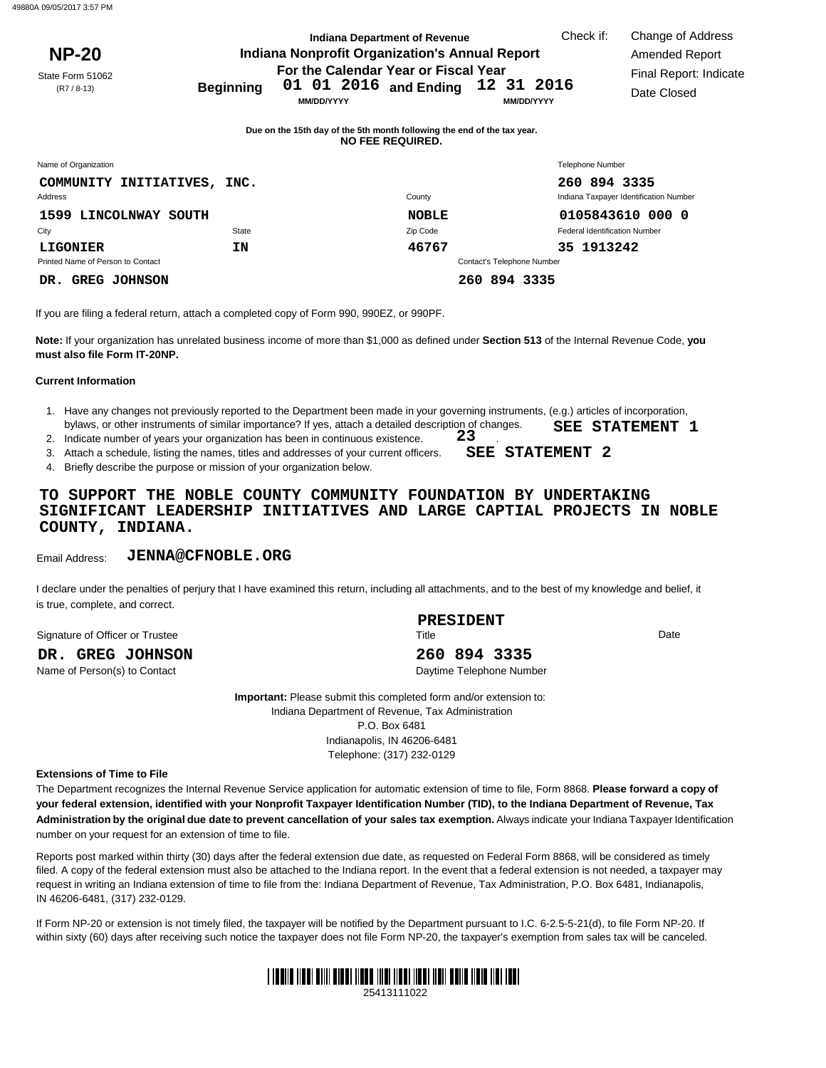49880A 09/05/2017 3:57 PM

# NP-20

State Form 51062
(R7 / 8-13)

**Indiana Department of Revenue**
**Indiana Nonprofit Organization's Annual Report**
**For the Calendar Year or Fiscal Year**

**Beginning** 01 01 2016 **and Ending** 12 31 2016
MM/DD/YYYY MM/DD/YYYY

Check if: Change of Address
Amended Report
Final Report: Indicate Date Closed

**Due on the 15th day of the 5th month following the end of the tax year.**
**NO FEE REQUIRED.**

| | | | |
|---|---|---|---|
| Name of Organization: COMMUNITY INITIATIVES, INC. | | | Telephone Number: 260 894 3335 |
| Address: 1599 LINCOLNWAY SOUTH | | County: NOBLE | Indiana Taxpayer Identification Number: 0105843610 000 0 |
| City: LIGONIER | State: IN | Zip Code: 46767 | Federal Identification Number: 35 1913242 |
| Printed Name of Person to Contact: DR. GREG JOHNSON | | Contact's Telephone Number: 260 894 3335 | |

If you are filing a federal return, attach a completed copy of Form 990, 990EZ, or 990PF.

**Note:** If your organization has unrelated business income of more than $1,000 as defined under **Section 513** of the Internal Revenue Code, **you must also file Form IT-20NP.**

**Current Information**

1. Have any changes not previously reported to the Department been made in your governing instruments, (e.g.) articles of incorporation, bylaws, or other instruments of similar importance? If yes, attach a detailed description of changes. **SEE STATEMENT 1**
2. Indicate number of years your organization has been in continuous existence. **23**
3. Attach a schedule, listing the names, titles and addresses of your current officers. **SEE STATEMENT 2**
4. Briefly describe the purpose or mission of your organization below.

**TO SUPPORT THE NOBLE COUNTY COMMUNITY FOUNDATION BY UNDERTAKING SIGNIFICANT LEADERSHIP INITIATIVES AND LARGE CAPTIAL PROJECTS IN NOBLE COUNTY, INDIANA.**

Email Address: **JENNA@CFNOBLE.ORG**

I declare under the penalties of perjury that I have examined this return, including all attachments, and to the best of my knowledge and belief, it is true, complete, and correct.

| | | |
|---|---|---|
| Signature of Officer or Trustee | Title: PRESIDENT | Date |
| Name of Person(s) to Contact: DR. GREG JOHNSON | Daytime Telephone Number: 260 894 3335 | |

**Important:** Please submit this completed form and/or extension to:
Indiana Department of Revenue, Tax Administration
P.O. Box 6481
Indianapolis, IN 46206-6481
Telephone: (317) 232-0129

**Extensions of Time to File**

The Department recognizes the Internal Revenue Service application for automatic extension of time to file, Form 8868. **Please forward a copy of your federal extension, identified with your Nonprofit Taxpayer Identification Number (TID), to the Indiana Department of Revenue, Tax Administration by the original due date to prevent cancellation of your sales tax exemption.** Always indicate your Indiana Taxpayer Identification number on your request for an extension of time to file.

Reports post marked within thirty (30) days after the federal extension due date, as requested on Federal Form 8868, will be considered as timely filed. A copy of the federal extension must also be attached to the Indiana report. In the event that a federal extension is not needed, a taxpayer may request in writing an Indiana extension of time to file from the: Indiana Department of Revenue, Tax Administration, P.O. Box 6481, Indianapolis, IN 46206-6481, (317) 232-0129.

If Form NP-20 or extension is not timely filed, the taxpayer will be notified by the Department pursuant to I.C. 6-2.5-5-21(d), to file Form NP-20. If within sixty (60) days after receiving such notice the taxpayer does not file Form NP-20, the taxpayer's exemption from sales tax will be canceled.

25413111022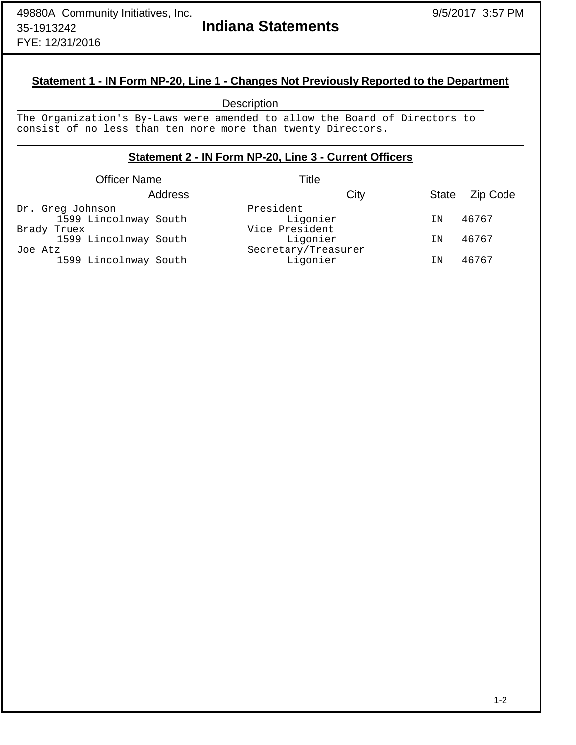49880A Community Initiatives, Inc.
35-1913242
FYE: 12/31/2016

9/5/2017 3:57 PM

# Indiana Statements

## Statement 1 - IN Form NP-20, Line 1 - Changes Not Previously Reported to the Department

| Description |
|---|
| The Organization's By-Laws were amended to allow the Board of Directors to consist of no less than ten nore more than twenty Directors. |

## Statement 2 - IN Form NP-20, Line 3 - Current Officers

| Officer Name / Address | Title / City | State | Zip Code |
|---|---|---|---|
| Dr. Greg Johnson | President | | |
| 1599 Lincolnway South | Ligonier | IN | 46767 |
| Brady Truex | Vice President | | |
| 1599 Lincolnway South | Ligonier | IN | 46767 |
| Joe Atz | Secretary/Treasurer | | |
| 1599 Lincolnway South | Ligonier | IN | 46767 |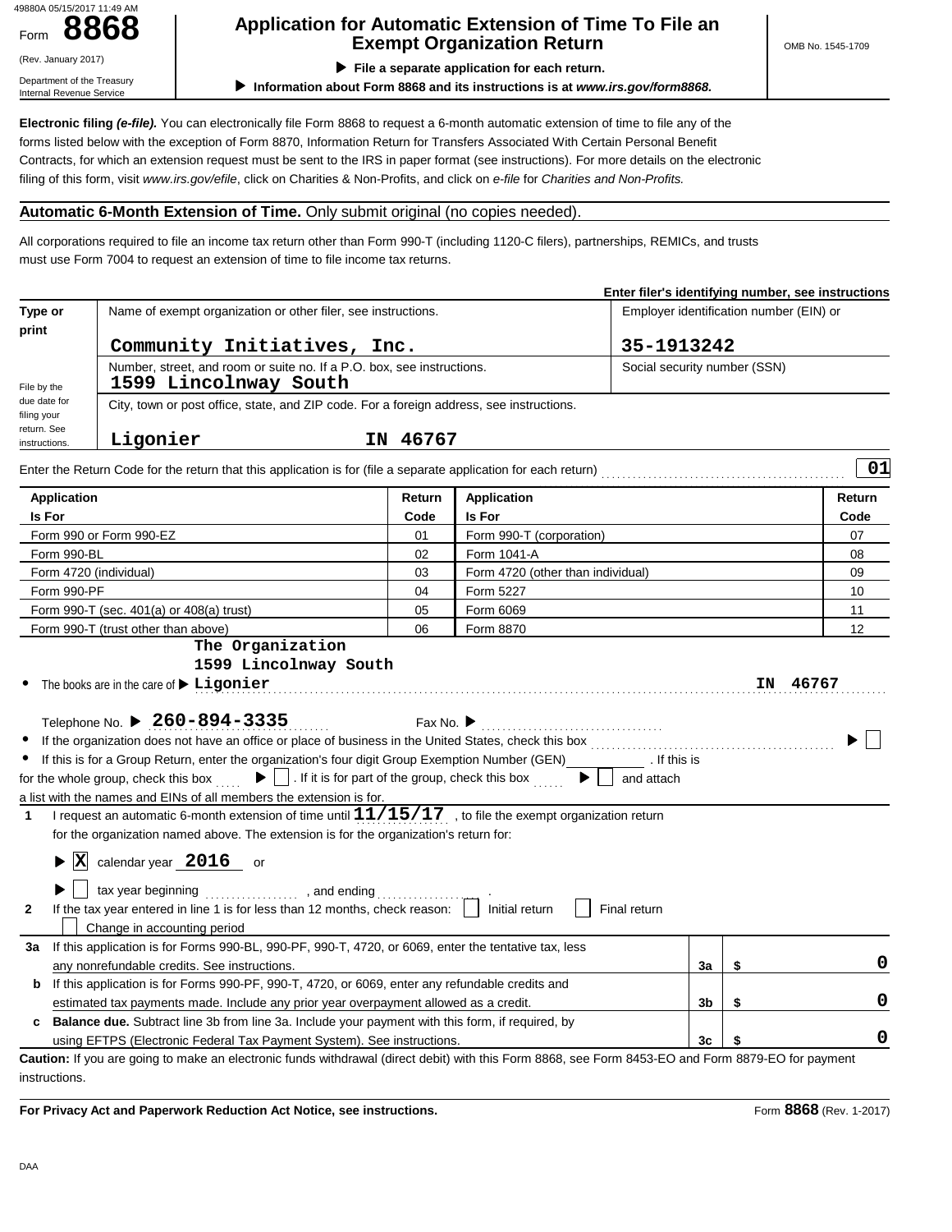49880A 05/15/2017 11:49 AM

Form **8868**

(Rev. January 2017)

Department of the Treasury
Internal Revenue Service

# Application for Automatic Extension of Time To File an Exempt Organization Return

▶ **File a separate application for each return.**

▶ **Information about Form 8868 and its instructions is at *www.irs.gov/form8868.***

OMB No. 1545-1709

**Electronic filing *(e-file).*** You can electronically file Form 8868 to request a 6-month automatic extension of time to file any of the forms listed below with the exception of Form 8870, Information Return for Transfers Associated With Certain Personal Benefit Contracts, for which an extension request must be sent to the IRS in paper format (see instructions). For more details on the electronic filing of this form, visit *www.irs.gov/efile*, click on Charities & Non-Profits, and click on *e-file* for *Charities and Non-Profits.*

**Automatic 6-Month Extension of Time.** Only submit original (no copies needed).

All corporations required to file an income tax return other than Form 990-T (including 1120-C filers), partnerships, REMICs, and trusts must use Form 7004 to request an extension of time to file income tax returns.

**Enter filer's identifying number, see instructions**

| | | |
|---|---|---|
| **Type or print** | Name of exempt organization or other filer, see instructions.<br>Community Initiatives, Inc. | Employer identification number (EIN) or<br>35-1913242 |
| File by the due date for filing your return. See instructions. | Number, street, and room or suite no. If a P.O. box, see instructions.<br>1599 Lincolnway South | Social security number (SSN) |
| | City, town or post office, state, and ZIP code. For a foreign address, see instructions.<br>Ligonier IN 46767 | |

Enter the Return Code for the return that this application is for (file a separate application for each return) .......... **01**

| Application Is For | Return Code | Application Is For | Return Code |
|---|---|---|---|
| Form 990 or Form 990-EZ | 01 | Form 990-T (corporation) | 07 |
| Form 990-BL | 02 | Form 1041-A | 08 |
| Form 4720 (individual) | 03 | Form 4720 (other than individual) | 09 |
| Form 990-PF | 04 | Form 5227 | 10 |
| Form 990-T (sec. 401(a) or 408(a) trust) | 05 | Form 6069 | 11 |
| Form 990-T (trust other than above) | 06 | Form 8870 | 12 |

- The books are in the care of ▶ The Organization 1599 Lincolnway South Ligonier IN 46767

  Telephone No. ▶ 260-894-3335 Fax No. ▶
- If the organization does not have an office or place of business in the United States, check this box .......... ▶ ☐
- If this is for a Group Return, enter the organization's four digit Group Exemption Number (GEN) ______ . If this is for the whole group, check this box ▶ ☐ . If it is for part of the group, check this box ▶ ☐ and attach a list with the names and EINs of all members the extension is for.

**1** I request an automatic 6-month extension of time until 11/15/17 , to file the exempt organization return for the organization named above. The extension is for the organization's return for:

▶ ☒ calendar year 2016 or

▶ ☐ tax year beginning .........., and ending .......... .

**2** If the tax year entered in line 1 is for less than 12 months, check reason: ☐ Initial return ☐ Final return ☐ Change in accounting period

| | | | |
|---|---|---|---|
| **3a** | If this application is for Forms 990-BL, 990-PF, 990-T, 4720, or 6069, enter the tentative tax, less any nonrefundable credits. See instructions. | 3a | $ 0 |
| **b** | If this application is for Forms 990-PF, 990-T, 4720, or 6069, enter any refundable credits and estimated tax payments made. Include any prior year overpayment allowed as a credit. | 3b | $ 0 |
| **c** | **Balance due.** Subtract line 3b from line 3a. Include your payment with this form, if required, by using EFTPS (Electronic Federal Tax Payment System). See instructions. | 3c | $ 0 |

**Caution:** If you are going to make an electronic funds withdrawal (direct debit) with this Form 8868, see Form 8453-EO and Form 8879-EO for payment instructions.

**For Privacy Act and Paperwork Reduction Act Notice, see instructions.** Form **8868** (Rev. 1-2017)

DAA